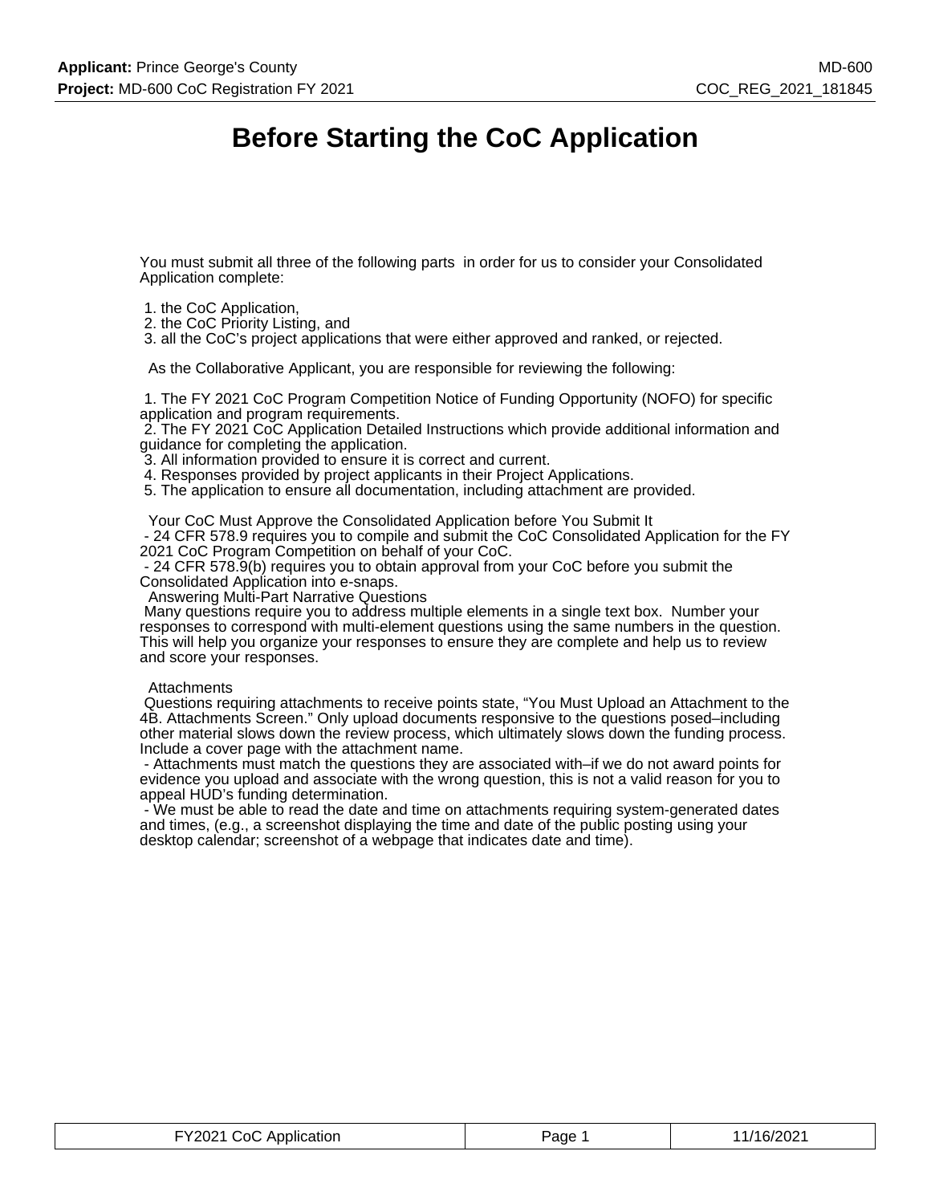# Before Starting the CoC Application

You must submit all three of the following parts in order for us to consider your Consolidated Application complete:

1. the CoC Application,
2. the CoC Priority Listing, and
3. all the CoC's project applications that were either approved and ranked, or rejected.

As the Collaborative Applicant, you are responsible for reviewing the following:

1. The FY 2021 CoC Program Competition Notice of Funding Opportunity (NOFO) for specific application and program requirements.
2. The FY 2021 CoC Application Detailed Instructions which provide additional information and guidance for completing the application.
3. All information provided to ensure it is correct and current.
4. Responses provided by project applicants in their Project Applications.
5. The application to ensure all documentation, including attachment are provided.

Your CoC Must Approve the Consolidated Application before You Submit It

- 24 CFR 578.9 requires you to compile and submit the CoC Consolidated Application for the FY 2021 CoC Program Competition on behalf of your CoC.
- 24 CFR 578.9(b) requires you to obtain approval from your CoC before you submit the Consolidated Application into e-snaps.

Answering Multi-Part Narrative Questions

Many questions require you to address multiple elements in a single text box. Number your responses to correspond with multi-element questions using the same numbers in the question. This will help you organize your responses to ensure they are complete and help us to review and score your responses.

Attachments

Questions requiring attachments to receive points state, "You Must Upload an Attachment to the 4B. Attachments Screen." Only upload documents responsive to the questions posed–including other material slows down the review process, which ultimately slows down the funding process. Include a cover page with the attachment name.

- Attachments must match the questions they are associated with–if we do not award points for evidence you upload and associate with the wrong question, this is not a valid reason for you to appeal HUD's funding determination.
- We must be able to read the date and time on attachments requiring system-generated dates and times, (e.g., a screenshot displaying the time and date of the public posting using your desktop calendar; screenshot of a webpage that indicates date and time).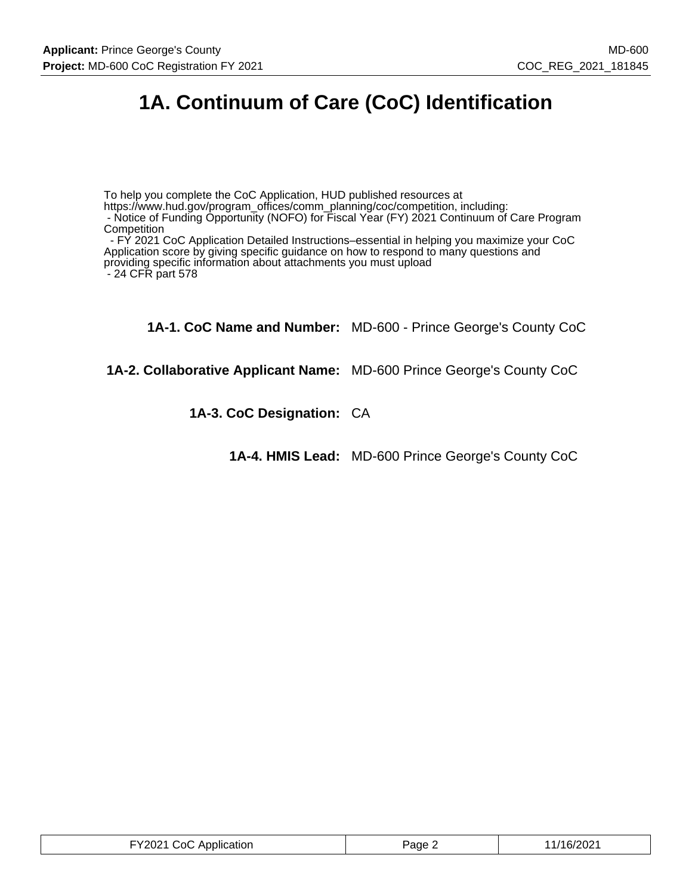# 1A. Continuum of Care (CoC) Identification

To help you complete the CoC Application, HUD published resources at https://www.hud.gov/program_offices/comm_planning/coc/competition, including:
- Notice of Funding Opportunity (NOFO) for Fiscal Year (FY) 2021 Continuum of Care Program Competition
- FY 2021 CoC Application Detailed Instructions–essential in helping you maximize your CoC Application score by giving specific guidance on how to respond to many questions and providing specific information about attachments you must upload
- 24 CFR part 578

| | |
|---|---|
| **1A-1. CoC Name and Number:** | MD-600 - Prince George's County CoC |
| **1A-2. Collaborative Applicant Name:** | MD-600 Prince George's County CoC |
| **1A-3. CoC Designation:** | CA |
| **1A-4. HMIS Lead:** | MD-600 Prince George's County CoC |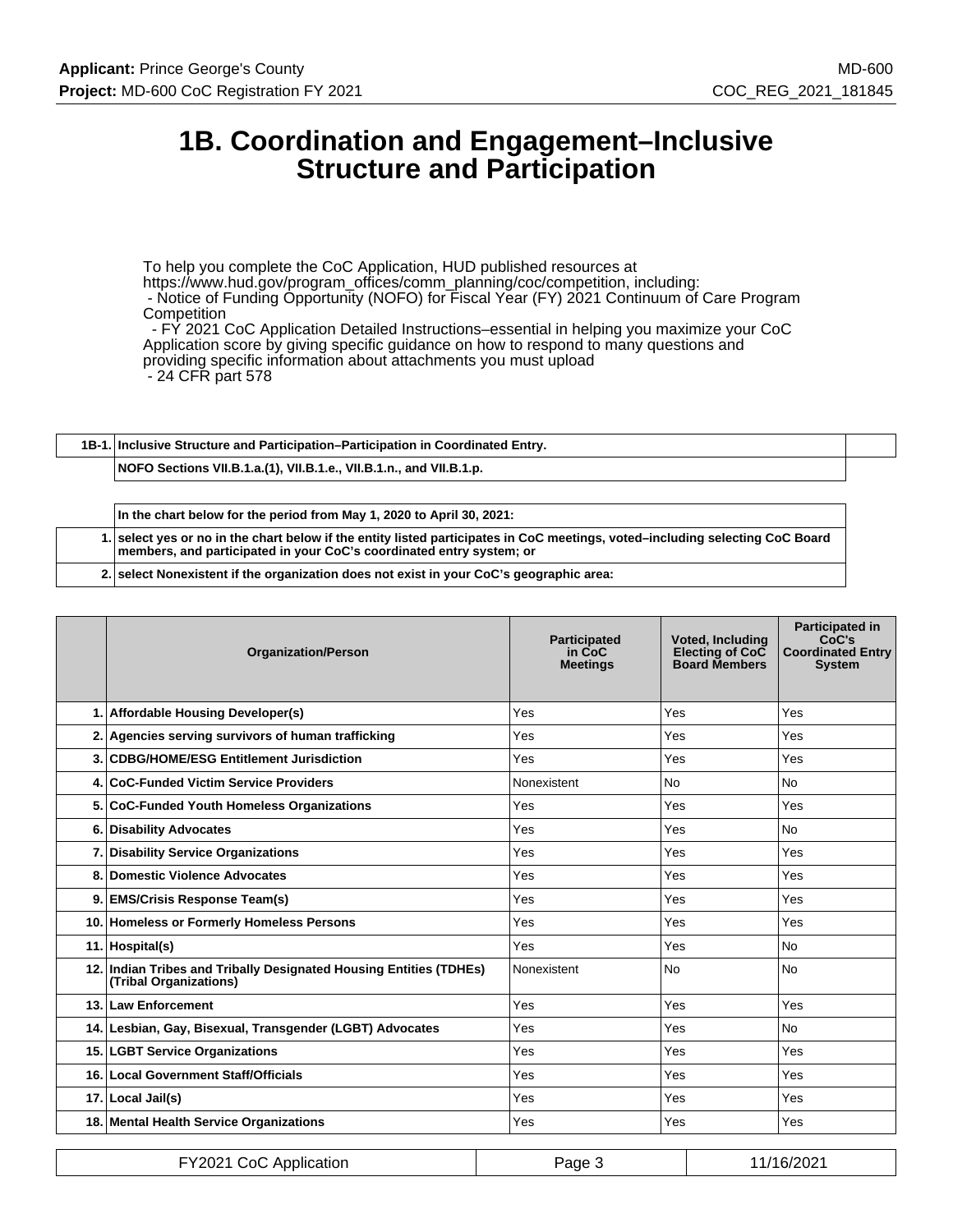# 1B. Coordination and Engagement–Inclusive Structure and Participation

To help you complete the CoC Application, HUD published resources at https://www.hud.gov/program_offices/comm_planning/coc/competition, including:
- Notice of Funding Opportunity (NOFO) for Fiscal Year (FY) 2021 Continuum of Care Program Competition
- FY 2021 CoC Application Detailed Instructions–essential in helping you maximize your CoC Application score by giving specific guidance on how to respond to many questions and providing specific information about attachments you must upload
- 24 CFR part 578

| 1B-1. | Inclusive Structure and Participation–Participation in Coordinated Entry. |
|---|---|
| | NOFO Sections VII.B.1.a.(1), VII.B.1.e., VII.B.1.n., and VII.B.1.p. |

| | In the chart below for the period from May 1, 2020 to April 30, 2021: |
|---|---|
| 1. | select yes or no in the chart below if the entity listed participates in CoC meetings, voted–including selecting CoC Board members, and participated in your CoC's coordinated entry system; or |
| 2. | select Nonexistent if the organization does not exist in your CoC's geographic area: |

| | Organization/Person | Participated in CoC Meetings | Voted, Including Electing of CoC Board Members | Participated in CoC's Coordinated Entry System |
|---|---|---|---|---|
| 1. | Affordable Housing Developer(s) | Yes | Yes | Yes |
| 2. | Agencies serving survivors of human trafficking | Yes | Yes | Yes |
| 3. | CDBG/HOME/ESG Entitlement Jurisdiction | Yes | Yes | Yes |
| 4. | CoC-Funded Victim Service Providers | Nonexistent | No | No |
| 5. | CoC-Funded Youth Homeless Organizations | Yes | Yes | Yes |
| 6. | Disability Advocates | Yes | Yes | No |
| 7. | Disability Service Organizations | Yes | Yes | Yes |
| 8. | Domestic Violence Advocates | Yes | Yes | Yes |
| 9. | EMS/Crisis Response Team(s) | Yes | Yes | Yes |
| 10. | Homeless or Formerly Homeless Persons | Yes | Yes | Yes |
| 11. | Hospital(s) | Yes | Yes | No |
| 12. | Indian Tribes and Tribally Designated Housing Entities (TDHEs) (Tribal Organizations) | Nonexistent | No | No |
| 13. | Law Enforcement | Yes | Yes | Yes |
| 14. | Lesbian, Gay, Bisexual, Transgender (LGBT) Advocates | Yes | Yes | No |
| 15. | LGBT Service Organizations | Yes | Yes | Yes |
| 16. | Local Government Staff/Officials | Yes | Yes | Yes |
| 17. | Local Jail(s) | Yes | Yes | Yes |
| 18. | Mental Health Service Organizations | Yes | Yes | Yes |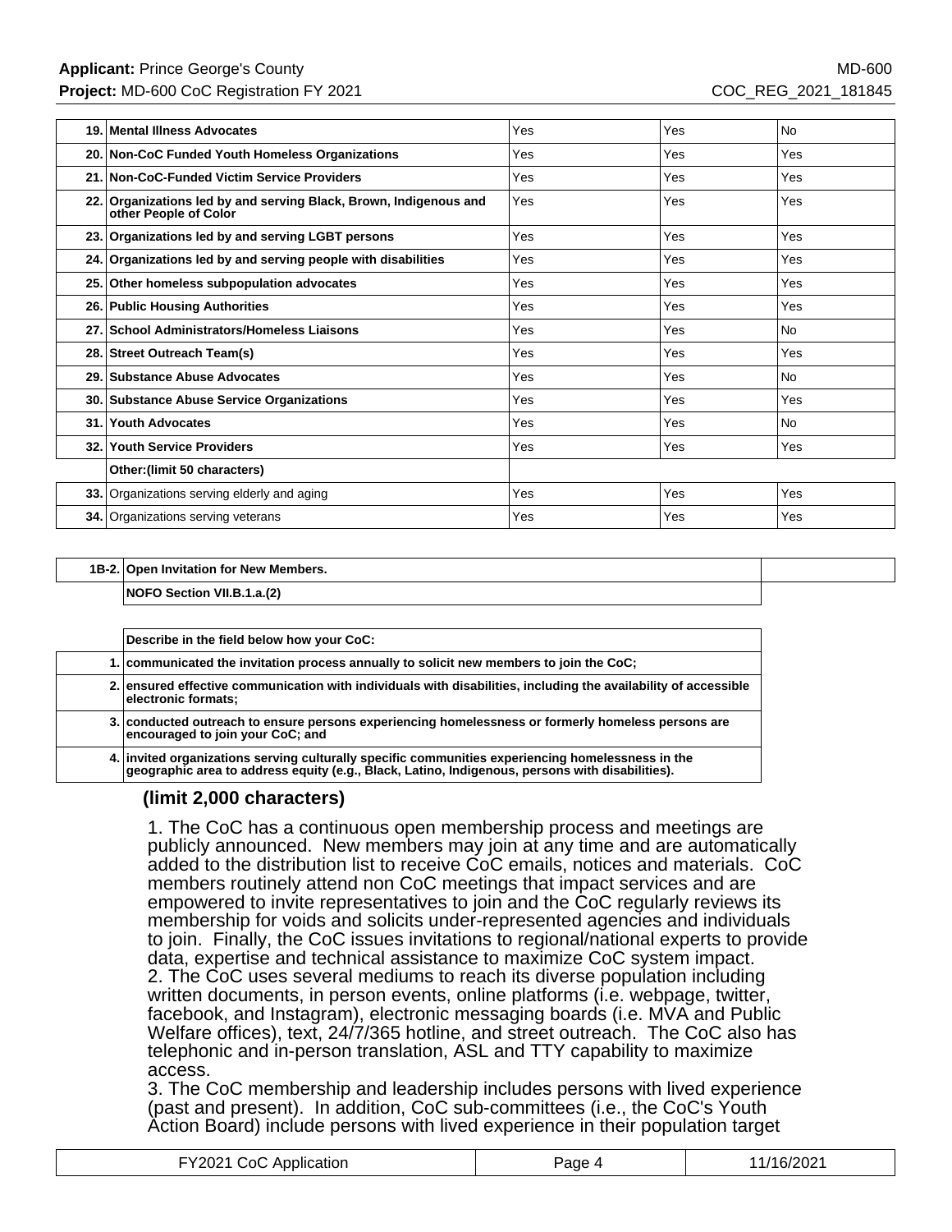| | | | | |
|---|---|---|---|---|
| 19. | **Mental Illness Advocates** | Yes | Yes | No |
| 20. | **Non-CoC Funded Youth Homeless Organizations** | Yes | Yes | Yes |
| 21. | **Non-CoC-Funded Victim Service Providers** | Yes | Yes | Yes |
| 22. | **Organizations led by and serving Black, Brown, Indigenous and other People of Color** | Yes | Yes | Yes |
| 23. | **Organizations led by and serving LGBT persons** | Yes | Yes | Yes |
| 24. | **Organizations led by and serving people with disabilities** | Yes | Yes | Yes |
| 25. | **Other homeless subpopulation advocates** | Yes | Yes | Yes |
| 26. | **Public Housing Authorities** | Yes | Yes | Yes |
| 27. | **School Administrators/Homeless Liaisons** | Yes | Yes | No |
| 28. | **Street Outreach Team(s)** | Yes | Yes | Yes |
| 29. | **Substance Abuse Advocates** | Yes | Yes | No |
| 30. | **Substance Abuse Service Organizations** | Yes | Yes | Yes |
| 31. | **Youth Advocates** | Yes | Yes | No |
| 32. | **Youth Service Providers** | Yes | Yes | Yes |
| | **Other:(limit 50 characters)** | | | |
| **33.** | Organizations serving elderly and aging | Yes | Yes | Yes |
| **34.** | Organizations serving veterans | Yes | Yes | Yes |

| | |
|---|---|
| **1B-2.** | **Open Invitation for New Members.** |
| | **NOFO Section VII.B.1.a.(2)** |

| | |
|---|---|
| | **Describe in the field below how your CoC:** |
| 1. | **communicated the invitation process annually to solicit new members to join the CoC;** |
| 2. | **ensured effective communication with individuals with disabilities, including the availability of accessible electronic formats;** |
| 3. | **conducted outreach to ensure persons experiencing homelessness or formerly homeless persons are encouraged to join your CoC; and** |
| 4. | **invited organizations serving culturally specific communities experiencing homelessness in the geographic area to address equity (e.g., Black, Latino, Indigenous, persons with disabilities).** |

**(limit 2,000 characters)**

1. The CoC has a continuous open membership process and meetings are publicly announced. New members may join at any time and are automatically added to the distribution list to receive CoC emails, notices and materials. CoC members routinely attend non CoC meetings that impact services and are empowered to invite representatives to join and the CoC regularly reviews its membership for voids and solicits under-represented agencies and individuals to join. Finally, the CoC issues invitations to regional/national experts to provide data, expertise and technical assistance to maximize CoC system impact.
2. The CoC uses several mediums to reach its diverse population including written documents, in person events, online platforms (i.e. webpage, twitter, facebook, and Instagram), electronic messaging boards (i.e. MVA and Public Welfare offices), text, 24/7/365 hotline, and street outreach. The CoC also has telephonic and in-person translation, ASL and TTY capability to maximize access.
3. The CoC membership and leadership includes persons with lived experience (past and present). In addition, CoC sub-committees (i.e., the CoC's Youth Action Board) include persons with lived experience in their population target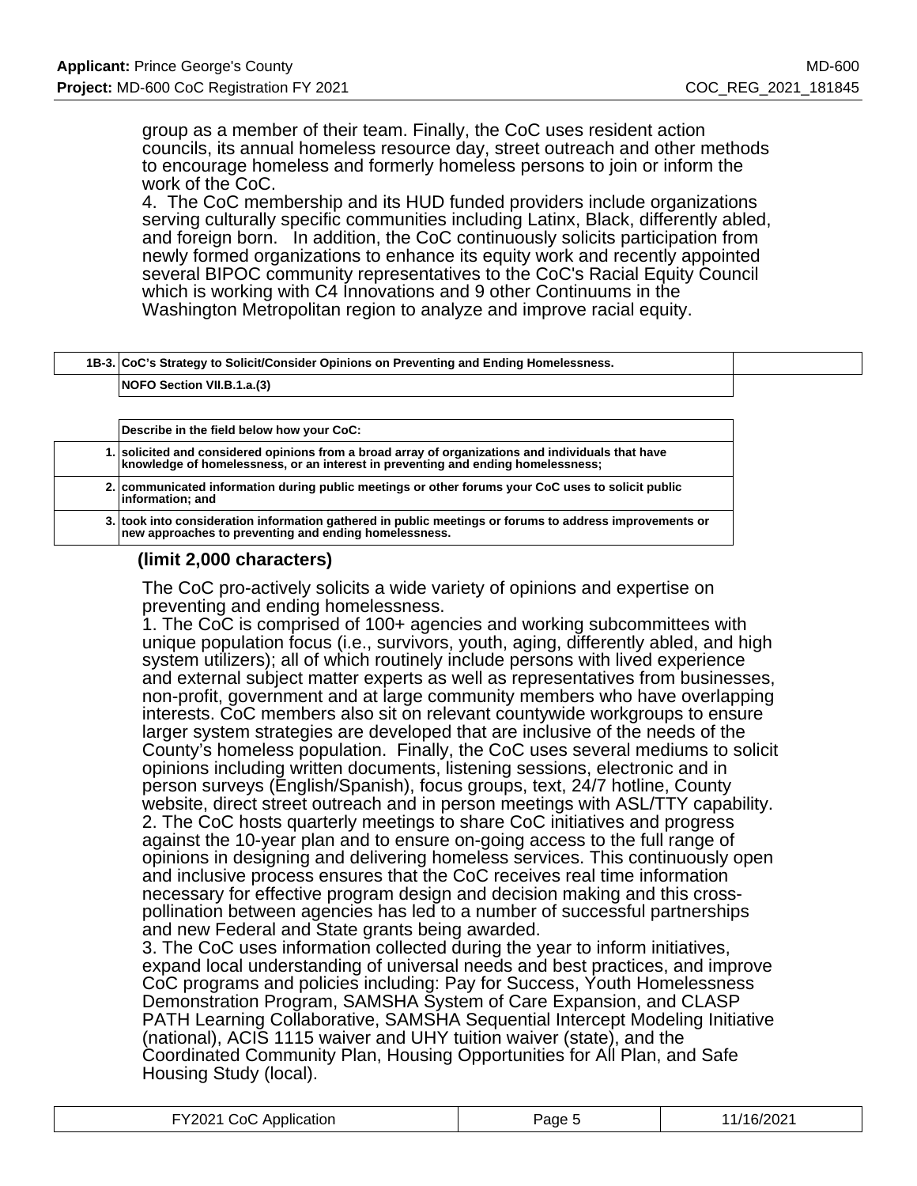group as a member of their team. Finally, the CoC uses resident action councils, its annual homeless resource day, street outreach and other methods to encourage homeless and formerly homeless persons to join or inform the work of the CoC.

4. The CoC membership and its HUD funded providers include organizations serving culturally specific communities including Latinx, Black, differently abled, and foreign born. In addition, the CoC continuously solicits participation from newly formed organizations to enhance its equity work and recently appointed several BIPOC community representatives to the CoC's Racial Equity Council which is working with C4 Innovations and 9 other Continuums in the Washington Metropolitan region to analyze and improve racial equity.

| 1B-3. | CoC's Strategy to Solicit/Consider Opinions on Preventing and Ending Homelessness. |
|---|---|
| | NOFO Section VII.B.1.a.(3) |

| | Describe in the field below how your CoC: |
|---|---|
| 1. | solicited and considered opinions from a broad array of organizations and individuals that have knowledge of homelessness, or an interest in preventing and ending homelessness; |
| 2. | communicated information during public meetings or other forums your CoC uses to solicit public information; and |
| 3. | took into consideration information gathered in public meetings or forums to address improvements or new approaches to preventing and ending homelessness. |

**(limit 2,000 characters)**

The CoC pro-actively solicits a wide variety of opinions and expertise on preventing and ending homelessness.

1. The CoC is comprised of 100+ agencies and working subcommittees with unique population focus (i.e., survivors, youth, aging, differently abled, and high system utilizers); all of which routinely include persons with lived experience and external subject matter experts as well as representatives from businesses, non-profit, government and at large community members who have overlapping interests. CoC members also sit on relevant countywide workgroups to ensure larger system strategies are developed that are inclusive of the needs of the County's homeless population. Finally, the CoC uses several mediums to solicit opinions including written documents, listening sessions, electronic and in person surveys (English/Spanish), focus groups, text, 24/7 hotline, County website, direct street outreach and in person meetings with ASL/TTY capability.

2. The CoC hosts quarterly meetings to share CoC initiatives and progress against the 10-year plan and to ensure on-going access to the full range of opinions in designing and delivering homeless services. This continuously open and inclusive process ensures that the CoC receives real time information necessary for effective program design and decision making and this cross-pollination between agencies has led to a number of successful partnerships and new Federal and State grants being awarded.

3. The CoC uses information collected during the year to inform initiatives, expand local understanding of universal needs and best practices, and improve CoC programs and policies including: Pay for Success, Youth Homelessness Demonstration Program, SAMSHA System of Care Expansion, and CLASP PATH Learning Collaborative, SAMSHA Sequential Intercept Modeling Initiative (national), ACIS 1115 waiver and UHY tuition waiver (state), and the Coordinated Community Plan, Housing Opportunities for All Plan, and Safe Housing Study (local).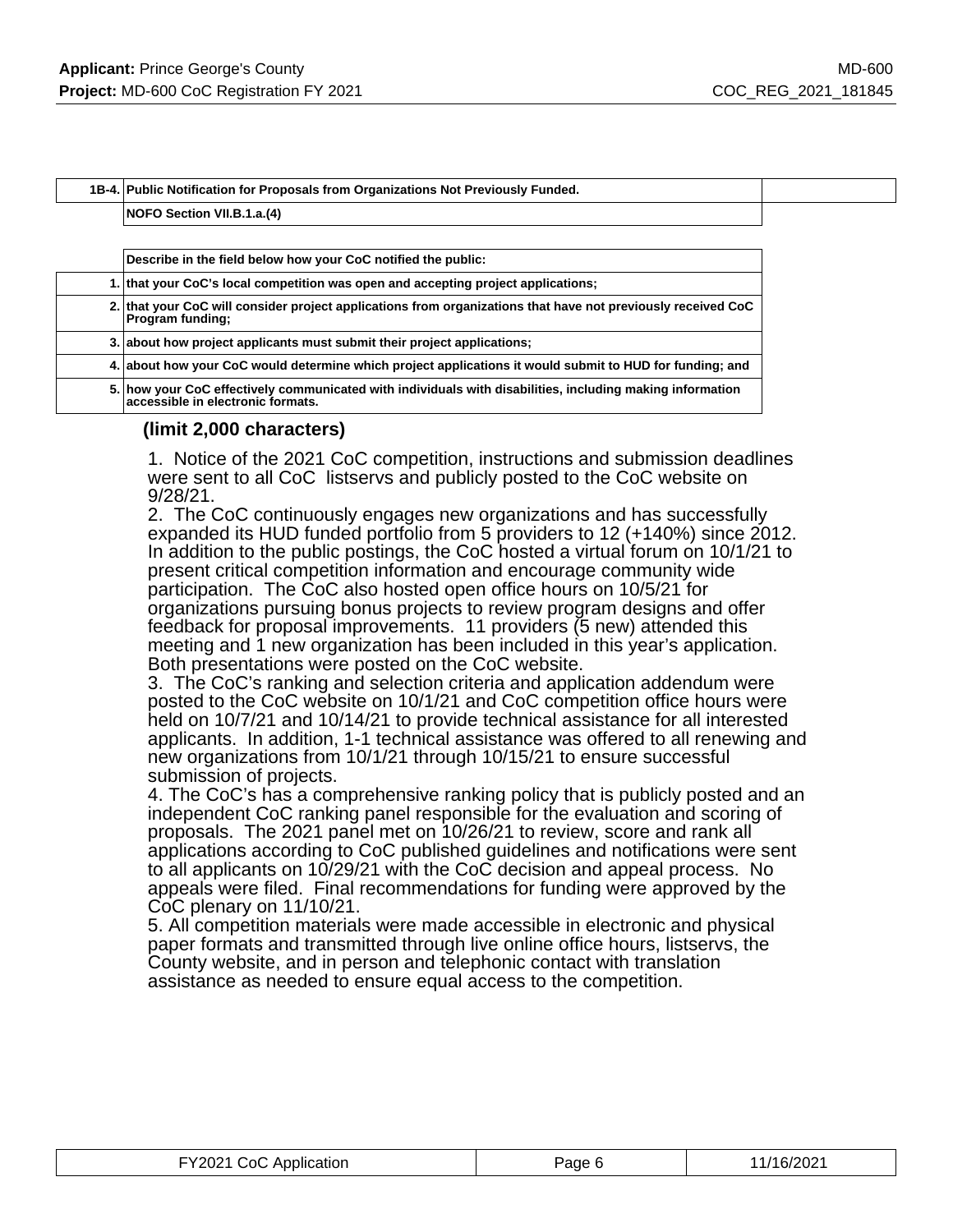| 1B-4. | Public Notification for Proposals from Organizations Not Previously Funded. |
|---|---|
| | NOFO Section VII.B.1.a.(4) |

| | Describe in the field below how your CoC notified the public: |
|---|---|
| 1. | that your CoC's local competition was open and accepting project applications; |
| 2. | that your CoC will consider project applications from organizations that have not previously received CoC Program funding; |
| 3. | about how project applicants must submit their project applications; |
| 4. | about how your CoC would determine which project applications it would submit to HUD for funding; and |
| 5. | how your CoC effectively communicated with individuals with disabilities, including making information accessible in electronic formats. |

**(limit 2,000 characters)**

1. Notice of the 2021 CoC competition, instructions and submission deadlines were sent to all CoC listservs and publicly posted to the CoC website on 9/28/21.
2. The CoC continuously engages new organizations and has successfully expanded its HUD funded portfolio from 5 providers to 12 (+140%) since 2012. In addition to the public postings, the CoC hosted a virtual forum on 10/1/21 to present critical competition information and encourage community wide participation. The CoC also hosted open office hours on 10/5/21 for organizations pursuing bonus projects to review program designs and offer feedback for proposal improvements. 11 providers (5 new) attended this meeting and 1 new organization has been included in this year's application. Both presentations were posted on the CoC website.
3. The CoC's ranking and selection criteria and application addendum were posted to the CoC website on 10/1/21 and CoC competition office hours were held on 10/7/21 and 10/14/21 to provide technical assistance for all interested applicants. In addition, 1-1 technical assistance was offered to all renewing and new organizations from 10/1/21 through 10/15/21 to ensure successful submission of projects.
4. The CoC's has a comprehensive ranking policy that is publicly posted and an independent CoC ranking panel responsible for the evaluation and scoring of proposals. The 2021 panel met on 10/26/21 to review, score and rank all applications according to CoC published guidelines and notifications were sent to all applicants on 10/29/21 with the CoC decision and appeal process. No appeals were filed. Final recommendations for funding were approved by the CoC plenary on 11/10/21.
5. All competition materials were made accessible in electronic and physical paper formats and transmitted through live online office hours, listservs, the County website, and in person and telephonic contact with translation assistance as needed to ensure equal access to the competition.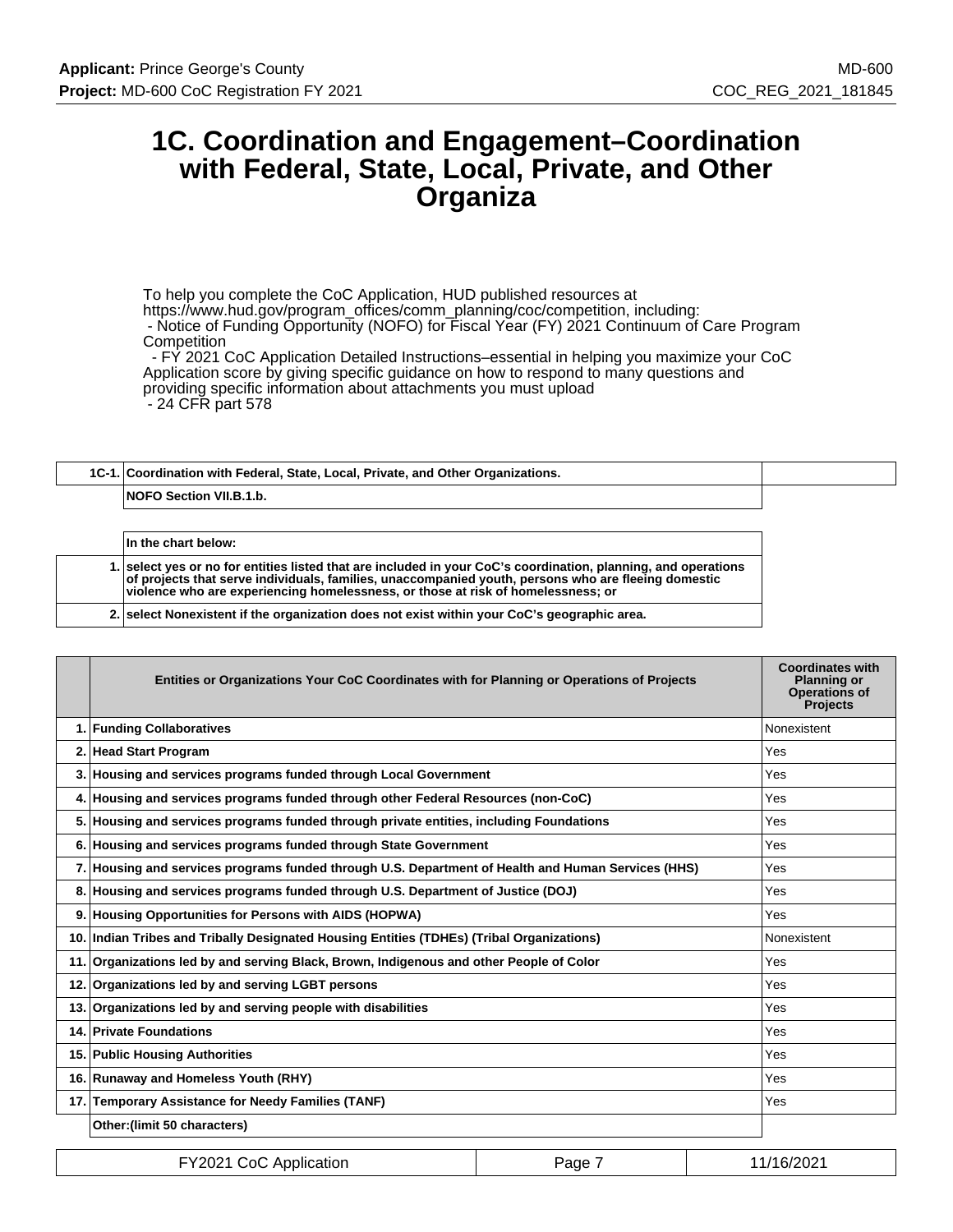# 1C. Coordination and Engagement–Coordination with Federal, State, Local, Private, and Other Organiza

To help you complete the CoC Application, HUD published resources at https://www.hud.gov/program_offices/comm_planning/coc/competition, including:
 - Notice of Funding Opportunity (NOFO) for Fiscal Year (FY) 2021 Continuum of Care Program Competition
 - FY 2021 CoC Application Detailed Instructions–essential in helping you maximize your CoC Application score by giving specific guidance on how to respond to many questions and providing specific information about attachments you must upload
 - 24 CFR part 578

| 1C-1. | Coordination with Federal, State, Local, Private, and Other Organizations. |
|---|---|
| | NOFO Section VII.B.1.b. |

| | In the chart below: |
|---|---|
| 1. | select yes or no for entities listed that are included in your CoC's coordination, planning, and operations of projects that serve individuals, families, unaccompanied youth, persons who are fleeing domestic violence who are experiencing homelessness, or those at risk of homelessness; or |
| 2. | select Nonexistent if the organization does not exist within your CoC's geographic area. |

| | Entities or Organizations Your CoC Coordinates with for Planning or Operations of Projects | Coordinates with Planning or Operations of Projects |
|---|---|---|
| 1. | Funding Collaboratives | Nonexistent |
| 2. | Head Start Program | Yes |
| 3. | Housing and services programs funded through Local Government | Yes |
| 4. | Housing and services programs funded through other Federal Resources (non-CoC) | Yes |
| 5. | Housing and services programs funded through private entities, including Foundations | Yes |
| 6. | Housing and services programs funded through State Government | Yes |
| 7. | Housing and services programs funded through U.S. Department of Health and Human Services (HHS) | Yes |
| 8. | Housing and services programs funded through U.S. Department of Justice (DOJ) | Yes |
| 9. | Housing Opportunities for Persons with AIDS (HOPWA) | Yes |
| 10. | Indian Tribes and Tribally Designated Housing Entities (TDHEs) (Tribal Organizations) | Nonexistent |
| 11. | Organizations led by and serving Black, Brown, Indigenous and other People of Color | Yes |
| 12. | Organizations led by and serving LGBT persons | Yes |
| 13. | Organizations led by and serving people with disabilities | Yes |
| 14. | Private Foundations | Yes |
| 15. | Public Housing Authorities | Yes |
| 16. | Runaway and Homeless Youth (RHY) | Yes |
| 17. | Temporary Assistance for Needy Families (TANF) | Yes |
| | Other:(limit 50 characters) | |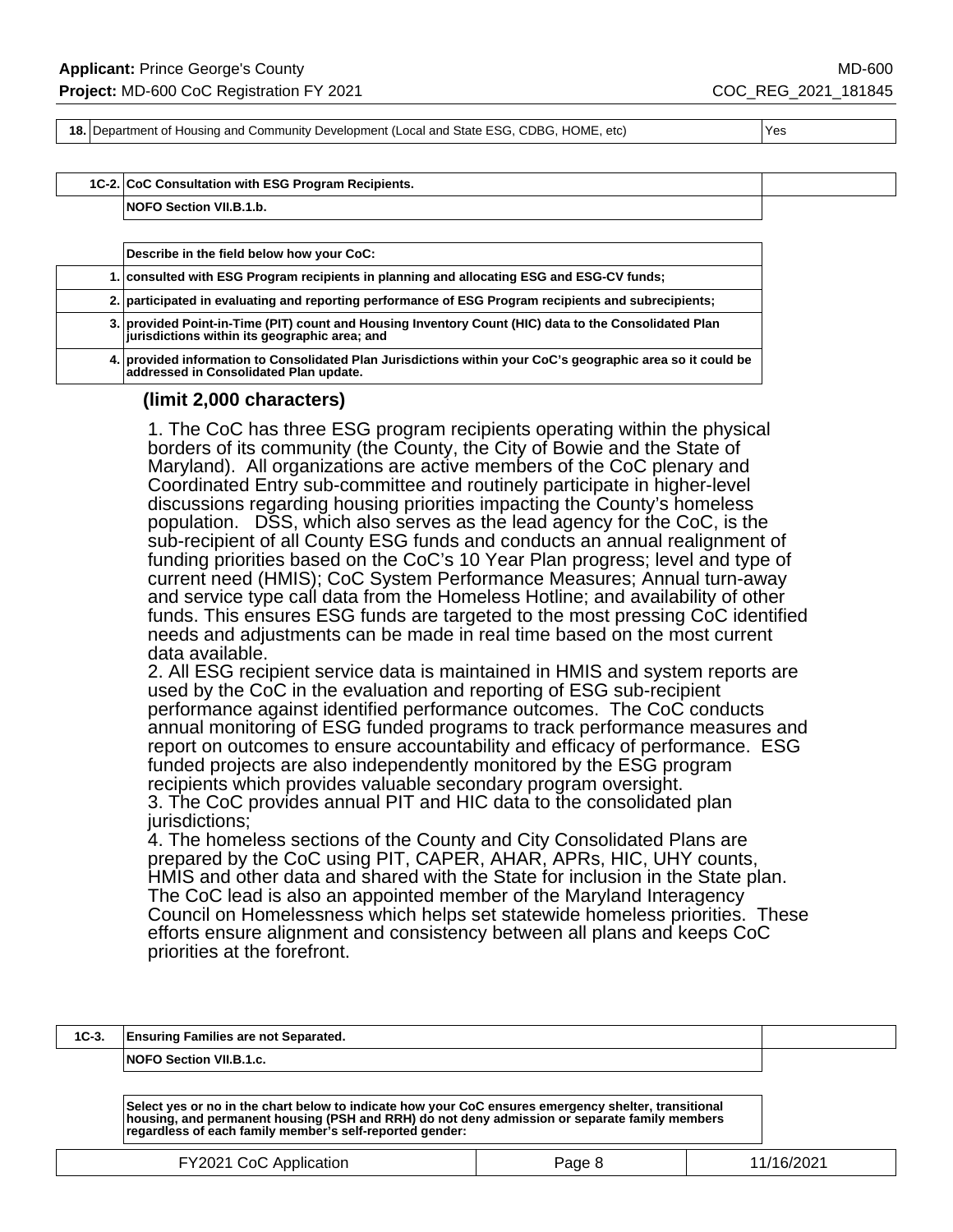| | | |
|---|---|---|
| 18. | Department of Housing and Community Development (Local and State ESG, CDBG, HOME, etc) | Yes |

| | | |
|---|---|---|
| 1C-2. | **CoC Consultation with ESG Program Recipients.** | |
| | **NOFO Section VII.B.1.b.** | |

| | |
|---|---|
| | **Describe in the field below how your CoC:** |
| 1. | **consulted with ESG Program recipients in planning and allocating ESG and ESG-CV funds;** |
| 2. | **participated in evaluating and reporting performance of ESG Program recipients and subrecipients;** |
| 3. | **provided Point-in-Time (PIT) count and Housing Inventory Count (HIC) data to the Consolidated Plan jurisdictions within its geographic area; and** |
| 4. | **provided information to Consolidated Plan Jurisdictions within your CoC's geographic area so it could be addressed in Consolidated Plan update.** |

**(limit 2,000 characters)**

1. The CoC has three ESG program recipients operating within the physical borders of its community (the County, the City of Bowie and the State of Maryland). All organizations are active members of the CoC plenary and Coordinated Entry sub-committee and routinely participate in higher-level discussions regarding housing priorities impacting the County's homeless population. DSS, which also serves as the lead agency for the CoC, is the sub-recipient of all County ESG funds and conducts an annual realignment of funding priorities based on the CoC's 10 Year Plan progress; level and type of current need (HMIS); CoC System Performance Measures; Annual turn-away and service type call data from the Homeless Hotline; and availability of other funds. This ensures ESG funds are targeted to the most pressing CoC identified needs and adjustments can be made in real time based on the most current data available.
2. All ESG recipient service data is maintained in HMIS and system reports are used by the CoC in the evaluation and reporting of ESG sub-recipient performance against identified performance outcomes. The CoC conducts annual monitoring of ESG funded programs to track performance measures and report on outcomes to ensure accountability and efficacy of performance. ESG funded projects are also independently monitored by the ESG program recipients which provides valuable secondary program oversight.
3. The CoC provides annual PIT and HIC data to the consolidated plan jurisdictions;
4. The homeless sections of the County and City Consolidated Plans are prepared by the CoC using PIT, CAPER, AHAR, APRs, HIC, UHY counts, HMIS and other data and shared with the State for inclusion in the State plan. The CoC lead is also an appointed member of the Maryland Interagency Council on Homelessness which helps set statewide homeless priorities. These efforts ensure alignment and consistency between all plans and keeps CoC priorities at the forefront.

| | | |
|---|---|---|
| 1C-3. | **Ensuring Families are not Separated.** | |
| | **NOFO Section VII.B.1.c.** | |

**Select yes or no in the chart below to indicate how your CoC ensures emergency shelter, transitional housing, and permanent housing (PSH and RRH) do not deny admission or separate family members regardless of each family member's self-reported gender:**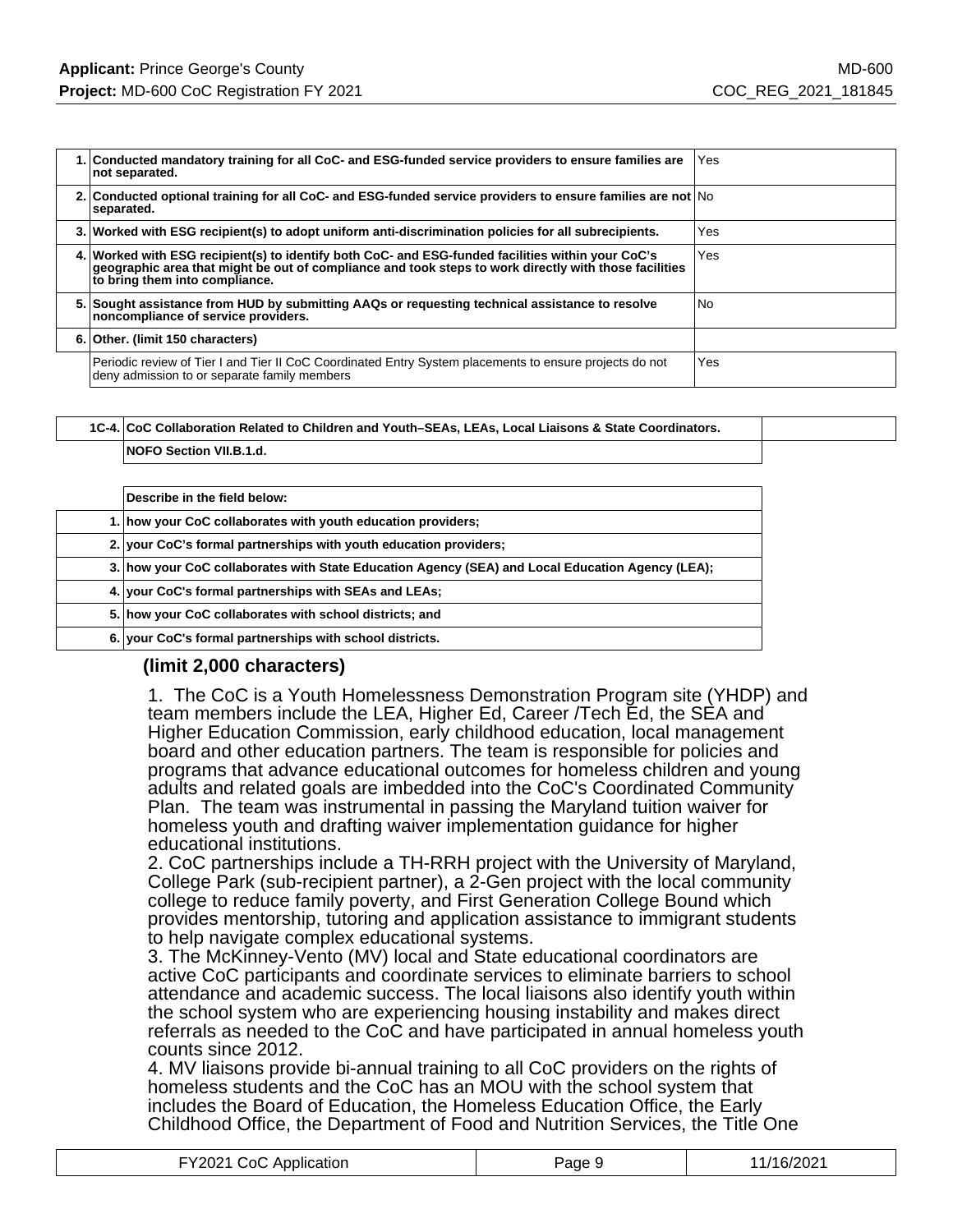| | | |
|---|---|---|
| 1. | Conducted mandatory training for all CoC- and ESG-funded service providers to ensure families are not separated. | Yes |
| 2. | Conducted optional training for all CoC- and ESG-funded service providers to ensure families are not separated. | No |
| 3. | Worked with ESG recipient(s) to adopt uniform anti-discrimination policies for all subrecipients. | Yes |
| 4. | Worked with ESG recipient(s) to identify both CoC- and ESG-funded facilities within your CoC's geographic area that might be out of compliance and took steps to work directly with those facilities to bring them into compliance. | Yes |
| 5. | Sought assistance from HUD by submitting AAQs or requesting technical assistance to resolve noncompliance of service providers. | No |
| 6. | Other. (limit 150 characters) | |
| | Periodic review of Tier I and Tier II CoC Coordinated Entry System placements to ensure projects do not deny admission to or separate family members | Yes |

| | |
|---|---|
| **1C-4.** | **CoC Collaboration Related to Children and Youth–SEAs, LEAs, Local Liaisons & State Coordinators.** |
| | **NOFO Section VII.B.1.d.** |

| | |
|---|---|
| | **Describe in the field below:** |
| 1. | **how your CoC collaborates with youth education providers;** |
| 2. | **your CoC's formal partnerships with youth education providers;** |
| 3. | **how your CoC collaborates with State Education Agency (SEA) and Local Education Agency (LEA);** |
| 4. | **your CoC's formal partnerships with SEAs and LEAs;** |
| 5. | **how your CoC collaborates with school districts; and** |
| 6. | **your CoC's formal partnerships with school districts.** |

**(limit 2,000 characters)**

1. The CoC is a Youth Homelessness Demonstration Program site (YHDP) and team members include the LEA, Higher Ed, Career /Tech Ed, the SEA and Higher Education Commission, early childhood education, local management board and other education partners. The team is responsible for policies and programs that advance educational outcomes for homeless children and young adults and related goals are imbedded into the CoC's Coordinated Community Plan. The team was instrumental in passing the Maryland tuition waiver for homeless youth and drafting waiver implementation guidance for higher educational institutions.
2. CoC partnerships include a TH-RRH project with the University of Maryland, College Park (sub-recipient partner), a 2-Gen project with the local community college to reduce family poverty, and First Generation College Bound which provides mentorship, tutoring and application assistance to immigrant students to help navigate complex educational systems.
3. The McKinney-Vento (MV) local and State educational coordinators are active CoC participants and coordinate services to eliminate barriers to school attendance and academic success. The local liaisons also identify youth within the school system who are experiencing housing instability and makes direct referrals as needed to the CoC and have participated in annual homeless youth counts since 2012.
4. MV liaisons provide bi-annual training to all CoC providers on the rights of homeless students and the CoC has an MOU with the school system that includes the Board of Education, the Homeless Education Office, the Early Childhood Office, the Department of Food and Nutrition Services, the Title One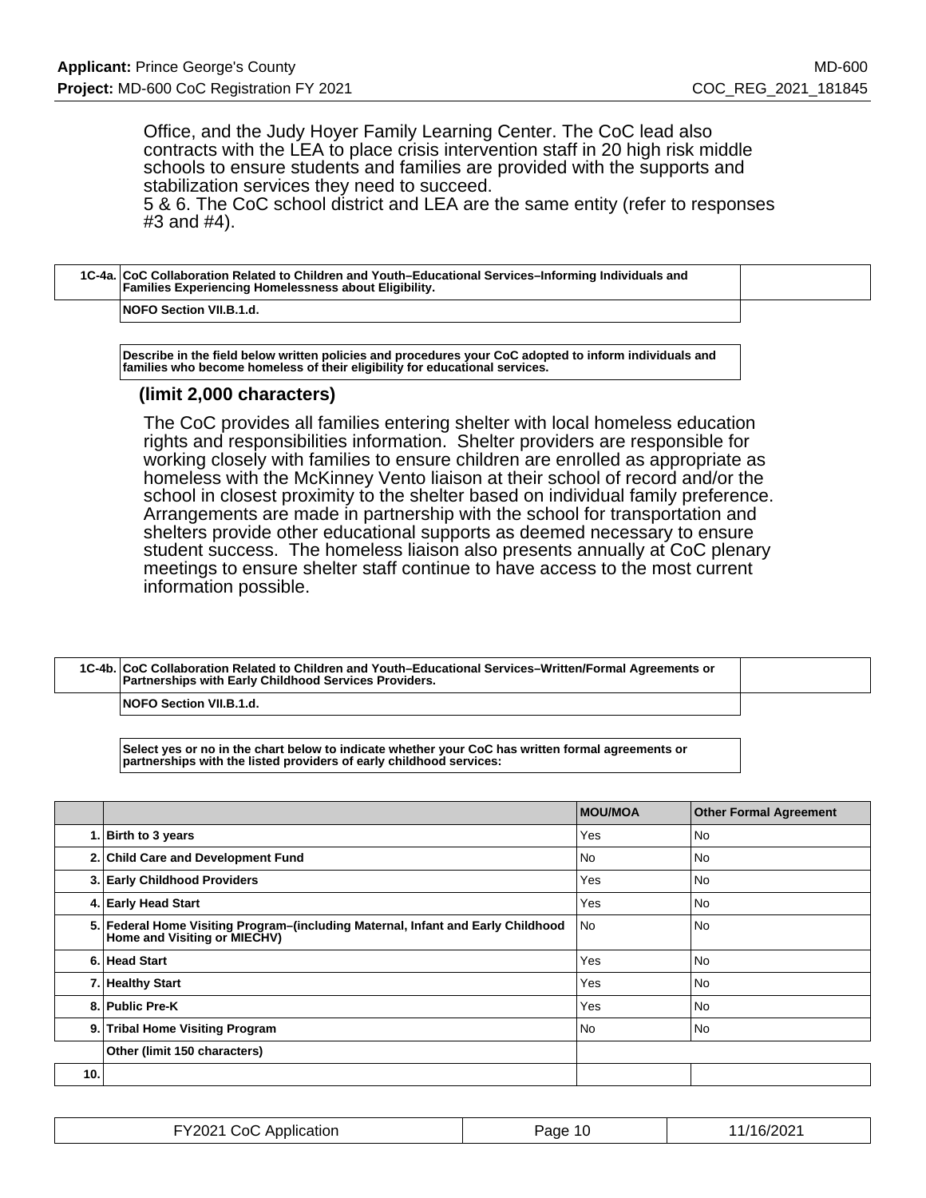Office, and the Judy Hoyer Family Learning Center. The CoC lead also contracts with the LEA to place crisis intervention staff in 20 high risk middle schools to ensure students and families are provided with the supports and stabilization services they need to succeed.
5 & 6. The CoC school district and LEA are the same entity (refer to responses #3 and #4).

| 1C-4a. | CoC Collaboration Related to Children and Youth–Educational Services–Informing Individuals and Families Experiencing Homelessness about Eligibility. |
|---|---|
| | NOFO Section VII.B.1.d. |

**Describe in the field below written policies and procedures your CoC adopted to inform individuals and families who become homeless of their eligibility for educational services.**

**(limit 2,000 characters)**

The CoC provides all families entering shelter with local homeless education rights and responsibilities information. Shelter providers are responsible for working closely with families to ensure children are enrolled as appropriate as homeless with the McKinney Vento liaison at their school of record and/or the school in closest proximity to the shelter based on individual family preference. Arrangements are made in partnership with the school for transportation and shelters provide other educational supports as deemed necessary to ensure student success. The homeless liaison also presents annually at CoC plenary meetings to ensure shelter staff continue to have access to the most current information possible.

| 1C-4b. | CoC Collaboration Related to Children and Youth–Educational Services–Written/Formal Agreements or Partnerships with Early Childhood Services Providers. |
|---|---|
| | NOFO Section VII.B.1.d. |

**Select yes or no in the chart below to indicate whether your CoC has written formal agreements or partnerships with the listed providers of early childhood services:**

| | | MOU/MOA | Other Formal Agreement |
|---|---|---|---|
| 1. | Birth to 3 years | Yes | No |
| 2. | Child Care and Development Fund | No | No |
| 3. | Early Childhood Providers | Yes | No |
| 4. | Early Head Start | Yes | No |
| 5. | Federal Home Visiting Program–(including Maternal, Infant and Early Childhood Home and Visiting or MIECHV) | No | No |
| 6. | Head Start | Yes | No |
| 7. | Healthy Start | Yes | No |
| 8. | Public Pre-K | Yes | No |
| 9. | Tribal Home Visiting Program | No | No |
| | Other (limit 150 characters) | | |
| 10. | | | |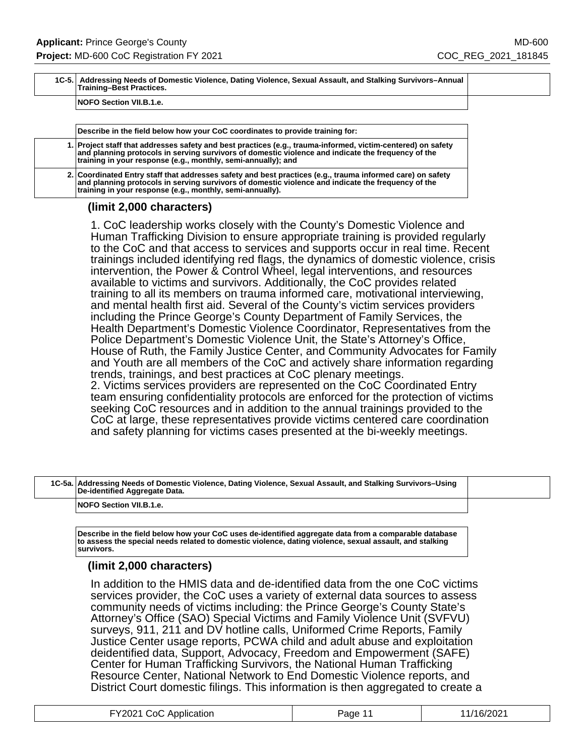| 1C-5. | Addressing Needs of Domestic Violence, Dating Violence, Sexual Assault, and Stalking Survivors–Annual Training–Best Practices. |
|---|---|
| | NOFO Section VII.B.1.e. |

| | Describe in the field below how your CoC coordinates to provide training for: |
|---|---|
| 1. | Project staff that addresses safety and best practices (e.g., trauma-informed, victim-centered) on safety and planning protocols in serving survivors of domestic violence and indicate the frequency of the training in your response (e.g., monthly, semi-annually); and |
| 2. | Coordinated Entry staff that addresses safety and best practices (e.g., trauma informed care) on safety and planning protocols in serving survivors of domestic violence and indicate the frequency of the training in your response (e.g., monthly, semi-annually). |

**(limit 2,000 characters)**

1. CoC leadership works closely with the County's Domestic Violence and Human Trafficking Division to ensure appropriate training is provided regularly to the CoC and that access to services and supports occur in real time. Recent trainings included identifying red flags, the dynamics of domestic violence, crisis intervention, the Power & Control Wheel, legal interventions, and resources available to victims and survivors. Additionally, the CoC provides related training to all its members on trauma informed care, motivational interviewing, and mental health first aid. Several of the County's victim services providers including the Prince George's County Department of Family Services, the Health Department's Domestic Violence Coordinator, Representatives from the Police Department's Domestic Violence Unit, the State's Attorney's Office, House of Ruth, the Family Justice Center, and Community Advocates for Family and Youth are all members of the CoC and actively share information regarding trends, trainings, and best practices at CoC plenary meetings.
2. Victims services providers are represented on the CoC Coordinated Entry team ensuring confidentiality protocols are enforced for the protection of victims seeking CoC resources and in addition to the annual trainings provided to the CoC at large, these representatives provide victims centered care coordination and safety planning for victims cases presented at the bi-weekly meetings.

| 1C-5a. | Addressing Needs of Domestic Violence, Dating Violence, Sexual Assault, and Stalking Survivors–Using De-identified Aggregate Data. |
|---|---|
| | NOFO Section VII.B.1.e. |

| Describe in the field below how your CoC uses de-identified aggregate data from a comparable database to assess the special needs related to domestic violence, dating violence, sexual assault, and stalking survivors. |
|---|

**(limit 2,000 characters)**

In addition to the HMIS data and de-identified data from the one CoC victims services provider, the CoC uses a variety of external data sources to assess community needs of victims including: the Prince George's County State's Attorney's Office (SAO) Special Victims and Family Violence Unit (SVFVU) surveys, 911, 211 and DV hotline calls, Uniformed Crime Reports, Family Justice Center usage reports, PCWA child and adult abuse and exploitation deidentified data, Support, Advocacy, Freedom and Empowerment (SAFE) Center for Human Trafficking Survivors, the National Human Trafficking Resource Center, National Network to End Domestic Violence reports, and District Court domestic filings. This information is then aggregated to create a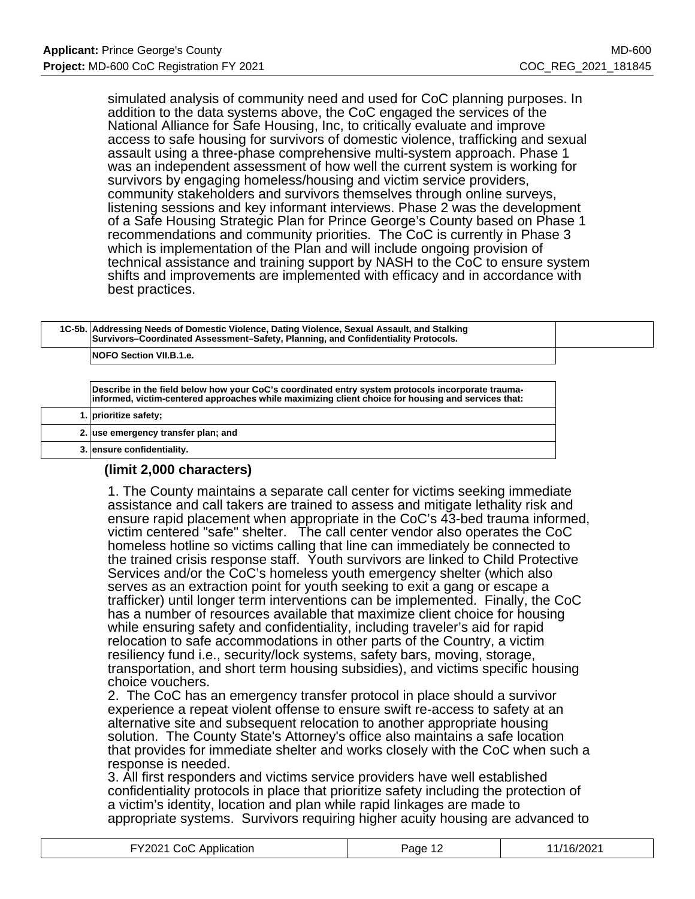simulated analysis of community need and used for CoC planning purposes. In addition to the data systems above, the CoC engaged the services of the National Alliance for Safe Housing, Inc, to critically evaluate and improve access to safe housing for survivors of domestic violence, trafficking and sexual assault using a three-phase comprehensive multi-system approach. Phase 1 was an independent assessment of how well the current system is working for survivors by engaging homeless/housing and victim service providers, community stakeholders and survivors themselves through online surveys, listening sessions and key informant interviews. Phase 2 was the development of a Safe Housing Strategic Plan for Prince George's County based on Phase 1 recommendations and community priorities. The CoC is currently in Phase 3 which is implementation of the Plan and will include ongoing provision of technical assistance and training support by NASH to the CoC to ensure system shifts and improvements are implemented with efficacy and in accordance with best practices.

| 1C-5b. | Addressing Needs of Domestic Violence, Dating Violence, Sexual Assault, and Stalking Survivors–Coordinated Assessment–Safety, Planning, and Confidentiality Protocols. |
|---|---|
| | NOFO Section VII.B.1.e. |

| | Describe in the field below how your CoC's coordinated entry system protocols incorporate trauma-informed, victim-centered approaches while maximizing client choice for housing and services that: |
|---|---|
| 1. | prioritize safety; |
| 2. | use emergency transfer plan; and |
| 3. | ensure confidentiality. |

**(limit 2,000 characters)**

1. The County maintains a separate call center for victims seeking immediate assistance and call takers are trained to assess and mitigate lethality risk and ensure rapid placement when appropriate in the CoC's 43-bed trauma informed, victim centered "safe" shelter. The call center vendor also operates the CoC homeless hotline so victims calling that line can immediately be connected to the trained crisis response staff. Youth survivors are linked to Child Protective Services and/or the CoC's homeless youth emergency shelter (which also serves as an extraction point for youth seeking to exit a gang or escape a trafficker) until longer term interventions can be implemented. Finally, the CoC has a number of resources available that maximize client choice for housing while ensuring safety and confidentiality, including traveler's aid for rapid relocation to safe accommodations in other parts of the Country, a victim resiliency fund i.e., security/lock systems, safety bars, moving, storage, transportation, and short term housing subsidies), and victims specific housing choice vouchers.
2. The CoC has an emergency transfer protocol in place should a survivor experience a repeat violent offense to ensure swift re-access to safety at an alternative site and subsequent relocation to another appropriate housing solution. The County State's Attorney's office also maintains a safe location that provides for immediate shelter and works closely with the CoC when such a response is needed.
3. All first responders and victims service providers have well established confidentiality protocols in place that prioritize safety including the protection of a victim's identity, location and plan while rapid linkages are made to appropriate systems. Survivors requiring higher acuity housing are advanced to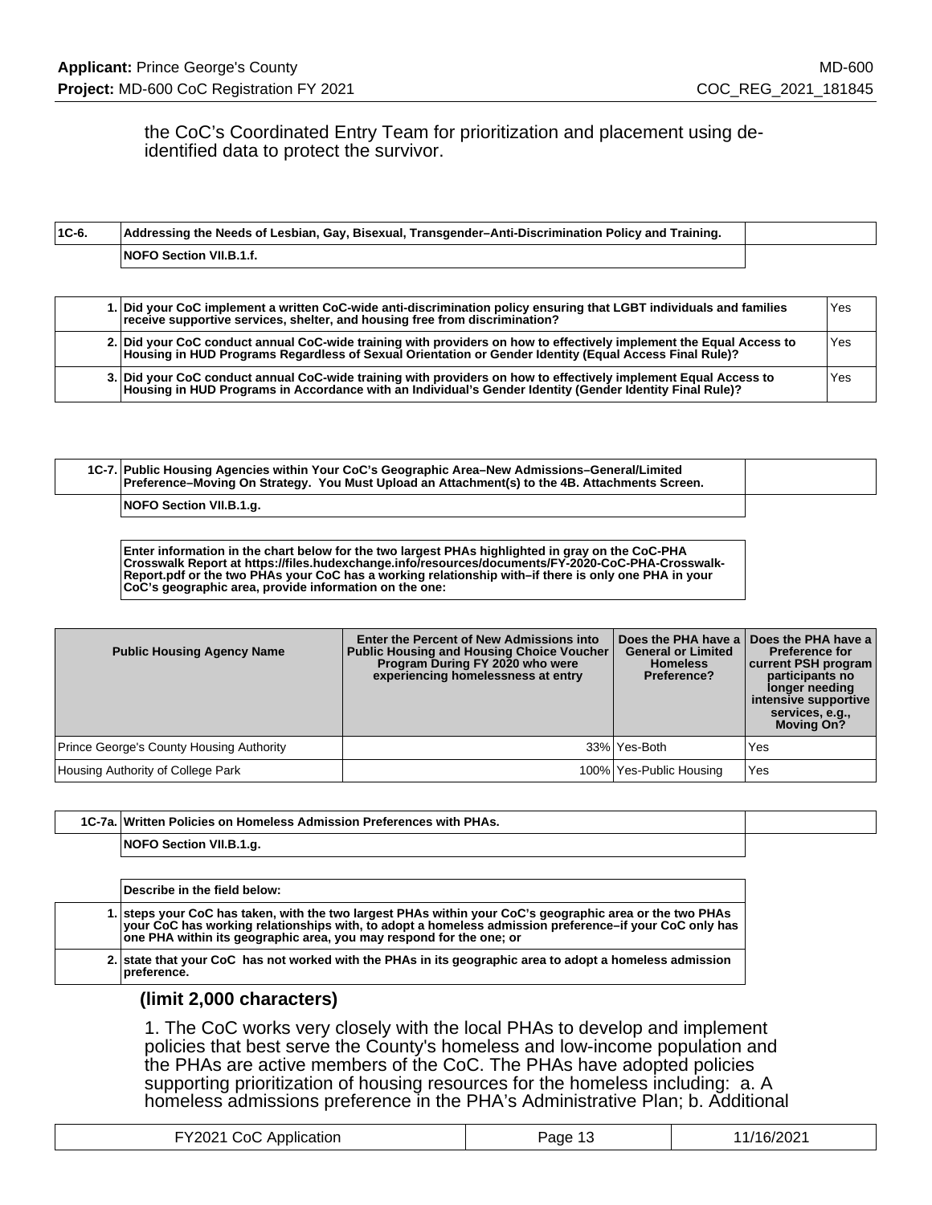the CoC's Coordinated Entry Team for prioritization and placement using de-identified data to protect the survivor.

| 1C-6. | Addressing the Needs of Lesbian, Gay, Bisexual, Transgender–Anti-Discrimination Policy and Training. |
|---|---|
| | NOFO Section VII.B.1.f. |

| | | |
|---|---|---|
| 1. | Did your CoC implement a written CoC-wide anti-discrimination policy ensuring that LGBT individuals and families receive supportive services, shelter, and housing free from discrimination? | Yes |
| 2. | Did your CoC conduct annual CoC-wide training with providers on how to effectively implement the Equal Access to Housing in HUD Programs Regardless of Sexual Orientation or Gender Identity (Equal Access Final Rule)? | Yes |
| 3. | Did your CoC conduct annual CoC-wide training with providers on how to effectively implement Equal Access to Housing in HUD Programs in Accordance with an Individual's Gender Identity (Gender Identity Final Rule)? | Yes |

| 1C-7. | Public Housing Agencies within Your CoC's Geographic Area–New Admissions–General/Limited Preference–Moving On Strategy. You Must Upload an Attachment(s) to the 4B. Attachments Screen. |
|---|---|
| | NOFO Section VII.B.1.g. |

**Enter information in the chart below for the two largest PHAs highlighted in gray on the CoC-PHA Crosswalk Report at https://files.hudexchange.info/resources/documents/FY-2020-CoC-PHA-Crosswalk-Report.pdf or the two PHAs your CoC has a working relationship with–if there is only one PHA in your CoC's geographic area, provide information on the one:**

| Public Housing Agency Name | Enter the Percent of New Admissions into Public Housing and Housing Choice Voucher Program During FY 2020 who were experiencing homelessness at entry | Does the PHA have a General or Limited Homeless Preference? | Does the PHA have a Preference for current PSH program participants no longer needing intensive supportive services, e.g., Moving On? |
|---|---|---|---|
| Prince George's County Housing Authority | 33% | Yes-Both | Yes |
| Housing Authority of College Park | 100% | Yes-Public Housing | Yes |

| 1C-7a. | Written Policies on Homeless Admission Preferences with PHAs. |
|---|---|
| | NOFO Section VII.B.1.g. |

**Describe in the field below:**

| | |
|---|---|
| 1. | steps your CoC has taken, with the two largest PHAs within your CoC's geographic area or the two PHAs your CoC has working relationships with, to adopt a homeless admission preference–if your CoC only has one PHA within its geographic area, you may respond for the one; or |
| 2. | state that your CoC has not worked with the PHAs in its geographic area to adopt a homeless admission preference. |

**(limit 2,000 characters)**

1. The CoC works very closely with the local PHAs to develop and implement policies that best serve the County's homeless and low-income population and the PHAs are active members of the CoC. The PHAs have adopted policies supporting prioritization of housing resources for the homeless including: a. A homeless admissions preference in the PHA's Administrative Plan; b. Additional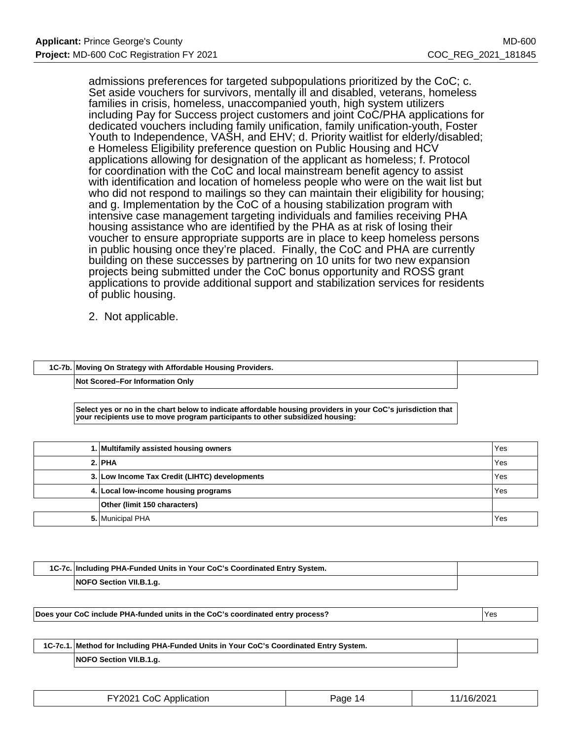admissions preferences for targeted subpopulations prioritized by the CoC; c. Set aside vouchers for survivors, mentally ill and disabled, veterans, homeless families in crisis, homeless, unaccompanied youth, high system utilizers including Pay for Success project customers and joint CoC/PHA applications for dedicated vouchers including family unification, family unification-youth, Foster Youth to Independence, VASH, and EHV; d. Priority waitlist for elderly/disabled; e Homeless Eligibility preference question on Public Housing and HCV applications allowing for designation of the applicant as homeless; f. Protocol for coordination with the CoC and local mainstream benefit agency to assist with identification and location of homeless people who were on the wait list but who did not respond to mailings so they can maintain their eligibility for housing; and g. Implementation by the CoC of a housing stabilization program with intensive case management targeting individuals and families receiving PHA housing assistance who are identified by the PHA as at risk of losing their voucher to ensure appropriate supports are in place to keep homeless persons in public housing once they're placed. Finally, the CoC and PHA are currently building on these successes by partnering on 10 units for two new expansion projects being submitted under the CoC bonus opportunity and ROSS grant applications to provide additional support and stabilization services for residents of public housing.

2. Not applicable.

| 1C-7b. | Moving On Strategy with Affordable Housing Providers. |
|---|---|
| | Not Scored–For Information Only |

**Select yes or no in the chart below to indicate affordable housing providers in your CoC's jurisdiction that your recipients use to move program participants to other subsidized housing:**

| | | |
|---|---|---|
| 1. | Multifamily assisted housing owners | Yes |
| 2. | PHA | Yes |
| 3. | Low Income Tax Credit (LIHTC) developments | Yes |
| 4. | Local low-income housing programs | Yes |
| | Other (limit 150 characters) | |
| 5. | Municipal PHA | Yes |

| 1C-7c. | Including PHA-Funded Units in Your CoC's Coordinated Entry System. |
|---|---|
| | NOFO Section VII.B.1.g. |

| | |
|---|---|
| Does your CoC include PHA-funded units in the CoC's coordinated entry process? | Yes |

| 1C-7c.1. | Method for Including PHA-Funded Units in Your CoC's Coordinated Entry System. |
|---|---|
| | NOFO Section VII.B.1.g. |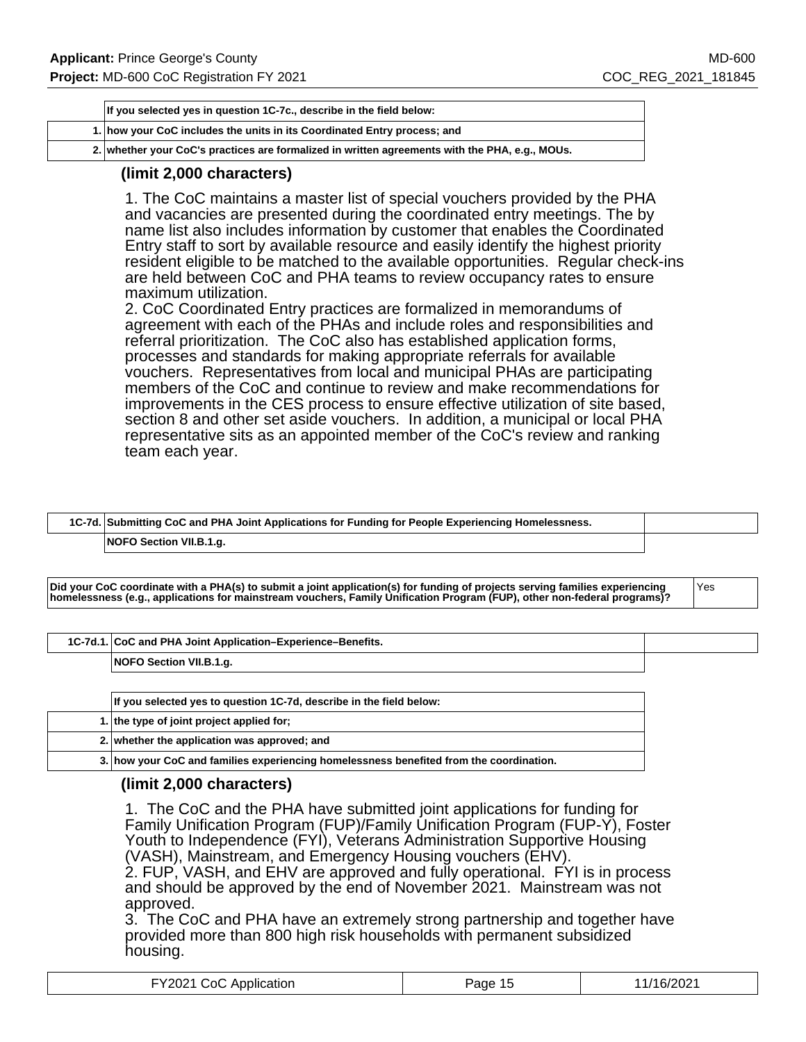| | If you selected yes in question 1C-7c., describe in the field below: |
|---|---|
| 1. | how your CoC includes the units in its Coordinated Entry process; and |
| 2. | whether your CoC's practices are formalized in written agreements with the PHA, e.g., MOUs. |

**(limit 2,000 characters)**

1. The CoC maintains a master list of special vouchers provided by the PHA and vacancies are presented during the coordinated entry meetings. The by name list also includes information by customer that enables the Coordinated Entry staff to sort by available resource and easily identify the highest priority resident eligible to be matched to the available opportunities.  Regular check-ins are held between CoC and PHA teams to review occupancy rates to ensure maximum utilization.
2. CoC Coordinated Entry practices are formalized in memorandums of agreement with each of the PHAs and include roles and responsibilities and referral prioritization.  The CoC also has established application forms, processes and standards for making appropriate referrals for available vouchers.  Representatives from local and municipal PHAs are participating members of the CoC and continue to review and make recommendations for improvements in the CES process to ensure effective utilization of site based, section 8 and other set aside vouchers.  In addition, a municipal or local PHA representative sits as an appointed member of the CoC's review and ranking team each year.

| 1C-7d. | Submitting CoC and PHA Joint Applications for Funding for People Experiencing Homelessness. |
|---|---|
| | NOFO Section VII.B.1.g. |

| Did your CoC coordinate with a PHA(s) to submit a joint application(s) for funding of projects serving families experiencing homelessness (e.g., applications for mainstream vouchers, Family Unification Program (FUP), other non-federal programs)? | Yes |
|---|---|

| 1C-7d.1. | CoC and PHA Joint Application–Experience–Benefits. |
|---|---|
| | NOFO Section VII.B.1.g. |

| | If you selected yes to question 1C-7d, describe in the field below: |
|---|---|
| 1. | the type of joint project applied for; |
| 2. | whether the application was approved; and |
| 3. | how your CoC and families experiencing homelessness benefited from the coordination. |

**(limit 2,000 characters)**

1.  The CoC and the PHA have submitted joint applications for funding for Family Unification Program (FUP)/Family Unification Program (FUP-Y), Foster Youth to Independence (FYI), Veterans Administration Supportive Housing (VASH), Mainstream, and Emergency Housing vouchers (EHV).
2. FUP, VASH, and EHV are approved and fully operational.  FYI is in process and should be approved by the end of November 2021.  Mainstream was not approved.
3.  The CoC and PHA have an extremely strong partnership and together have provided more than 800 high risk households with permanent subsidized housing.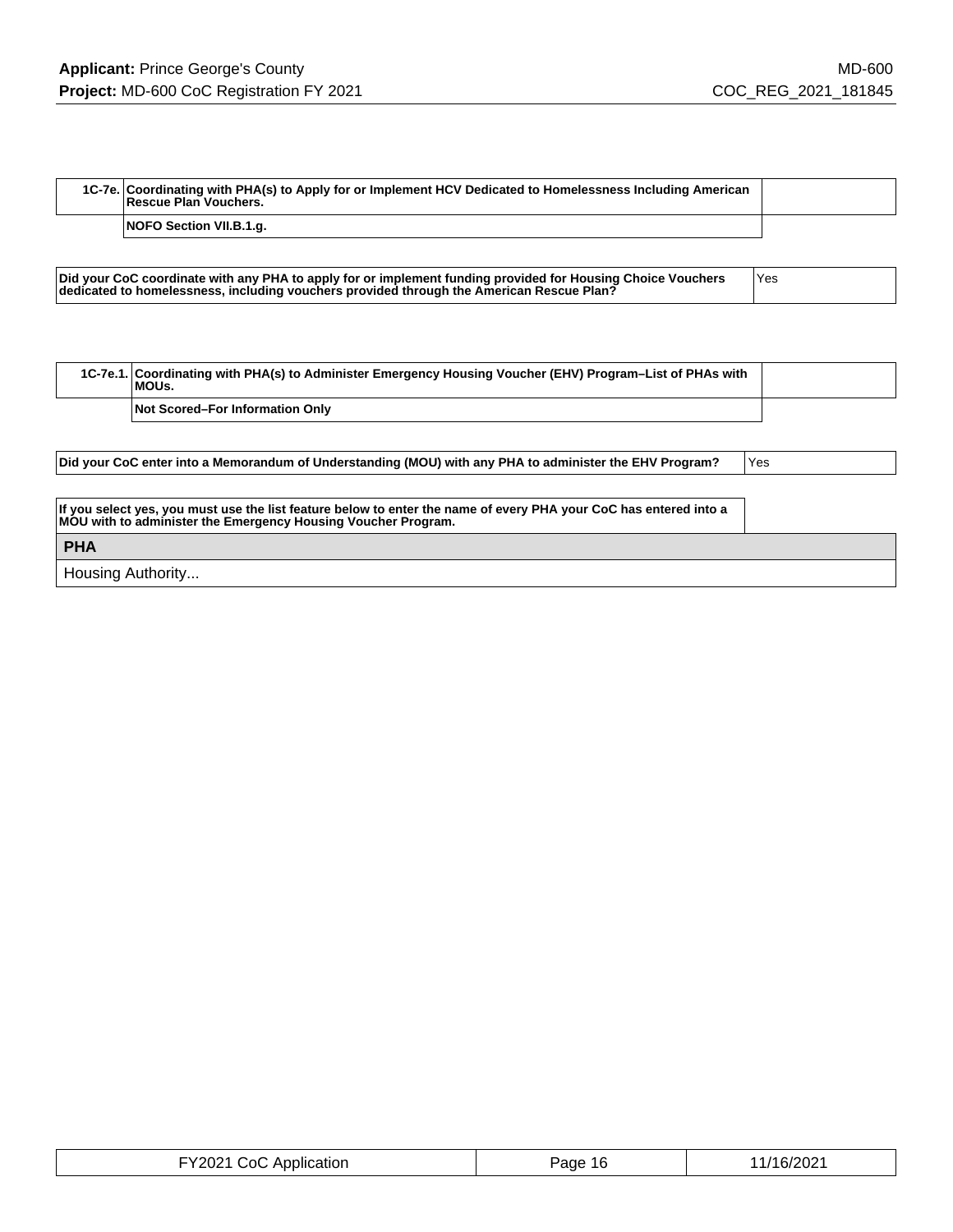| 1C-7e. | Coordinating with PHA(s) to Apply for or Implement HCV Dedicated to Homelessness Including American Rescue Plan Vouchers. |
|---|---|
| | NOFO Section VII.B.1.g. |

| Did your CoC coordinate with any PHA to apply for or implement funding provided for Housing Choice Vouchers dedicated to homelessness, including vouchers provided through the American Rescue Plan? | Yes |
|---|---|

| 1C-7e.1. | Coordinating with PHA(s) to Administer Emergency Housing Voucher (EHV) Program–List of PHAs with MOUs. |
|---|---|
| | Not Scored–For Information Only |

| Did your CoC enter into a Memorandum of Understanding (MOU) with any PHA to administer the EHV Program? | Yes |
|---|---|

If you select yes, you must use the list feature below to enter the name of every PHA your CoC has entered into a MOU with to administer the Emergency Housing Voucher Program.

| PHA |
|---|
| Housing Authority... |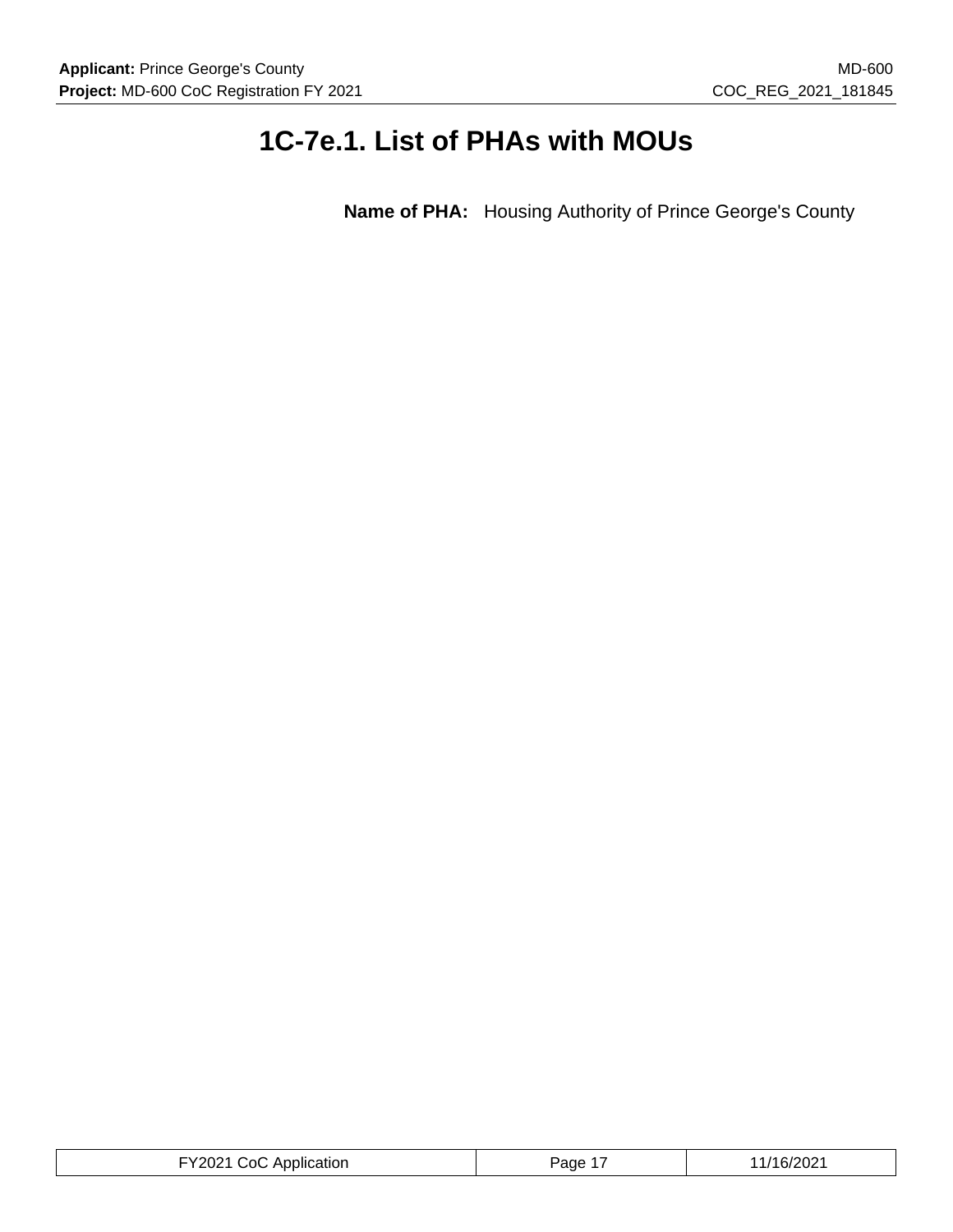# 1C-7e.1. List of PHAs with MOUs

**Name of PHA:** Housing Authority of Prince George's County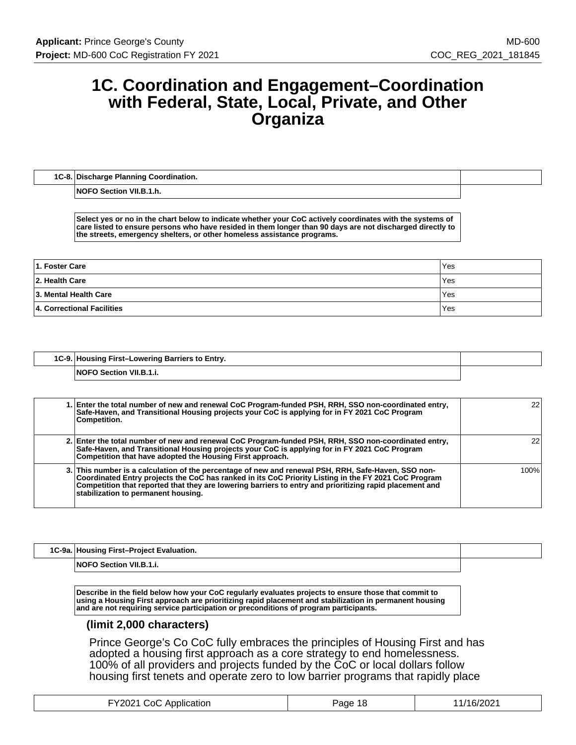# 1C. Coordination and Engagement–Coordination with Federal, State, Local, Private, and Other Organiza

| 1C-8. | Discharge Planning Coordination. |
|---|---|
| | NOFO Section VII.B.1.h. |

Select yes or no in the chart below to indicate whether your CoC actively coordinates with the systems of care listed to ensure persons who have resided in them longer than 90 days are not discharged directly to the streets, emergency shelters, or other homeless assistance programs.

| | |
|---|---|
| 1. Foster Care | Yes |
| 2. Health Care | Yes |
| 3. Mental Health Care | Yes |
| 4. Correctional Facilities | Yes |

| 1C-9. | Housing First–Lowering Barriers to Entry. |
|---|---|
| | NOFO Section VII.B.1.i. |

| | | |
|---|---|---|
| 1. | Enter the total number of new and renewal CoC Program-funded PSH, RRH, SSO non-coordinated entry, Safe-Haven, and Transitional Housing projects your CoC is applying for in FY 2021 CoC Program Competition. | 22 |
| 2. | Enter the total number of new and renewal CoC Program-funded PSH, RRH, SSO non-coordinated entry, Safe-Haven, and Transitional Housing projects your CoC is applying for in FY 2021 CoC Program Competition that have adopted the Housing First approach. | 22 |
| 3. | This number is a calculation of the percentage of new and renewal PSH, RRH, Safe-Haven, SSO non-Coordinated Entry projects the CoC has ranked in its CoC Priority Listing in the FY 2021 CoC Program Competition that reported that they are lowering barriers to entry and prioritizing rapid placement and stabilization to permanent housing. | 100% |

| 1C-9a. | Housing First–Project Evaluation. |
|---|---|
| | NOFO Section VII.B.1.i. |

Describe in the field below how your CoC regularly evaluates projects to ensure those that commit to using a Housing First approach are prioritizing rapid placement and stabilization in permanent housing and are not requiring service participation or preconditions of program participants.

**(limit 2,000 characters)**

Prince George's Co CoC fully embraces the principles of Housing First and has adopted a housing first approach as a core strategy to end homelessness. 100% of all providers and projects funded by the CoC or local dollars follow housing first tenets and operate zero to low barrier programs that rapidly place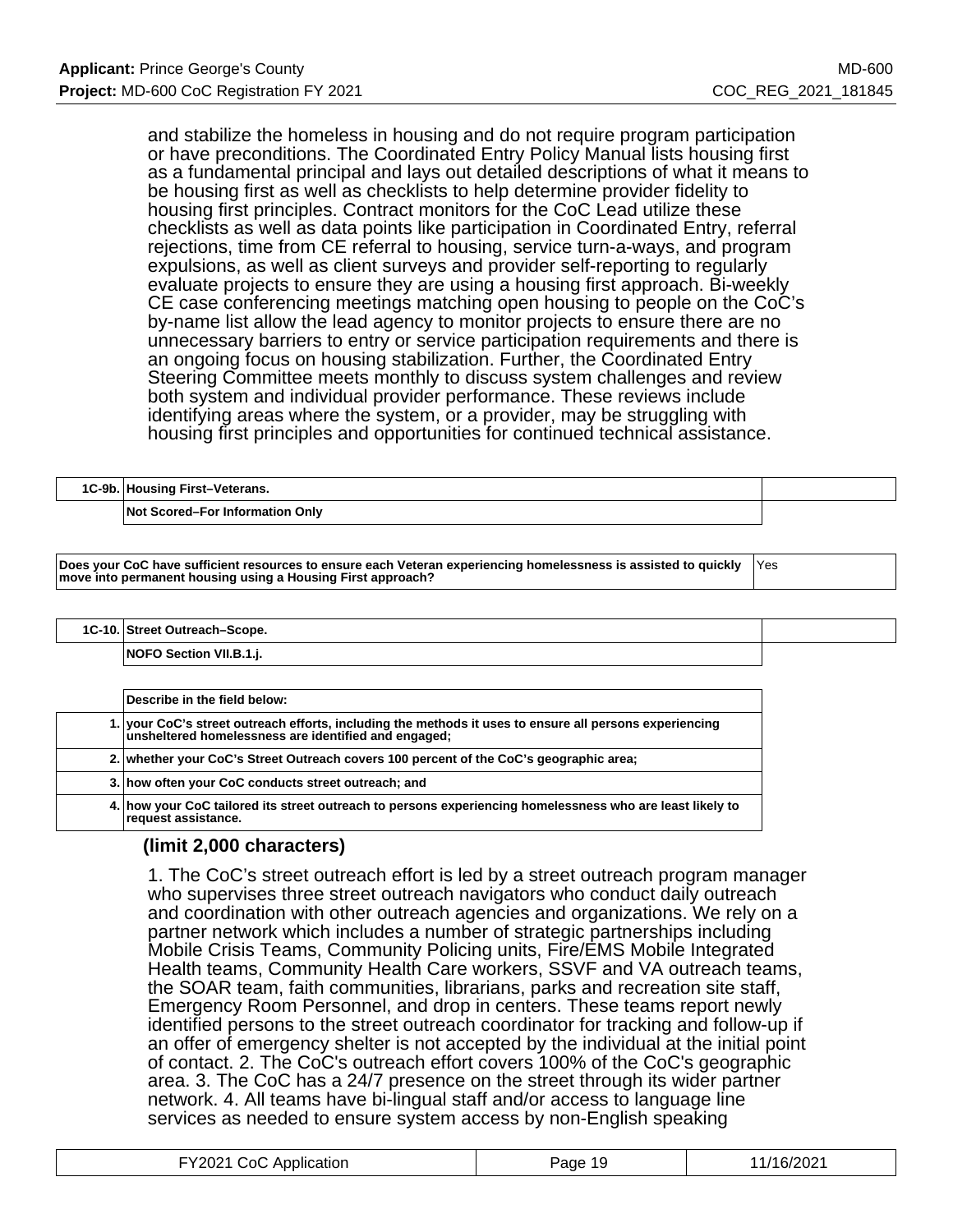and stabilize the homeless in housing and do not require program participation or have preconditions. The Coordinated Entry Policy Manual lists housing first as a fundamental principal and lays out detailed descriptions of what it means to be housing first as well as checklists to help determine provider fidelity to housing first principles. Contract monitors for the CoC Lead utilize these checklists as well as data points like participation in Coordinated Entry, referral rejections, time from CE referral to housing, service turn-a-ways, and program expulsions, as well as client surveys and provider self-reporting to regularly evaluate projects to ensure they are using a housing first approach. Bi-weekly CE case conferencing meetings matching open housing to people on the CoC's by-name list allow the lead agency to monitor projects to ensure there are no unnecessary barriers to entry or service participation requirements and there is an ongoing focus on housing stabilization. Further, the Coordinated Entry Steering Committee meets monthly to discuss system challenges and review both system and individual provider performance. These reviews include identifying areas where the system, or a provider, may be struggling with housing first principles and opportunities for continued technical assistance.

| 1C-9b. | Housing First–Veterans. |
|---|---|
| | Not Scored–For Information Only |

| Question | Response |
|---|---|
| Does your CoC have sufficient resources to ensure each Veteran experiencing homelessness is assisted to quickly move into permanent housing using a Housing First approach? | Yes |

| 1C-10. | Street Outreach–Scope. |
|---|---|
| | NOFO Section VII.B.1.j. |

| | Describe in the field below: |
|---|---|
| 1. | your CoC's street outreach efforts, including the methods it uses to ensure all persons experiencing unsheltered homelessness are identified and engaged; |
| 2. | whether your CoC's Street Outreach covers 100 percent of the CoC's geographic area; |
| 3. | how often your CoC conducts street outreach; and |
| 4. | how your CoC tailored its street outreach to persons experiencing homelessness who are least likely to request assistance. |

**(limit 2,000 characters)**

1. The CoC's street outreach effort is led by a street outreach program manager who supervises three street outreach navigators who conduct daily outreach and coordination with other outreach agencies and organizations. We rely on a partner network which includes a number of strategic partnerships including Mobile Crisis Teams, Community Policing units, Fire/EMS Mobile Integrated Health teams, Community Health Care workers, SSVF and VA outreach teams, the SOAR team, faith communities, librarians, parks and recreation site staff, Emergency Room Personnel, and drop in centers. These teams report newly identified persons to the street outreach coordinator for tracking and follow-up if an offer of emergency shelter is not accepted by the individual at the initial point of contact. 2. The CoC's outreach effort covers 100% of the CoC's geographic area. 3. The CoC has a 24/7 presence on the street through its wider partner network. 4. All teams have bi-lingual staff and/or access to language line services as needed to ensure system access by non-English speaking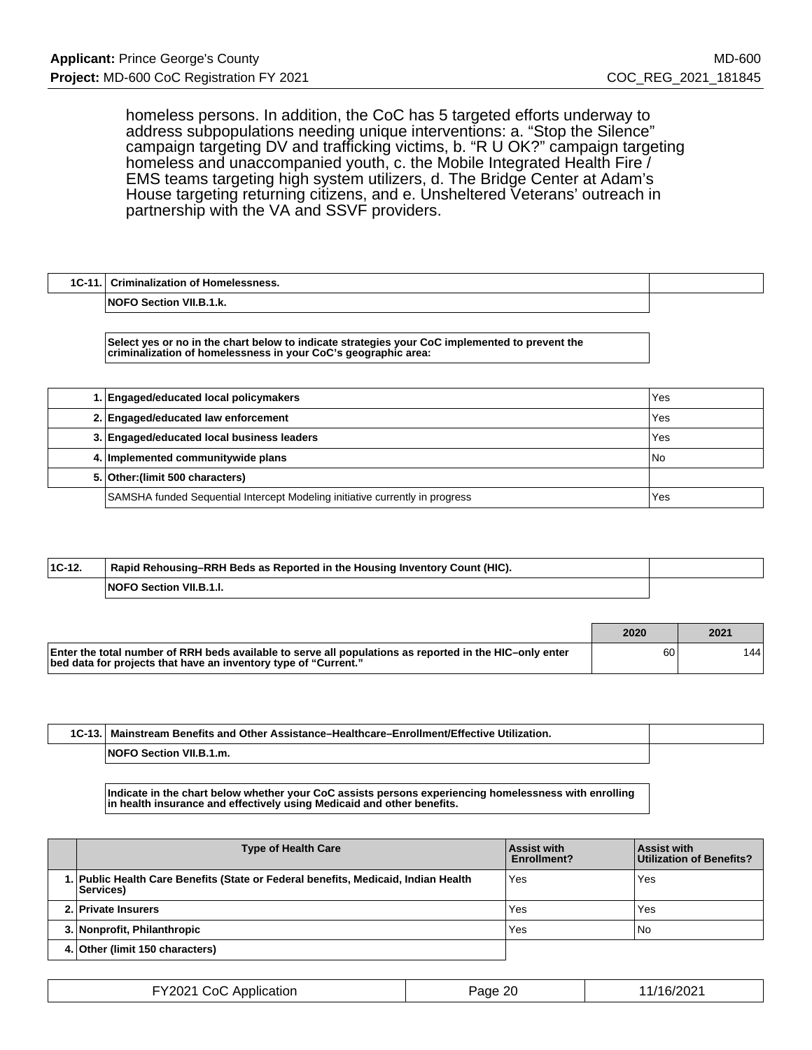homeless persons. In addition, the CoC has 5 targeted efforts underway to address subpopulations needing unique interventions: a. "Stop the Silence" campaign targeting DV and trafficking victims, b. "R U OK?" campaign targeting homeless and unaccompanied youth, c. the Mobile Integrated Health Fire / EMS teams targeting high system utilizers, d. The Bridge Center at Adam's House targeting returning citizens, and e. Unsheltered Veterans' outreach in partnership with the VA and SSVF providers.

| 1C-11. | Criminalization of Homelessness. |
|---|---|
| | NOFO Section VII.B.1.k. |

**Select yes or no in the chart below to indicate strategies your CoC implemented to prevent the criminalization of homelessness in your CoC's geographic area:**

| | | |
|---|---|---|
| 1. | **Engaged/educated local policymakers** | Yes |
| 2. | **Engaged/educated law enforcement** | Yes |
| 3. | **Engaged/educated local business leaders** | Yes |
| 4. | **Implemented communitywide plans** | No |
| 5. | **Other:(limit 500 characters)** | |
| | SAMSHA funded Sequential Intercept Modeling initiative currently in progress | Yes |

| 1C-12. | Rapid Rehousing–RRH Beds as Reported in the Housing Inventory Count (HIC). |
|---|---|
| | NOFO Section VII.B.1.l. |

| | 2020 | 2021 |
|---|---|---|
| **Enter the total number of RRH beds available to serve all populations as reported in the HIC–only enter bed data for projects that have an inventory type of "Current."** | 60 | 144 |

| 1C-13. | Mainstream Benefits and Other Assistance–Healthcare–Enrollment/Effective Utilization. |
|---|---|
| | NOFO Section VII.B.1.m. |

**Indicate in the chart below whether your CoC assists persons experiencing homelessness with enrolling in health insurance and effectively using Medicaid and other benefits.**

| | Type of Health Care | Assist with Enrollment? | Assist with Utilization of Benefits? |
|---|---|---|---|
| 1. | **Public Health Care Benefits (State or Federal benefits, Medicaid, Indian Health Services)** | Yes | Yes |
| 2. | **Private Insurers** | Yes | Yes |
| 3. | **Nonprofit, Philanthropic** | Yes | No |
| 4. | **Other (limit 150 characters)** | | |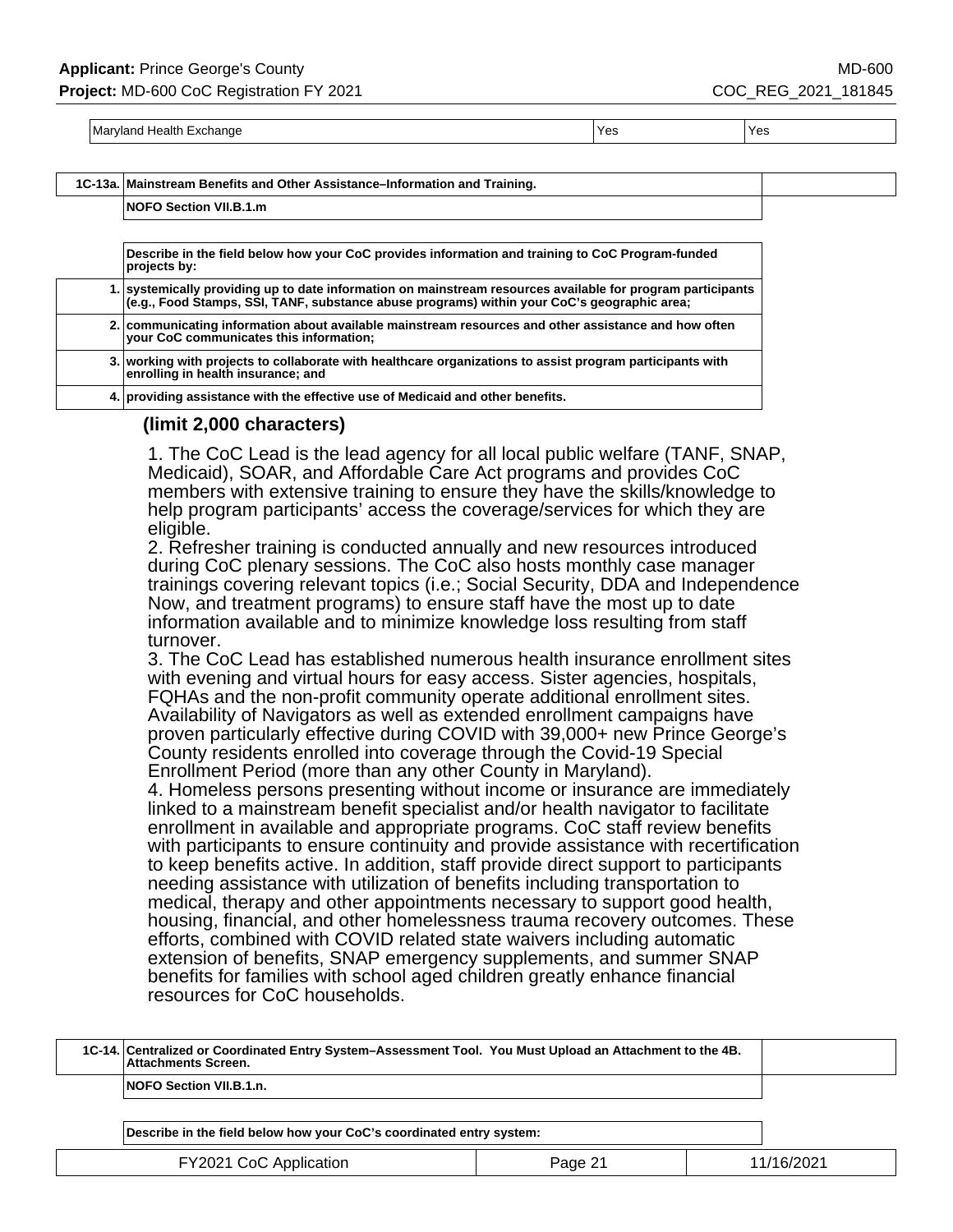| | | |
|---|---|---|
| Maryland Health Exchange | Yes | Yes |

| | |
|---|---|
| **1C-13a.** | **Mainstream Benefits and Other Assistance–Information and Training.** |
| | **NOFO Section VII.B.1.m** |

| | |
|---|---|
| | **Describe in the field below how your CoC provides information and training to CoC Program-funded projects by:** |
| **1.** | **systemically providing up to date information on mainstream resources available for program participants (e.g., Food Stamps, SSI, TANF, substance abuse programs) within your CoC's geographic area;** |
| **2.** | **communicating information about available mainstream resources and other assistance and how often your CoC communicates this information;** |
| **3.** | **working with projects to collaborate with healthcare organizations to assist program participants with enrolling in health insurance; and** |
| **4.** | **providing assistance with the effective use of Medicaid and other benefits.** |

**(limit 2,000 characters)**

1. The CoC Lead is the lead agency for all local public welfare (TANF, SNAP, Medicaid), SOAR, and Affordable Care Act programs and provides CoC members with extensive training to ensure they have the skills/knowledge to help program participants' access the coverage/services for which they are eligible.
2. Refresher training is conducted annually and new resources introduced during CoC plenary sessions. The CoC also hosts monthly case manager trainings covering relevant topics (i.e.; Social Security, DDA and Independence Now, and treatment programs) to ensure staff have the most up to date information available and to minimize knowledge loss resulting from staff turnover.
3. The CoC Lead has established numerous health insurance enrollment sites with evening and virtual hours for easy access. Sister agencies, hospitals, FQHAs and the non-profit community operate additional enrollment sites. Availability of Navigators as well as extended enrollment campaigns have proven particularly effective during COVID with 39,000+ new Prince George's County residents enrolled into coverage through the Covid-19 Special Enrollment Period (more than any other County in Maryland).
4. Homeless persons presenting without income or insurance are immediately linked to a mainstream benefit specialist and/or health navigator to facilitate enrollment in available and appropriate programs. CoC staff review benefits with participants to ensure continuity and provide assistance with recertification to keep benefits active. In addition, staff provide direct support to participants needing assistance with utilization of benefits including transportation to medical, therapy and other appointments necessary to support good health, housing, financial, and other homelessness trauma recovery outcomes. These efforts, combined with COVID related state waivers including automatic extension of benefits, SNAP emergency supplements, and summer SNAP benefits for families with school aged children greatly enhance financial resources for CoC households.

| | |
|---|---|
| **1C-14.** | **Centralized or Coordinated Entry System–Assessment Tool. You Must Upload an Attachment to the 4B. Attachments Screen.** |
| | **NOFO Section VII.B.1.n.** |

**Describe in the field below how your CoC's coordinated entry system:**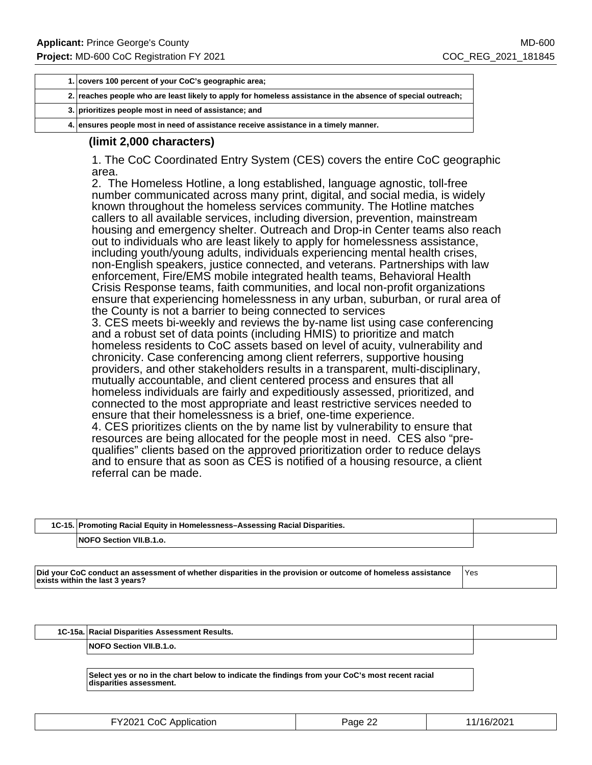| | |
|---|---|
| 1. | covers 100 percent of your CoC's geographic area; |
| 2. | reaches people who are least likely to apply for homeless assistance in the absence of special outreach; |
| 3. | prioritizes people most in need of assistance; and |
| 4. | ensures people most in need of assistance receive assistance in a timely manner. |

**(limit 2,000 characters)**

1. The CoC Coordinated Entry System (CES) covers the entire CoC geographic area.
2. The Homeless Hotline, a long established, language agnostic, toll-free number communicated across many print, digital, and social media, is widely known throughout the homeless services community. The Hotline matches callers to all available services, including diversion, prevention, mainstream housing and emergency shelter. Outreach and Drop-in Center teams also reach out to individuals who are least likely to apply for homelessness assistance, including youth/young adults, individuals experiencing mental health crises, non-English speakers, justice connected, and veterans. Partnerships with law enforcement, Fire/EMS mobile integrated health teams, Behavioral Health Crisis Response teams, faith communities, and local non-profit organizations ensure that experiencing homelessness in any urban, suburban, or rural area of the County is not a barrier to being connected to services
3. CES meets bi-weekly and reviews the by-name list using case conferencing and a robust set of data points (including HMIS) to prioritize and match homeless residents to CoC assets based on level of acuity, vulnerability and chronicity. Case conferencing among client referrers, supportive housing providers, and other stakeholders results in a transparent, multi-disciplinary, mutually accountable, and client centered process and ensures that all homeless individuals are fairly and expeditiously assessed, prioritized, and connected to the most appropriate and least restrictive services needed to ensure that their homelessness is a brief, one-time experience.
4. CES prioritizes clients on the by name list by vulnerability to ensure that resources are being allocated for the people most in need. CES also "pre-qualifies" clients based on the approved prioritization order to reduce delays and to ensure that as soon as CES is notified of a housing resource, a client referral can be made.

| 1C-15. | Promoting Racial Equity in Homelessness–Assessing Racial Disparities. |
|---|---|
| | NOFO Section VII.B.1.o. |

| | |
|---|---|
| Did your CoC conduct an assessment of whether disparities in the provision or outcome of homeless assistance exists within the last 3 years? | Yes |

| 1C-15a. | Racial Disparities Assessment Results. |
|---|---|
| | NOFO Section VII.B.1.o. |

**Select yes or no in the chart below to indicate the findings from your CoC's most recent racial disparities assessment.**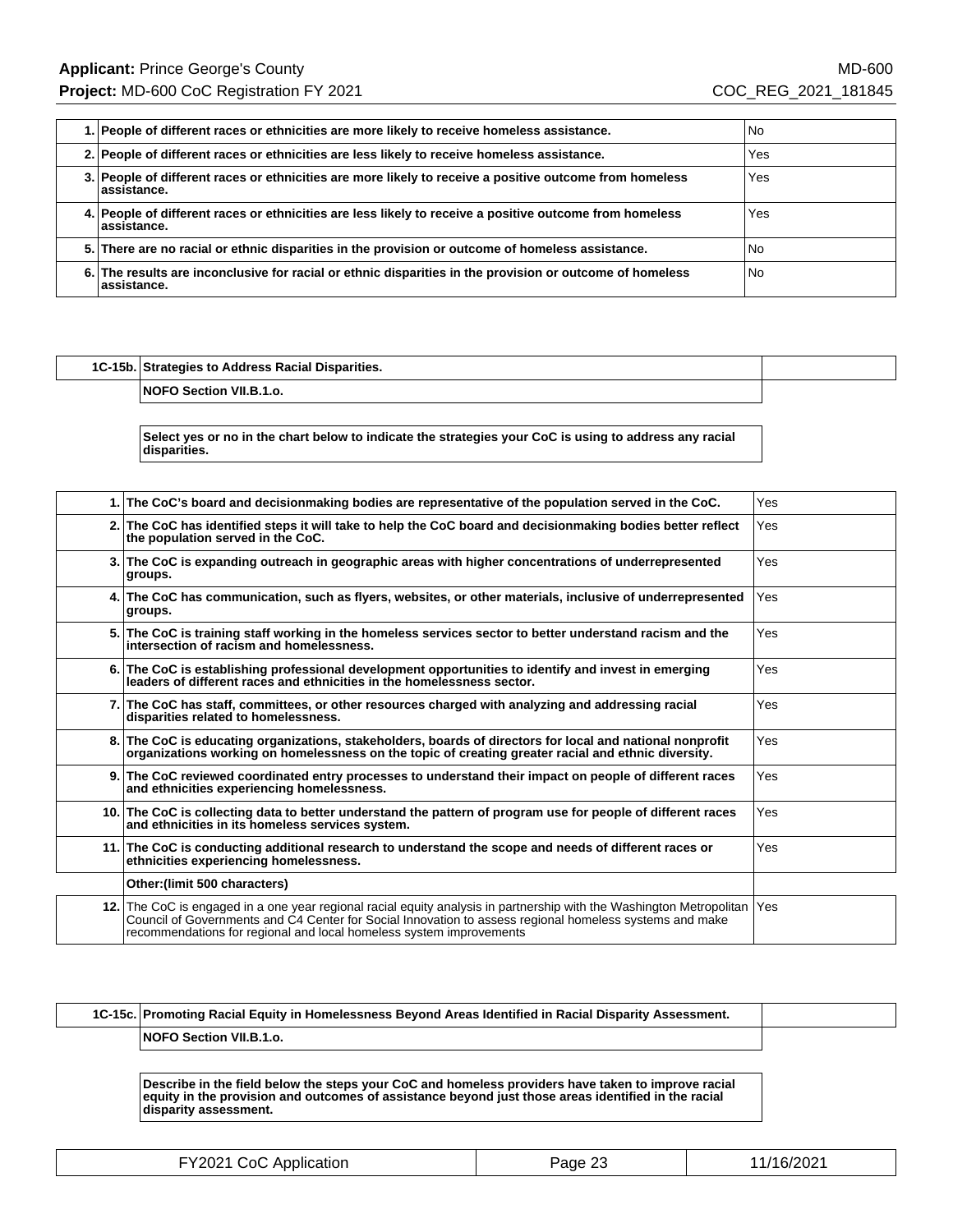| | | |
|---|---|---|
| 1. | People of different races or ethnicities are more likely to receive homeless assistance. | No |
| 2. | People of different races or ethnicities are less likely to receive homeless assistance. | Yes |
| 3. | People of different races or ethnicities are more likely to receive a positive outcome from homeless assistance. | Yes |
| 4. | People of different races or ethnicities are less likely to receive a positive outcome from homeless assistance. | Yes |
| 5. | There are no racial or ethnic disparities in the provision or outcome of homeless assistance. | No |
| 6. | The results are inconclusive for racial or ethnic disparities in the provision or outcome of homeless assistance. | No |

**1C-15b. Strategies to Address Racial Disparities.**

**NOFO Section VII.B.1.o.**

**Select yes or no in the chart below to indicate the strategies your CoC is using to address any racial disparities.**

| | | |
|---|---|---|
| 1. | The CoC's board and decisionmaking bodies are representative of the population served in the CoC. | Yes |
| 2. | The CoC has identified steps it will take to help the CoC board and decisionmaking bodies better reflect the population served in the CoC. | Yes |
| 3. | The CoC is expanding outreach in geographic areas with higher concentrations of underrepresented groups. | Yes |
| 4. | The CoC has communication, such as flyers, websites, or other materials, inclusive of underrepresented groups. | Yes |
| 5. | The CoC is training staff working in the homeless services sector to better understand racism and the intersection of racism and homelessness. | Yes |
| 6. | The CoC is establishing professional development opportunities to identify and invest in emerging leaders of different races and ethnicities in the homelessness sector. | Yes |
| 7. | The CoC has staff, committees, or other resources charged with analyzing and addressing racial disparities related to homelessness. | Yes |
| 8. | The CoC is educating organizations, stakeholders, boards of directors for local and national nonprofit organizations working on homelessness on the topic of creating greater racial and ethnic diversity. | Yes |
| 9. | The CoC reviewed coordinated entry processes to understand their impact on people of different races and ethnicities experiencing homelessness. | Yes |
| 10. | The CoC is collecting data to better understand the pattern of program use for people of different races and ethnicities in its homeless services system. | Yes |
| 11. | The CoC is conducting additional research to understand the scope and needs of different races or ethnicities experiencing homelessness. | Yes |
| | **Other:(limit 500 characters)** | |
| 12. | The CoC is engaged in a one year regional racial equity analysis in partnership with the Washington Metropolitan Council of Governments and C4 Center for Social Innovation to assess regional homeless systems and make recommendations for regional and local homeless system improvements | Yes |

**1C-15c. Promoting Racial Equity in Homelessness Beyond Areas Identified in Racial Disparity Assessment.**

**NOFO Section VII.B.1.o.**

**Describe in the field below the steps your CoC and homeless providers have taken to improve racial equity in the provision and outcomes of assistance beyond just those areas identified in the racial disparity assessment.**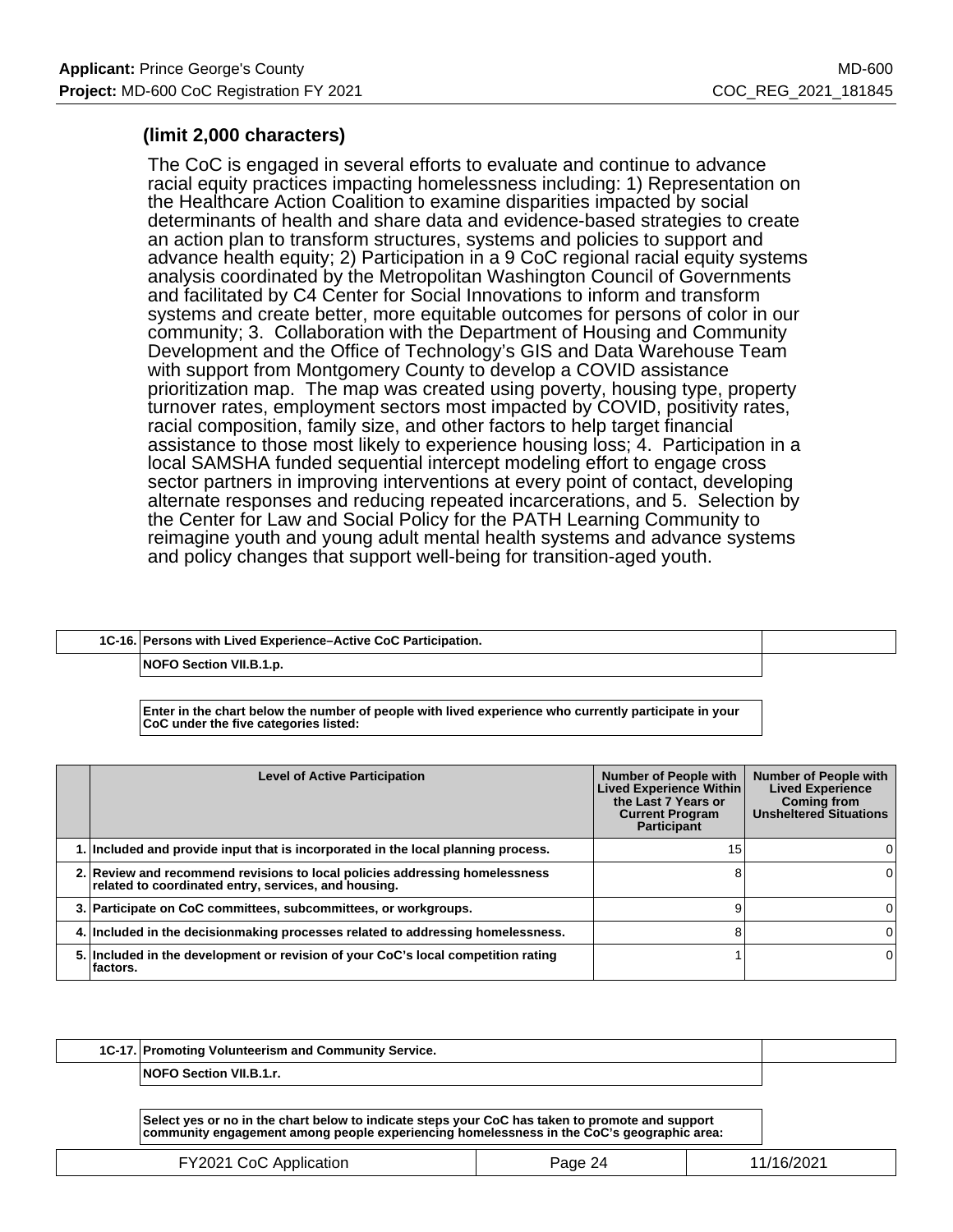**(limit 2,000 characters)**

The CoC is engaged in several efforts to evaluate and continue to advance racial equity practices impacting homelessness including: 1) Representation on the Healthcare Action Coalition to examine disparities impacted by social determinants of health and share data and evidence-based strategies to create an action plan to transform structures, systems and policies to support and advance health equity; 2) Participation in a 9 CoC regional racial equity systems analysis coordinated by the Metropolitan Washington Council of Governments and facilitated by C4 Center for Social Innovations to inform and transform systems and create better, more equitable outcomes for persons of color in our community; 3. Collaboration with the Department of Housing and Community Development and the Office of Technology's GIS and Data Warehouse Team with support from Montgomery County to develop a COVID assistance prioritization map. The map was created using poverty, housing type, property turnover rates, employment sectors most impacted by COVID, positivity rates, racial composition, family size, and other factors to help target financial assistance to those most likely to experience housing loss; 4. Participation in a local SAMSHA funded sequential intercept modeling effort to engage cross sector partners in improving interventions at every point of contact, developing alternate responses and reducing repeated incarcerations, and 5. Selection by the Center for Law and Social Policy for the PATH Learning Community to reimagine youth and young adult mental health systems and advance systems and policy changes that support well-being for transition-aged youth.

| 1C-16. | Persons with Lived Experience–Active CoC Participation. |
|---|---|
| | NOFO Section VII.B.1.p. |

**Enter in the chart below the number of people with lived experience who currently participate in your CoC under the five categories listed:**

| | Level of Active Participation | Number of People with Lived Experience Within the Last 7 Years or Current Program Participant | Number of People with Lived Experience Coming from Unsheltered Situations |
|---|---|---|---|
| 1. | Included and provide input that is incorporated in the local planning process. | 15 | 0 |
| 2. | Review and recommend revisions to local policies addressing homelessness related to coordinated entry, services, and housing. | 8 | 0 |
| 3. | Participate on CoC committees, subcommittees, or workgroups. | 9 | 0 |
| 4. | Included in the decisionmaking processes related to addressing homelessness. | 8 | 0 |
| 5. | Included in the development or revision of your CoC's local competition rating factors. | 1 | 0 |

| 1C-17. | Promoting Volunteerism and Community Service. |
|---|---|
| | NOFO Section VII.B.1.r. |

**Select yes or no in the chart below to indicate steps your CoC has taken to promote and support community engagement among people experiencing homelessness in the CoC's geographic area:**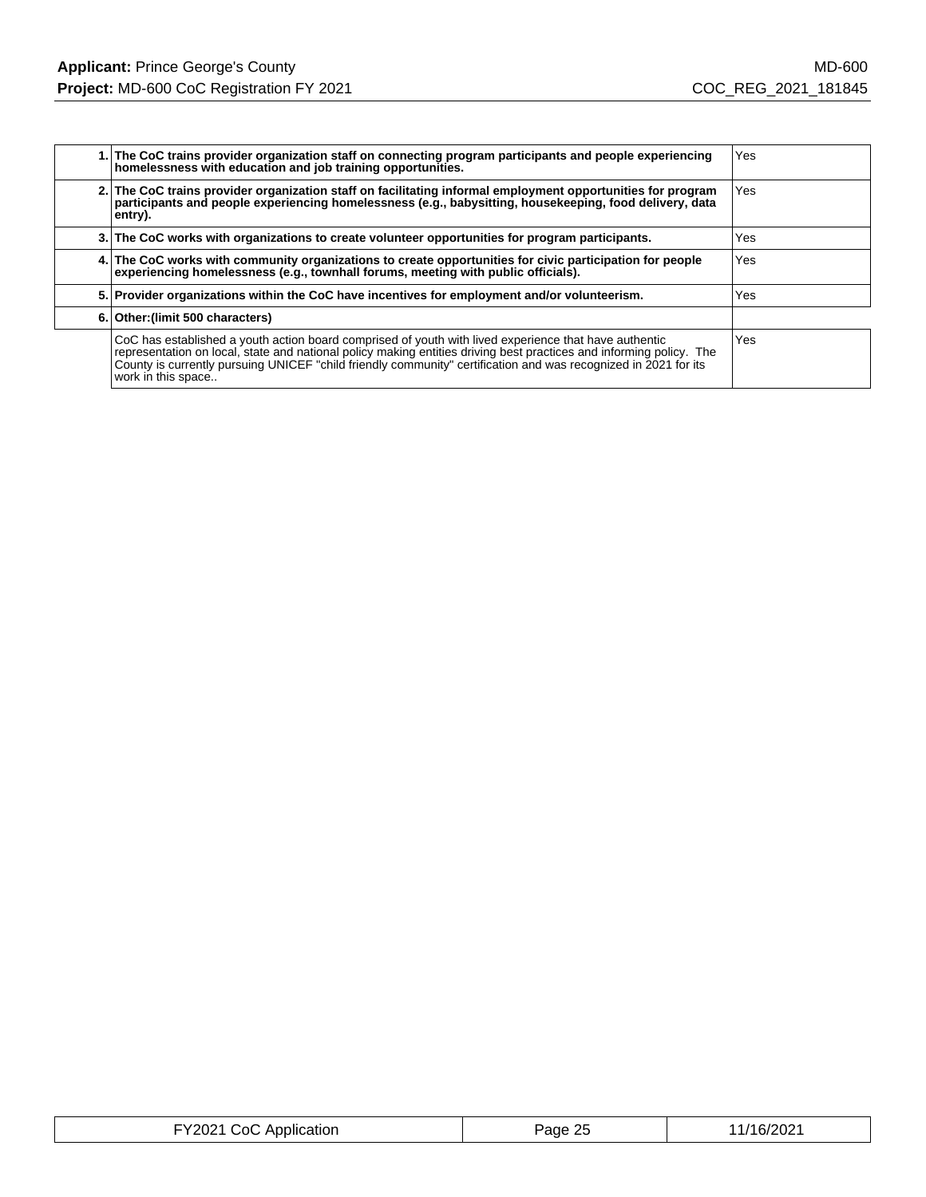| | | |
|---|---|---|
| 1. | **The CoC trains provider organization staff on connecting program participants and people experiencing homelessness with education and job training opportunities.** | Yes |
| 2. | **The CoC trains provider organization staff on facilitating informal employment opportunities for program participants and people experiencing homelessness (e.g., babysitting, housekeeping, food delivery, data entry).** | Yes |
| 3. | **The CoC works with organizations to create volunteer opportunities for program participants.** | Yes |
| 4. | **The CoC works with community organizations to create opportunities for civic participation for people experiencing homelessness (e.g., townhall forums, meeting with public officials).** | Yes |
| 5. | **Provider organizations within the CoC have incentives for employment and/or volunteerism.** | Yes |
| 6. | **Other:(limit 500 characters)** | |
| | CoC has established a youth action board comprised of youth with lived experience that have authentic representation on local, state and national policy making entities driving best practices and informing policy. The County is currently pursuing UNICEF "child friendly community" certification and was recognized in 2021 for its work in this space.. | Yes |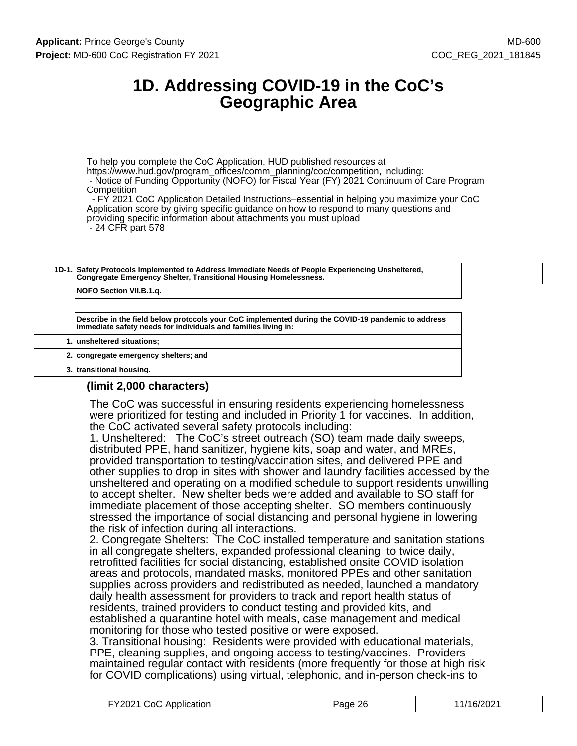# 1D. Addressing COVID-19 in the CoC's Geographic Area

To help you complete the CoC Application, HUD published resources at https://www.hud.gov/program_offices/comm_planning/coc/competition, including:
- Notice of Funding Opportunity (NOFO) for Fiscal Year (FY) 2021 Continuum of Care Program Competition
- FY 2021 CoC Application Detailed Instructions–essential in helping you maximize your CoC Application score by giving specific guidance on how to respond to many questions and providing specific information about attachments you must upload
- 24 CFR part 578

| 1D-1. | **Safety Protocols Implemented to Address Immediate Needs of People Experiencing Unsheltered, Congregate Emergency Shelter, Transitional Housing Homelessness.** |
|---|---|
| | **NOFO Section VII.B.1.q.** |

| | **Describe in the field below protocols your CoC implemented during the COVID-19 pandemic to address immediate safety needs for individuals and families living in:** |
|---|---|
| 1. | **unsheltered situations;** |
| 2. | **congregate emergency shelters; and** |
| 3. | **transitional housing.** |

**(limit 2,000 characters)**

The CoC was successful in ensuring residents experiencing homelessness were prioritized for testing and included in Priority 1 for vaccines. In addition, the CoC activated several safety protocols including:
1. Unsheltered: The CoC's street outreach (SO) team made daily sweeps, distributed PPE, hand sanitizer, hygiene kits, soap and water, and MREs, provided transportation to testing/vaccination sites, and delivered PPE and other supplies to drop in sites with shower and laundry facilities accessed by the unsheltered and operating on a modified schedule to support residents unwilling to accept shelter. New shelter beds were added and available to SO staff for immediate placement of those accepting shelter. SO members continuously stressed the importance of social distancing and personal hygiene in lowering the risk of infection during all interactions.
2. Congregate Shelters: The CoC installed temperature and sanitation stations in all congregate shelters, expanded professional cleaning to twice daily, retrofitted facilities for social distancing, established onsite COVID isolation areas and protocols, mandated masks, monitored PPEs and other sanitation supplies across providers and redistributed as needed, launched a mandatory daily health assessment for providers to track and report health status of residents, trained providers to conduct testing and provided kits, and established a quarantine hotel with meals, case management and medical monitoring for those who tested positive or were exposed.
3. Transitional housing: Residents were provided with educational materials, PPE, cleaning supplies, and ongoing access to testing/vaccines. Providers maintained regular contact with residents (more frequently for those at high risk for COVID complications) using virtual, telephonic, and in-person check-ins to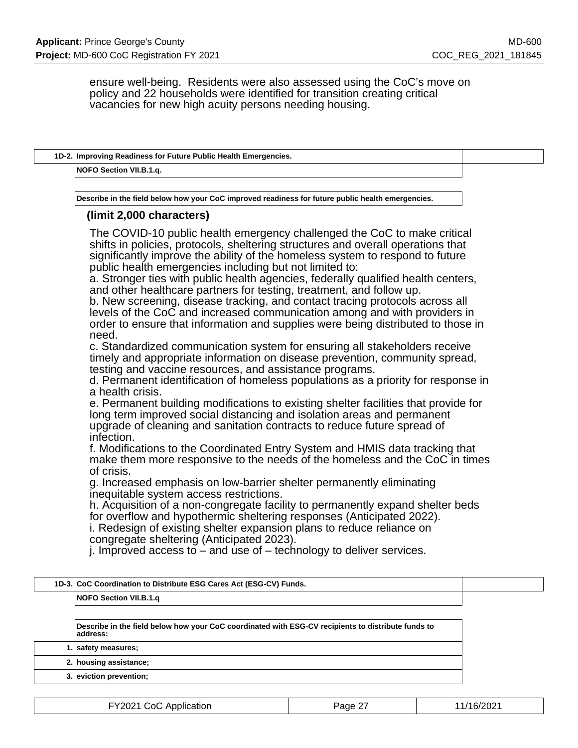ensure well-being. Residents were also assessed using the CoC's move on policy and 22 households were identified for transition creating critical vacancies for new high acuity persons needing housing.

| 1D-2. | Improving Readiness for Future Public Health Emergencies. |
|---|---|
| | NOFO Section VII.B.1.q. |

Describe in the field below how your CoC improved readiness for future public health emergencies.

**(limit 2,000 characters)**

The COVID-10 public health emergency challenged the CoC to make critical shifts in policies, protocols, sheltering structures and overall operations that significantly improve the ability of the homeless system to respond to future public health emergencies including but not limited to:

a. Stronger ties with public health agencies, federally qualified health centers, and other healthcare partners for testing, treatment, and follow up.

b. New screening, disease tracking, and contact tracing protocols across all levels of the CoC and increased communication among and with providers in order to ensure that information and supplies were being distributed to those in need.

c. Standardized communication system for ensuring all stakeholders receive timely and appropriate information on disease prevention, community spread, testing and vaccine resources, and assistance programs.

d. Permanent identification of homeless populations as a priority for response in a health crisis.

e. Permanent building modifications to existing shelter facilities that provide for long term improved social distancing and isolation areas and permanent upgrade of cleaning and sanitation contracts to reduce future spread of infection.

f. Modifications to the Coordinated Entry System and HMIS data tracking that make them more responsive to the needs of the homeless and the CoC in times of crisis.

g. Increased emphasis on low-barrier shelter permanently eliminating inequitable system access restrictions.

h. Acquisition of a non-congregate facility to permanently expand shelter beds for overflow and hypothermic sheltering responses (Anticipated 2022).

i. Redesign of existing shelter expansion plans to reduce reliance on congregate sheltering (Anticipated 2023).

j. Improved access to – and use of – technology to deliver services.

| 1D-3. | CoC Coordination to Distribute ESG Cares Act (ESG-CV) Funds. |
|---|---|
| | NOFO Section VII.B.1.q |

Describe in the field below how your CoC coordinated with ESG-CV recipients to distribute funds to address:

| | |
|---|---|
| 1. | safety measures; |
| 2. | housing assistance; |
| 3. | eviction prevention; |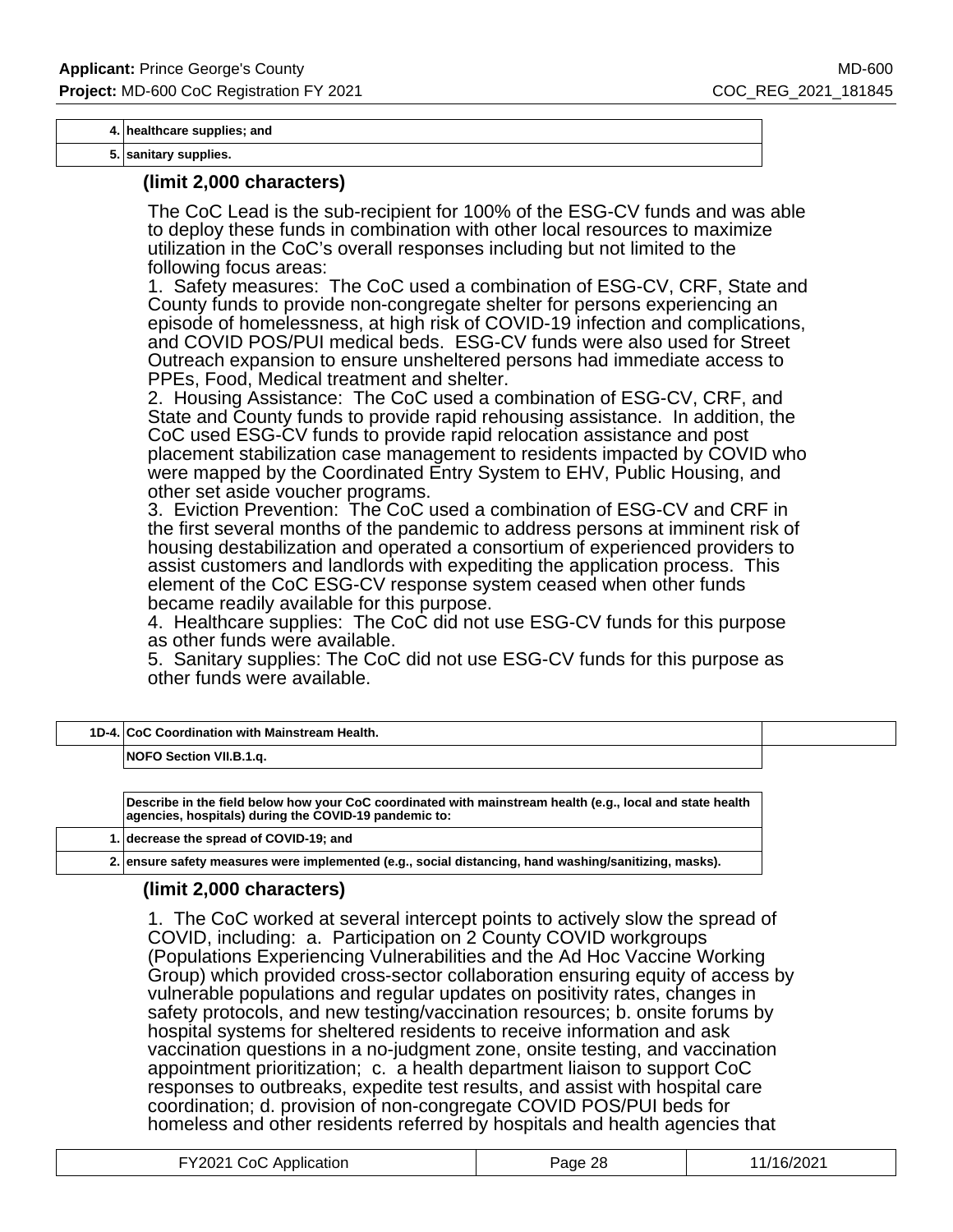| | |
|---|---|
| 4. | healthcare supplies; and |
| 5. | sanitary supplies. |

**(limit 2,000 characters)**

The CoC Lead is the sub-recipient for 100% of the ESG-CV funds and was able to deploy these funds in combination with other local resources to maximize utilization in the CoC's overall responses including but not limited to the following focus areas:
1. Safety measures: The CoC used a combination of ESG-CV, CRF, State and County funds to provide non-congregate shelter for persons experiencing an episode of homelessness, at high risk of COVID-19 infection and complications, and COVID POS/PUI medical beds. ESG-CV funds were also used for Street Outreach expansion to ensure unsheltered persons had immediate access to PPEs, Food, Medical treatment and shelter.
2. Housing Assistance: The CoC used a combination of ESG-CV, CRF, and State and County funds to provide rapid rehousing assistance. In addition, the CoC used ESG-CV funds to provide rapid relocation assistance and post placement stabilization case management to residents impacted by COVID who were mapped by the Coordinated Entry System to EHV, Public Housing, and other set aside voucher programs.
3. Eviction Prevention: The CoC used a combination of ESG-CV and CRF in the first several months of the pandemic to address persons at imminent risk of housing destabilization and operated a consortium of experienced providers to assist customers and landlords with expediting the application process. This element of the CoC ESG-CV response system ceased when other funds became readily available for this purpose.
4. Healthcare supplies: The CoC did not use ESG-CV funds for this purpose as other funds were available.
5. Sanitary supplies: The CoC did not use ESG-CV funds for this purpose as other funds were available.

| | |
|---|---|
| 1D-4. | CoC Coordination with Mainstream Health. |
| | NOFO Section VII.B.1.q. |

| | |
|---|---|
| | Describe in the field below how your CoC coordinated with mainstream health (e.g., local and state health agencies, hospitals) during the COVID-19 pandemic to: |
| 1. | decrease the spread of COVID-19; and |
| 2. | ensure safety measures were implemented (e.g., social distancing, hand washing/sanitizing, masks). |

**(limit 2,000 characters)**

1. The CoC worked at several intercept points to actively slow the spread of COVID, including: a. Participation on 2 County COVID workgroups (Populations Experiencing Vulnerabilities and the Ad Hoc Vaccine Working Group) which provided cross-sector collaboration ensuring equity of access by vulnerable populations and regular updates on positivity rates, changes in safety protocols, and new testing/vaccination resources; b. onsite forums by hospital systems for sheltered residents to receive information and ask vaccination questions in a no-judgment zone, onsite testing, and vaccination appointment prioritization; c. a health department liaison to support CoC responses to outbreaks, expedite test results, and assist with hospital care coordination; d. provision of non-congregate COVID POS/PUI beds for homeless and other residents referred by hospitals and health agencies that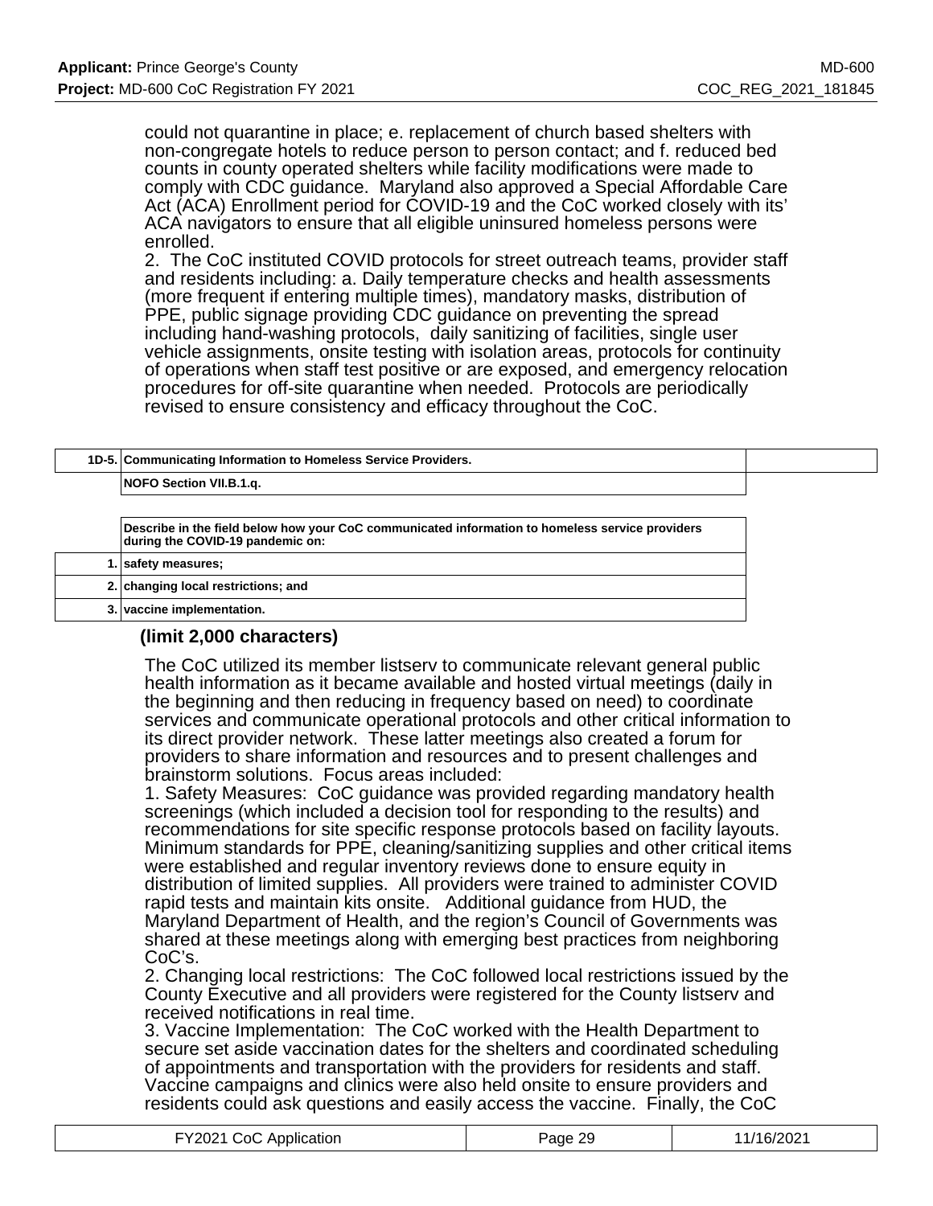could not quarantine in place; e. replacement of church based shelters with non-congregate hotels to reduce person to person contact; and f. reduced bed counts in county operated shelters while facility modifications were made to comply with CDC guidance. Maryland also approved a Special Affordable Care Act (ACA) Enrollment period for COVID-19 and the CoC worked closely with its' ACA navigators to ensure that all eligible uninsured homeless persons were enrolled.
2. The CoC instituted COVID protocols for street outreach teams, provider staff and residents including: a. Daily temperature checks and health assessments (more frequent if entering multiple times), mandatory masks, distribution of PPE, public signage providing CDC guidance on preventing the spread including hand-washing protocols, daily sanitizing of facilities, single user vehicle assignments, onsite testing with isolation areas, protocols for continuity of operations when staff test positive or are exposed, and emergency relocation procedures for off-site quarantine when needed. Protocols are periodically revised to ensure consistency and efficacy throughout the CoC.

| 1D-5. | Communicating Information to Homeless Service Providers. |
|---|---|
| | NOFO Section VII.B.1.q. |

| | Describe in the field below how your CoC communicated information to homeless service providers during the COVID-19 pandemic on: |
|---|---|
| 1. | safety measures; |
| 2. | changing local restrictions; and |
| 3. | vaccine implementation. |

**(limit 2,000 characters)**

The CoC utilized its member listserv to communicate relevant general public health information as it became available and hosted virtual meetings (daily in the beginning and then reducing in frequency based on need) to coordinate services and communicate operational protocols and other critical information to its direct provider network. These latter meetings also created a forum for providers to share information and resources and to present challenges and brainstorm solutions. Focus areas included:
1. Safety Measures: CoC guidance was provided regarding mandatory health screenings (which included a decision tool for responding to the results) and recommendations for site specific response protocols based on facility layouts. Minimum standards for PPE, cleaning/sanitizing supplies and other critical items were established and regular inventory reviews done to ensure equity in distribution of limited supplies. All providers were trained to administer COVID rapid tests and maintain kits onsite. Additional guidance from HUD, the Maryland Department of Health, and the region's Council of Governments was shared at these meetings along with emerging best practices from neighboring CoC's.
2. Changing local restrictions: The CoC followed local restrictions issued by the County Executive and all providers were registered for the County listserv and received notifications in real time.
3. Vaccine Implementation: The CoC worked with the Health Department to secure set aside vaccination dates for the shelters and coordinated scheduling of appointments and transportation with the providers for residents and staff. Vaccine campaigns and clinics were also held onsite to ensure providers and residents could ask questions and easily access the vaccine. Finally, the CoC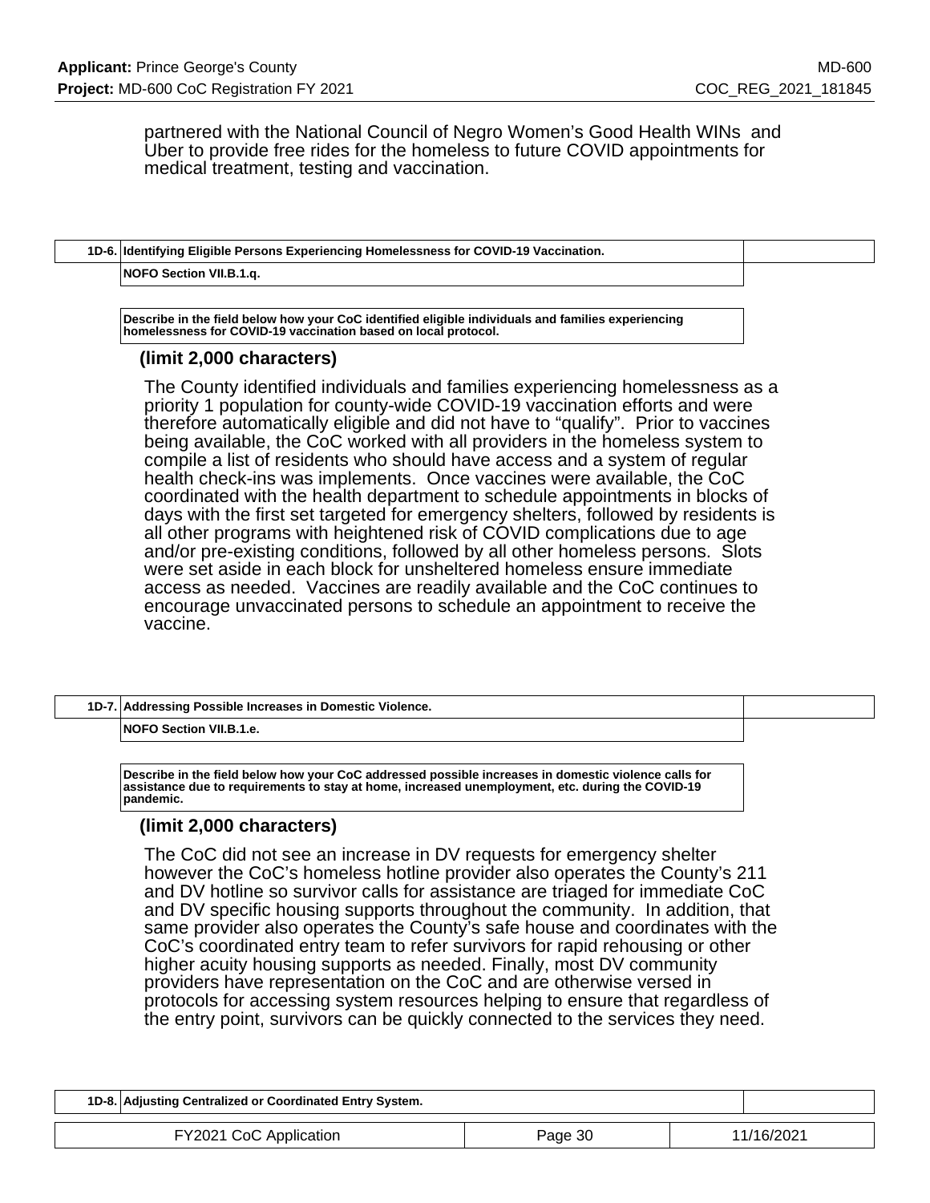partnered with the National Council of Negro Women's Good Health WINs and Uber to provide free rides for the homeless to future COVID appointments for medical treatment, testing and vaccination.

| 1D-6. | Identifying Eligible Persons Experiencing Homelessness for COVID-19 Vaccination. |
|---|---|
| | NOFO Section VII.B.1.q. |

**Describe in the field below how your CoC identified eligible individuals and families experiencing homelessness for COVID-19 vaccination based on local protocol.**

**(limit 2,000 characters)**

The County identified individuals and families experiencing homelessness as a priority 1 population for county-wide COVID-19 vaccination efforts and were therefore automatically eligible and did not have to "qualify". Prior to vaccines being available, the CoC worked with all providers in the homeless system to compile a list of residents who should have access and a system of regular health check-ins was implements. Once vaccines were available, the CoC coordinated with the health department to schedule appointments in blocks of days with the first set targeted for emergency shelters, followed by residents is all other programs with heightened risk of COVID complications due to age and/or pre-existing conditions, followed by all other homeless persons. Slots were set aside in each block for unsheltered homeless ensure immediate access as needed. Vaccines are readily available and the CoC continues to encourage unvaccinated persons to schedule an appointment to receive the vaccine.

| 1D-7. | Addressing Possible Increases in Domestic Violence. |
|---|---|
| | NOFO Section VII.B.1.e. |

**Describe in the field below how your CoC addressed possible increases in domestic violence calls for assistance due to requirements to stay at home, increased unemployment, etc. during the COVID-19 pandemic.**

**(limit 2,000 characters)**

The CoC did not see an increase in DV requests for emergency shelter however the CoC's homeless hotline provider also operates the County's 211 and DV hotline so survivor calls for assistance are triaged for immediate CoC and DV specific housing supports throughout the community. In addition, that same provider also operates the County's safe house and coordinates with the CoC's coordinated entry team to refer survivors for rapid rehousing or other higher acuity housing supports as needed. Finally, most DV community providers have representation on the CoC and are otherwise versed in protocols for accessing system resources helping to ensure that regardless of the entry point, survivors can be quickly connected to the services they need.

| 1D-8. | Adjusting Centralized or Coordinated Entry System. |
|---|---|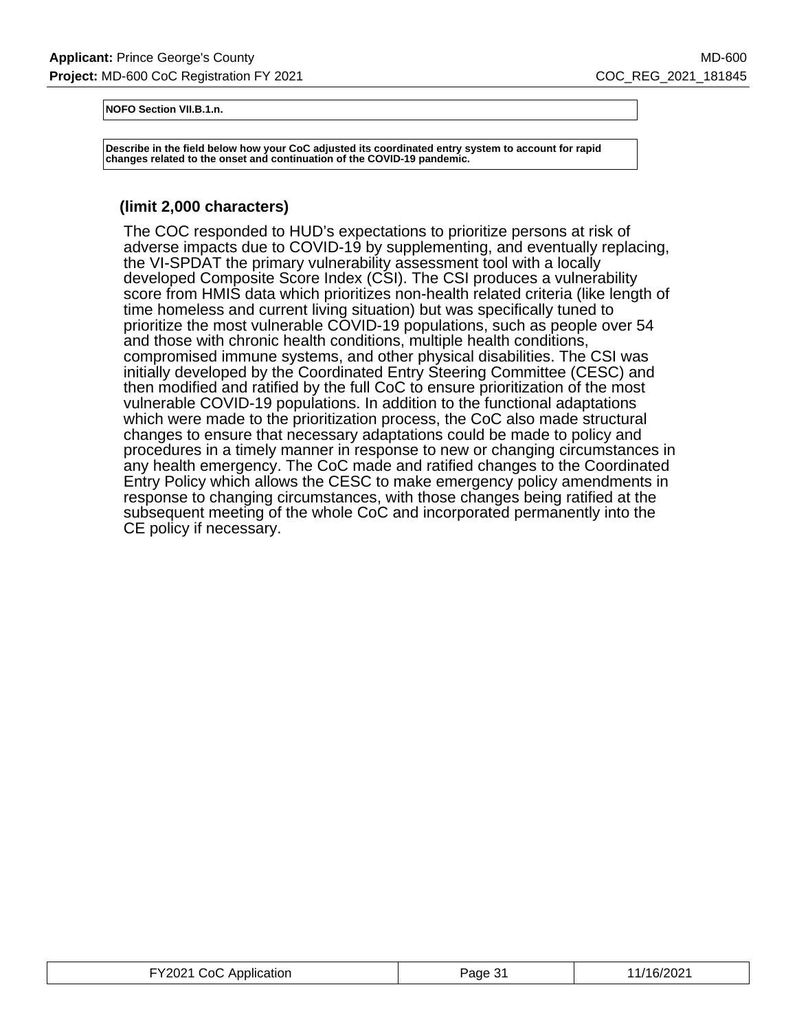| NOFO Section VII.B.1.n. |
| --- |

| Describe in the field below how your CoC adjusted its coordinated entry system to account for rapid changes related to the onset and continuation of the COVID-19 pandemic. |
| --- |

**(limit 2,000 characters)**

The COC responded to HUD's expectations to prioritize persons at risk of adverse impacts due to COVID-19 by supplementing, and eventually replacing, the VI-SPDAT the primary vulnerability assessment tool with a locally developed Composite Score Index (CSI). The CSI produces a vulnerability score from HMIS data which prioritizes non-health related criteria (like length of time homeless and current living situation) but was specifically tuned to prioritize the most vulnerable COVID-19 populations, such as people over 54 and those with chronic health conditions, multiple health conditions, compromised immune systems, and other physical disabilities. The CSI was initially developed by the Coordinated Entry Steering Committee (CESC) and then modified and ratified by the full CoC to ensure prioritization of the most vulnerable COVID-19 populations. In addition to the functional adaptations which were made to the prioritization process, the CoC also made structural changes to ensure that necessary adaptations could be made to policy and procedures in a timely manner in response to new or changing circumstances in any health emergency. The CoC made and ratified changes to the Coordinated Entry Policy which allows the CESC to make emergency policy amendments in response to changing circumstances, with those changes being ratified at the subsequent meeting of the whole CoC and incorporated permanently into the CE policy if necessary.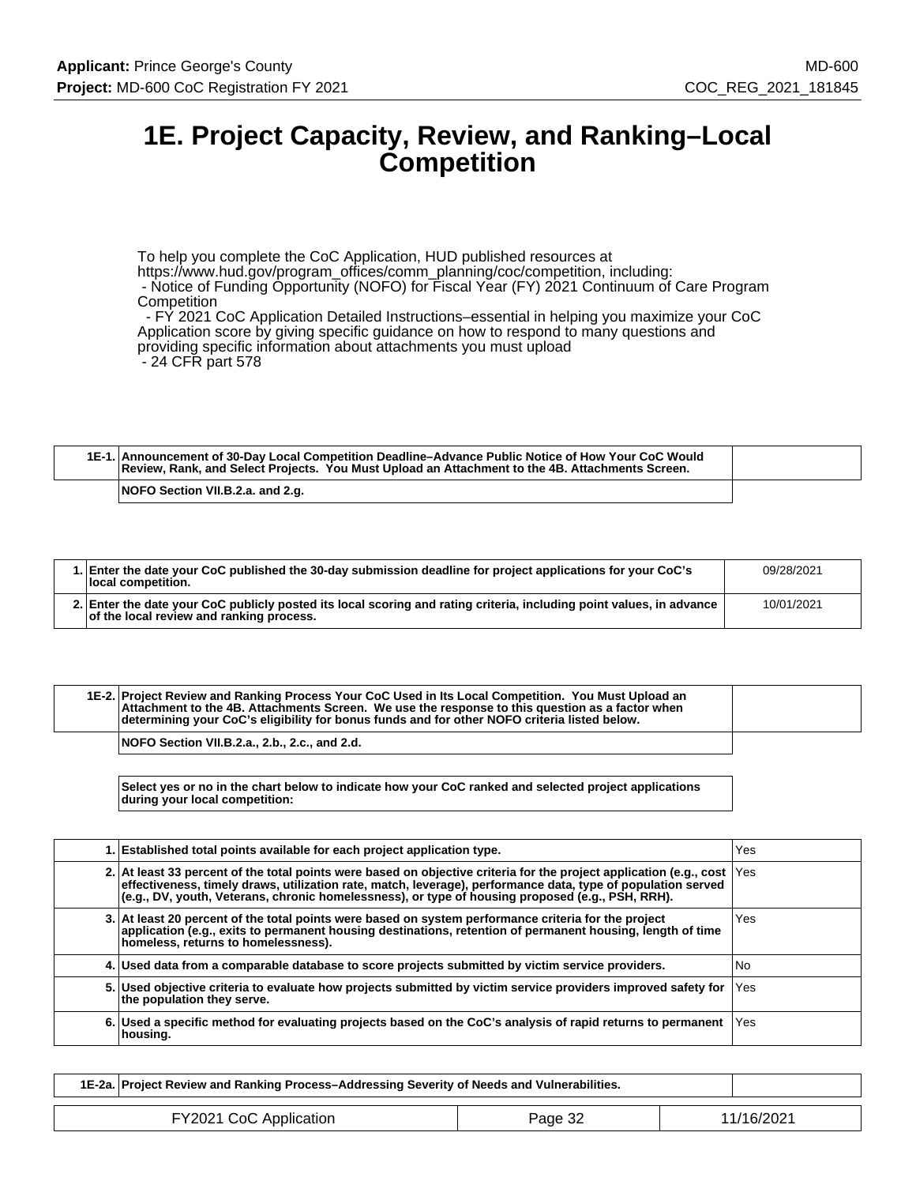# 1E. Project Capacity, Review, and Ranking–Local Competition

To help you complete the CoC Application, HUD published resources at https://www.hud.gov/program_offices/comm_planning/coc/competition, including:
- Notice of Funding Opportunity (NOFO) for Fiscal Year (FY) 2021 Continuum of Care Program Competition
- FY 2021 CoC Application Detailed Instructions–essential in helping you maximize your CoC Application score by giving specific guidance on how to respond to many questions and providing specific information about attachments you must upload
- 24 CFR part 578

| 1E-1. | Announcement of 30-Day Local Competition Deadline–Advance Public Notice of How Your CoC Would Review, Rank, and Select Projects. You Must Upload an Attachment to the 4B. Attachments Screen. |
|---|---|
| | NOFO Section VII.B.2.a. and 2.g. |

| | | |
|---|---|---|
| 1. | Enter the date your CoC published the 30-day submission deadline for project applications for your CoC's local competition. | 09/28/2021 |
| 2. | Enter the date your CoC publicly posted its local scoring and rating criteria, including point values, in advance of the local review and ranking process. | 10/01/2021 |

| 1E-2. | Project Review and Ranking Process Your CoC Used in Its Local Competition. You Must Upload an Attachment to the 4B. Attachments Screen. We use the response to this question as a factor when determining your CoC's eligibility for bonus funds and for other NOFO criteria listed below. |
|---|---|
| | NOFO Section VII.B.2.a., 2.b., 2.c., and 2.d. |

Select yes or no in the chart below to indicate how your CoC ranked and selected project applications during your local competition:

| | | |
|---|---|---|
| 1. | Established total points available for each project application type. | Yes |
| 2. | At least 33 percent of the total points were based on objective criteria for the project application (e.g., cost effectiveness, timely draws, utilization rate, match, leverage), performance data, type of population served (e.g., DV, youth, Veterans, chronic homelessness), or type of housing proposed (e.g., PSH, RRH). | Yes |
| 3. | At least 20 percent of the total points were based on system performance criteria for the project application (e.g., exits to permanent housing destinations, retention of permanent housing, length of time homeless, returns to homelessness). | Yes |
| 4. | Used data from a comparable database to score projects submitted by victim service providers. | No |
| 5. | Used objective criteria to evaluate how projects submitted by victim service providers improved safety for the population they serve. | Yes |
| 6. | Used a specific method for evaluating projects based on the CoC's analysis of rapid returns to permanent housing. | Yes |

| 1E-2a. | Project Review and Ranking Process–Addressing Severity of Needs and Vulnerabilities. |
|---|---|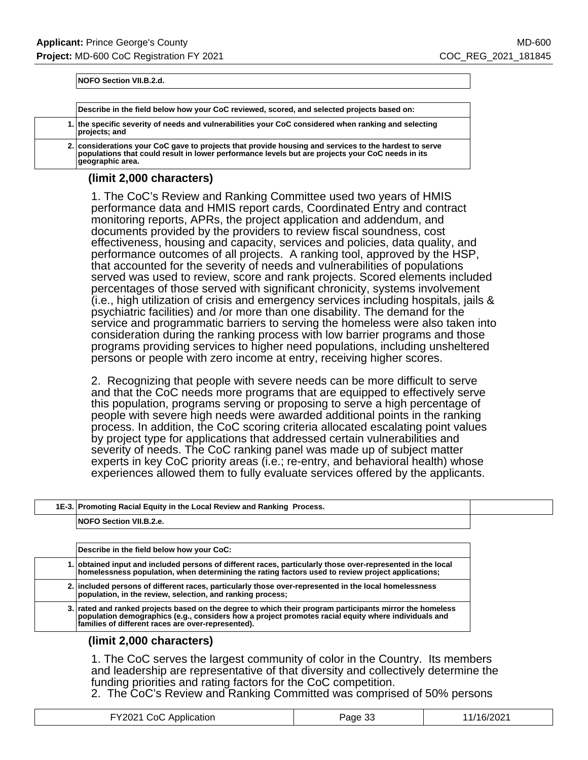**NOFO Section VII.B.2.d.**

| | Describe in the field below how your CoC reviewed, scored, and selected projects based on: |
|---|---|
| 1. | the specific severity of needs and vulnerabilities your CoC considered when ranking and selecting projects; and |
| 2. | considerations your CoC gave to projects that provide housing and services to the hardest to serve populations that could result in lower performance levels but are projects your CoC needs in its geographic area. |

**(limit 2,000 characters)**

1. The CoC's Review and Ranking Committee used two years of HMIS performance data and HMIS report cards, Coordinated Entry and contract monitoring reports, APRs, the project application and addendum, and documents provided by the providers to review fiscal soundness, cost effectiveness, housing and capacity, services and policies, data quality, and performance outcomes of all projects. A ranking tool, approved by the HSP, that accounted for the severity of needs and vulnerabilities of populations served was used to review, score and rank projects. Scored elements included percentages of those served with significant chronicity, systems involvement (i.e., high utilization of crisis and emergency services including hospitals, jails & psychiatric facilities) and /or more than one disability. The demand for the service and programmatic barriers to serving the homeless were also taken into consideration during the ranking process with low barrier programs and those programs providing services to higher need populations, including unsheltered persons or people with zero income at entry, receiving higher scores.

2. Recognizing that people with severe needs can be more difficult to serve and that the CoC needs more programs that are equipped to effectively serve this population, programs serving or proposing to serve a high percentage of people with severe high needs were awarded additional points in the ranking process. In addition, the CoC scoring criteria allocated escalating point values by project type for applications that addressed certain vulnerabilities and severity of needs. The CoC ranking panel was made up of subject matter experts in key CoC priority areas (i.e.; re-entry, and behavioral health) whose experiences allowed them to fully evaluate services offered by the applicants.

| 1E-3. | Promoting Racial Equity in the Local Review and Ranking Process. |
|---|---|
| | NOFO Section VII.B.2.e. |

| | Describe in the field below how your CoC: |
|---|---|
| 1. | obtained input and included persons of different races, particularly those over-represented in the local homelessness population, when determining the rating factors used to review project applications; |
| 2. | included persons of different races, particularly those over-represented in the local homelessness population, in the review, selection, and ranking process; |
| 3. | rated and ranked projects based on the degree to which their program participants mirror the homeless population demographics (e.g., considers how a project promotes racial equity where individuals and families of different races are over-represented). |

**(limit 2,000 characters)**

1. The CoC serves the largest community of color in the Country. Its members and leadership are representative of that diversity and collectively determine the funding priorities and rating factors for the CoC competition.
2. The CoC's Review and Ranking Committed was comprised of 50% persons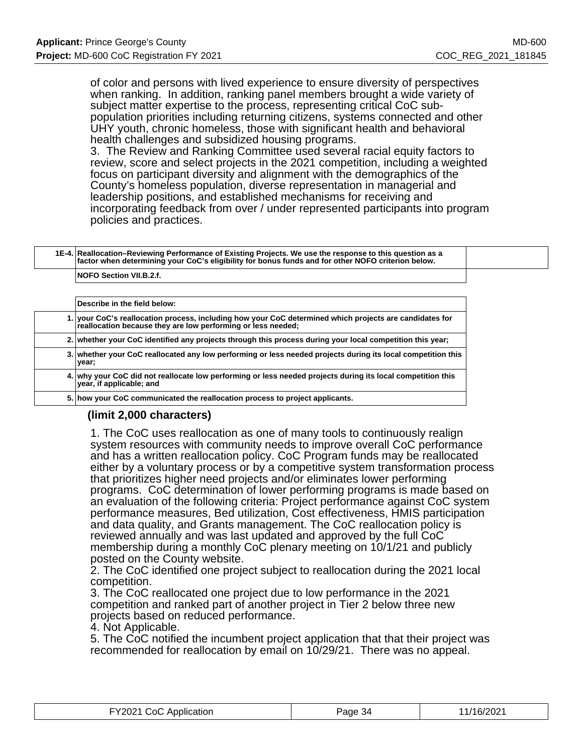of color and persons with lived experience to ensure diversity of perspectives when ranking.  In addition, ranking panel members brought a wide variety of subject matter expertise to the process, representing critical CoC sub-population priorities including returning citizens, systems connected and other UHY youth, chronic homeless, those with significant health and behavioral health challenges and subsidized housing programs.
3.  The Review and Ranking Committee used several racial equity factors to review, score and select projects in the 2021 competition, including a weighted focus on participant diversity and alignment with the demographics of the County's homeless population, diverse representation in managerial and leadership positions, and established mechanisms for receiving and incorporating feedback from over / under represented participants into program policies and practices.

| 1E-4. | Reallocation–Reviewing Performance of Existing Projects. We use the response to this question as a factor when determining your CoC's eligibility for bonus funds and for other NOFO criterion below. |
|---|---|
| | NOFO Section VII.B.2.f. |

| | Describe in the field below: |
|---|---|
| 1. | your CoC's reallocation process, including how your CoC determined which projects are candidates for reallocation because they are low performing or less needed; |
| 2. | whether your CoC identified any projects through this process during your local competition this year; |
| 3. | whether your CoC reallocated any low performing or less needed projects during its local competition this year; |
| 4. | why your CoC did not reallocate low performing or less needed projects during its local competition this year, if applicable; and |
| 5. | how your CoC communicated the reallocation process to project applicants. |

**(limit 2,000 characters)**

1. The CoC uses reallocation as one of many tools to continuously realign system resources with community needs to improve overall CoC performance and has a written reallocation policy. CoC Program funds may be reallocated either by a voluntary process or by a competitive system transformation process that prioritizes higher need projects and/or eliminates lower performing programs.  CoC determination of lower performing programs is made based on an evaluation of the following criteria: Project performance against CoC system performance measures, Bed utilization, Cost effectiveness, HMIS participation and data quality, and Grants management. The CoC reallocation policy is reviewed annually and was last updated and approved by the full CoC membership during a monthly CoC plenary meeting on 10/1/21 and publicly posted on the County website.
2. The CoC identified one project subject to reallocation during the 2021 local competition.
3. The CoC reallocated one project due to low performance in the 2021 competition and ranked part of another project in Tier 2 below three new projects based on reduced performance.
4. Not Applicable.
5. The CoC notified the incumbent project application that that their project was recommended for reallocation by email on 10/29/21.  There was no appeal.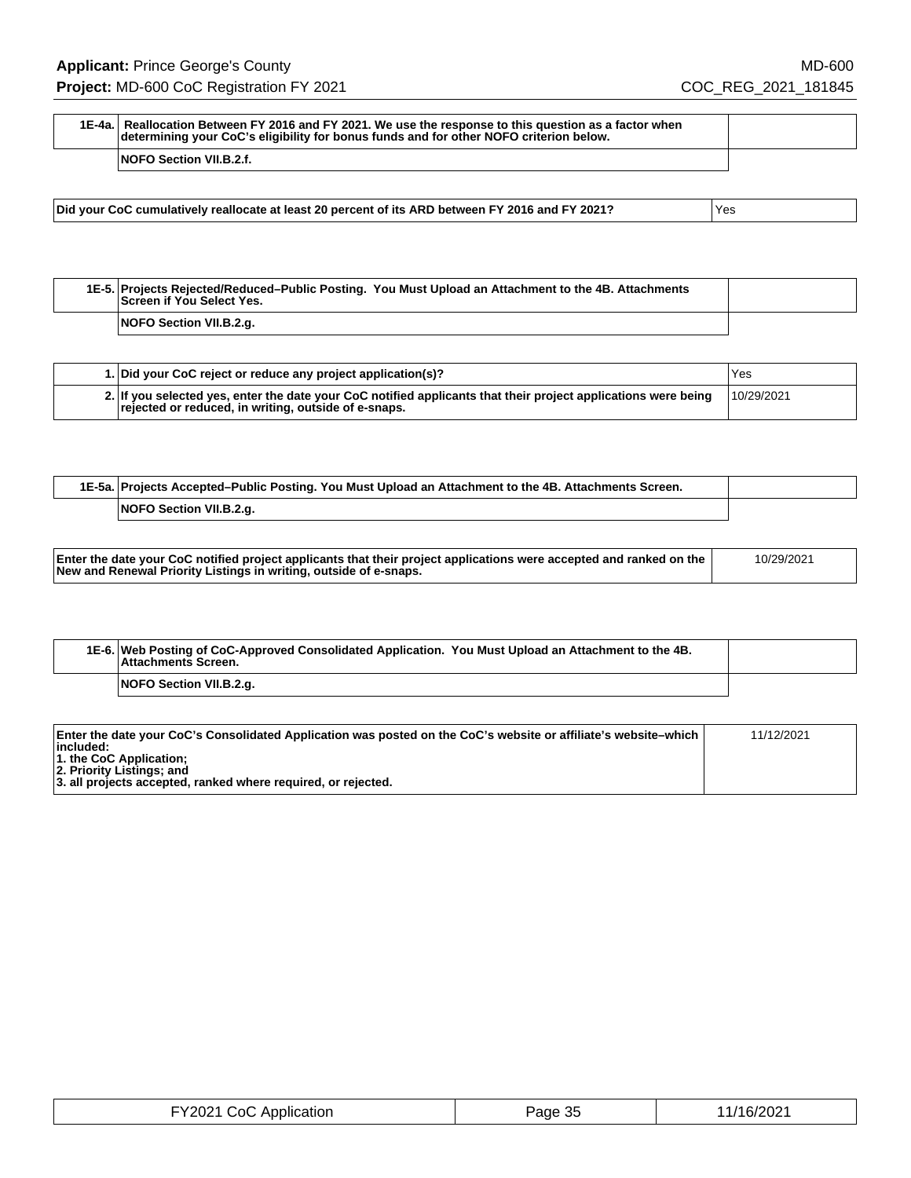| 1E-4a. | Reallocation Between FY 2016 and FY 2021. We use the response to this question as a factor when determining your CoC's eligibility for bonus funds and for other NOFO criterion below. |
|---|---|
| | NOFO Section VII.B.2.f. |

| | |
|---|---|
| Did your CoC cumulatively reallocate at least 20 percent of its ARD between FY 2016 and FY 2021? | Yes |

| 1E-5. | Projects Rejected/Reduced–Public Posting. You Must Upload an Attachment to the 4B. Attachments Screen if You Select Yes. |
|---|---|
| | NOFO Section VII.B.2.g. |

| | | |
|---|---|---|
| 1. | Did your CoC reject or reduce any project application(s)? | Yes |
| 2. | If you selected yes, enter the date your CoC notified applicants that their project applications were being rejected or reduced, in writing, outside of e-snaps. | 10/29/2021 |

| 1E-5a. | Projects Accepted–Public Posting. You Must Upload an Attachment to the 4B. Attachments Screen. |
|---|---|
| | NOFO Section VII.B.2.g. |

| | |
|---|---|
| Enter the date your CoC notified project applicants that their project applications were accepted and ranked on the New and Renewal Priority Listings in writing, outside of e-snaps. | 10/29/2021 |

| 1E-6. | Web Posting of CoC-Approved Consolidated Application. You Must Upload an Attachment to the 4B. Attachments Screen. |
|---|---|
| | NOFO Section VII.B.2.g. |

| | |
|---|---|
| Enter the date your CoC's Consolidated Application was posted on the CoC's website or affiliate's website–which included:<br>1. the CoC Application;<br>2. Priority Listings; and<br>3. all projects accepted, ranked where required, or rejected. | 11/12/2021 |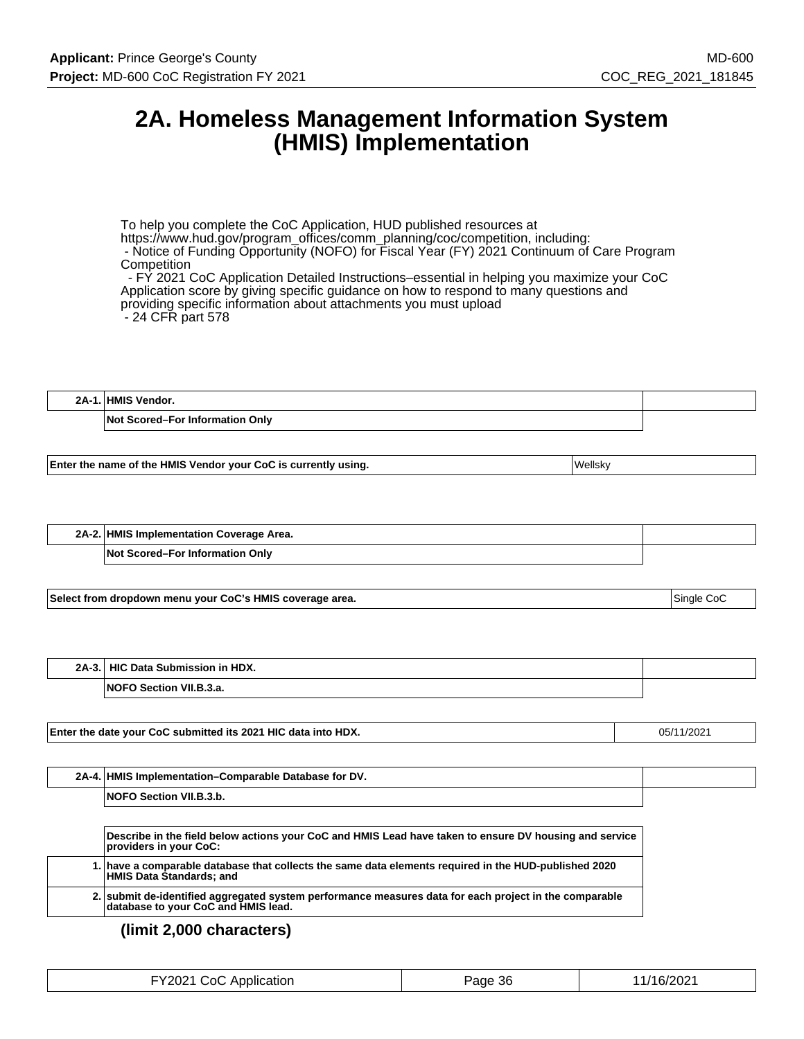# 2A. Homeless Management Information System (HMIS) Implementation

To help you complete the CoC Application, HUD published resources at https://www.hud.gov/program_offices/comm_planning/coc/competition, including:
- Notice of Funding Opportunity (NOFO) for Fiscal Year (FY) 2021 Continuum of Care Program Competition
- FY 2021 CoC Application Detailed Instructions–essential in helping you maximize your CoC Application score by giving specific guidance on how to respond to many questions and providing specific information about attachments you must upload
- 24 CFR part 578

| 2A-1. | HMIS Vendor. |
|---|---|
| | Not Scored–For Information Only |

| Enter the name of the HMIS Vendor your CoC is currently using. | Wellsky |
|---|---|

| 2A-2. | HMIS Implementation Coverage Area. |
|---|---|
| | Not Scored–For Information Only |

| Select from dropdown menu your CoC's HMIS coverage area. | Single CoC |
|---|---|

| 2A-3. | HIC Data Submission in HDX. |
|---|---|
| | NOFO Section VII.B.3.a. |

| Enter the date your CoC submitted its 2021 HIC data into HDX. | 05/11/2021 |
|---|---|

| 2A-4. | HMIS Implementation–Comparable Database for DV. |
|---|---|
| | NOFO Section VII.B.3.b. |

| | Describe in the field below actions your CoC and HMIS Lead have taken to ensure DV housing and service providers in your CoC: |
|---|---|
| 1. | have a comparable database that collects the same data elements required in the HUD-published 2020 HMIS Data Standards; and |
| 2. | submit de-identified aggregated system performance measures data for each project in the comparable database to your CoC and HMIS lead. |

**(limit 2,000 characters)**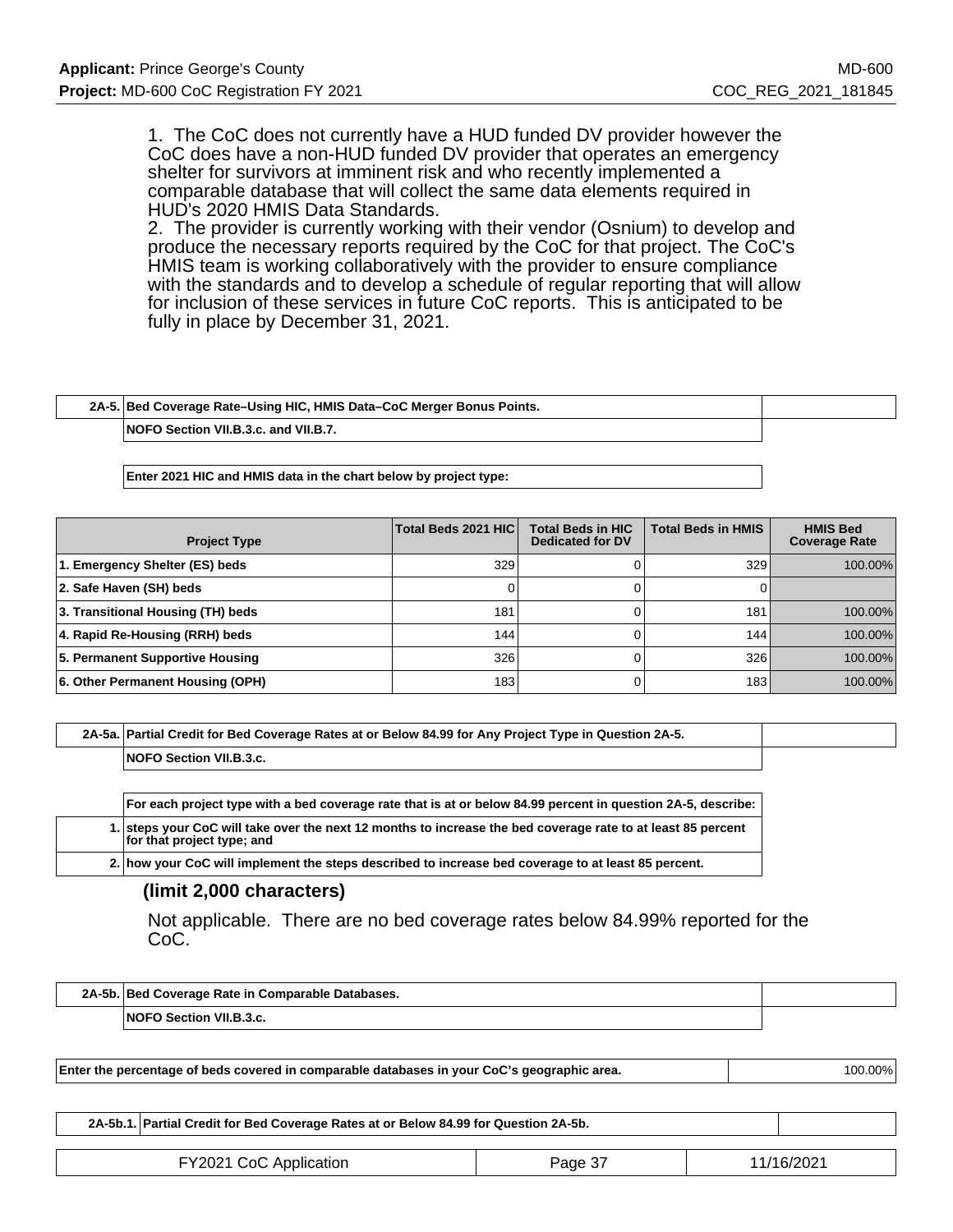1. The CoC does not currently have a HUD funded DV provider however the CoC does have a non-HUD funded DV provider that operates an emergency shelter for survivors at imminent risk and who recently implemented a comparable database that will collect the same data elements required in HUD's 2020 HMIS Data Standards.
2. The provider is currently working with their vendor (Osnium) to develop and produce the necessary reports required by the CoC for that project. The CoC's HMIS team is working collaboratively with the provider to ensure compliance with the standards and to develop a schedule of regular reporting that will allow for inclusion of these services in future CoC reports. This is anticipated to be fully in place by December 31, 2021.

| 2A-5. | Bed Coverage Rate–Using HIC, HMIS Data–CoC Merger Bonus Points. |
|---|---|
| | NOFO Section VII.B.3.c. and VII.B.7. |

**Enter 2021 HIC and HMIS data in the chart below by project type:**

| Project Type | Total Beds 2021 HIC | Total Beds in HIC Dedicated for DV | Total Beds in HMIS | HMIS Bed Coverage Rate |
|---|---|---|---|---|
| 1. Emergency Shelter (ES) beds | 329 | 0 | 329 | 100.00% |
| 2. Safe Haven (SH) beds | 0 | 0 | 0 | |
| 3. Transitional Housing (TH) beds | 181 | 0 | 181 | 100.00% |
| 4. Rapid Re-Housing (RRH) beds | 144 | 0 | 144 | 100.00% |
| 5. Permanent Supportive Housing | 326 | 0 | 326 | 100.00% |
| 6. Other Permanent Housing (OPH) | 183 | 0 | 183 | 100.00% |

| 2A-5a. | Partial Credit for Bed Coverage Rates at or Below 84.99 for Any Project Type in Question 2A-5. |
|---|---|
| | NOFO Section VII.B.3.c. |

| | For each project type with a bed coverage rate that is at or below 84.99 percent in question 2A-5, describe: |
|---|---|
| 1. | steps your CoC will take over the next 12 months to increase the bed coverage rate to at least 85 percent for that project type; and |
| 2. | how your CoC will implement the steps described to increase bed coverage to at least 85 percent. |

**(limit 2,000 characters)**

Not applicable. There are no bed coverage rates below 84.99% reported for the CoC.

| 2A-5b. | Bed Coverage Rate in Comparable Databases. |
|---|---|
| | NOFO Section VII.B.3.c. |

| Enter the percentage of beds covered in comparable databases in your CoC's geographic area. | 100.00% |
|---|---|

| 2A-5b.1. | Partial Credit for Bed Coverage Rates at or Below 84.99 for Question 2A-5b. |
|---|---|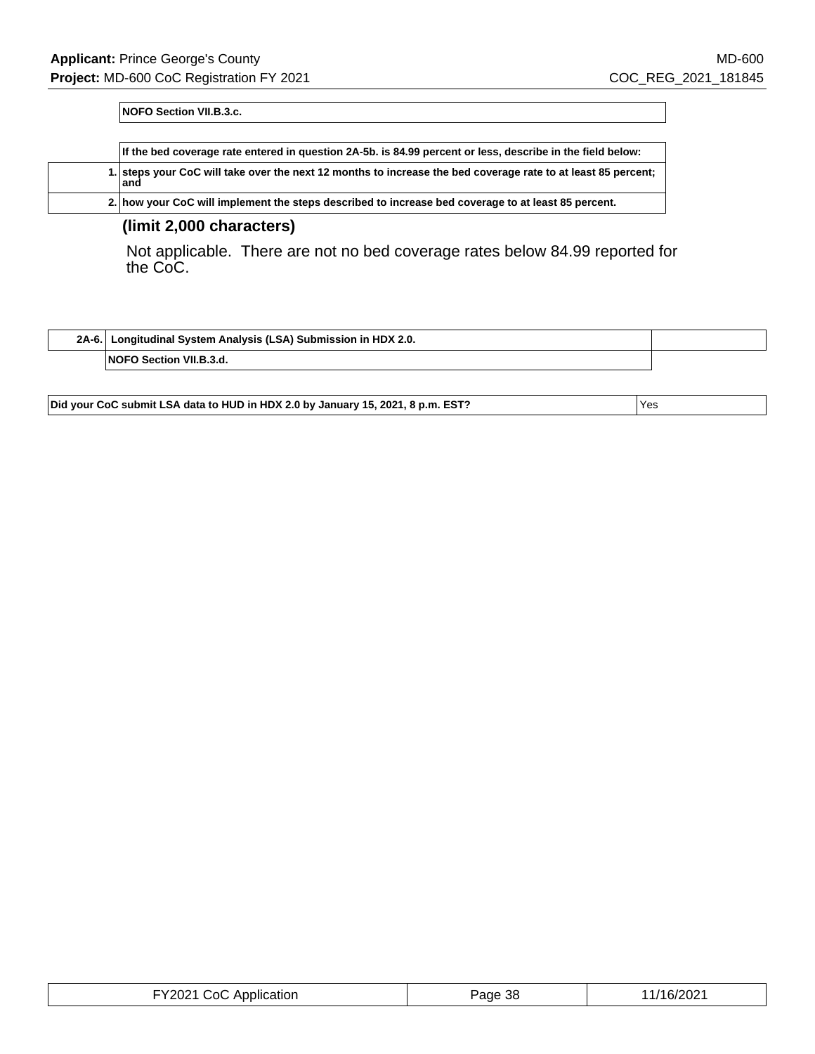| NOFO Section VII.B.3.c. |
|---|

| | If the bed coverage rate entered in question 2A-5b. is 84.99 percent or less, describe in the field below: |
|---|---|
| 1. | steps your CoC will take over the next 12 months to increase the bed coverage rate to at least 85 percent; and |
| 2. | how your CoC will implement the steps described to increase bed coverage to at least 85 percent. |

**(limit 2,000 characters)**

Not applicable. There are not no bed coverage rates below 84.99 reported for the CoC.

| 2A-6. | Longitudinal System Analysis (LSA) Submission in HDX 2.0. | |
|---|---|---|
| | NOFO Section VII.B.3.d. | |

| Did your CoC submit LSA data to HUD in HDX 2.0 by January 15, 2021, 8 p.m. EST? | Yes |
|---|---|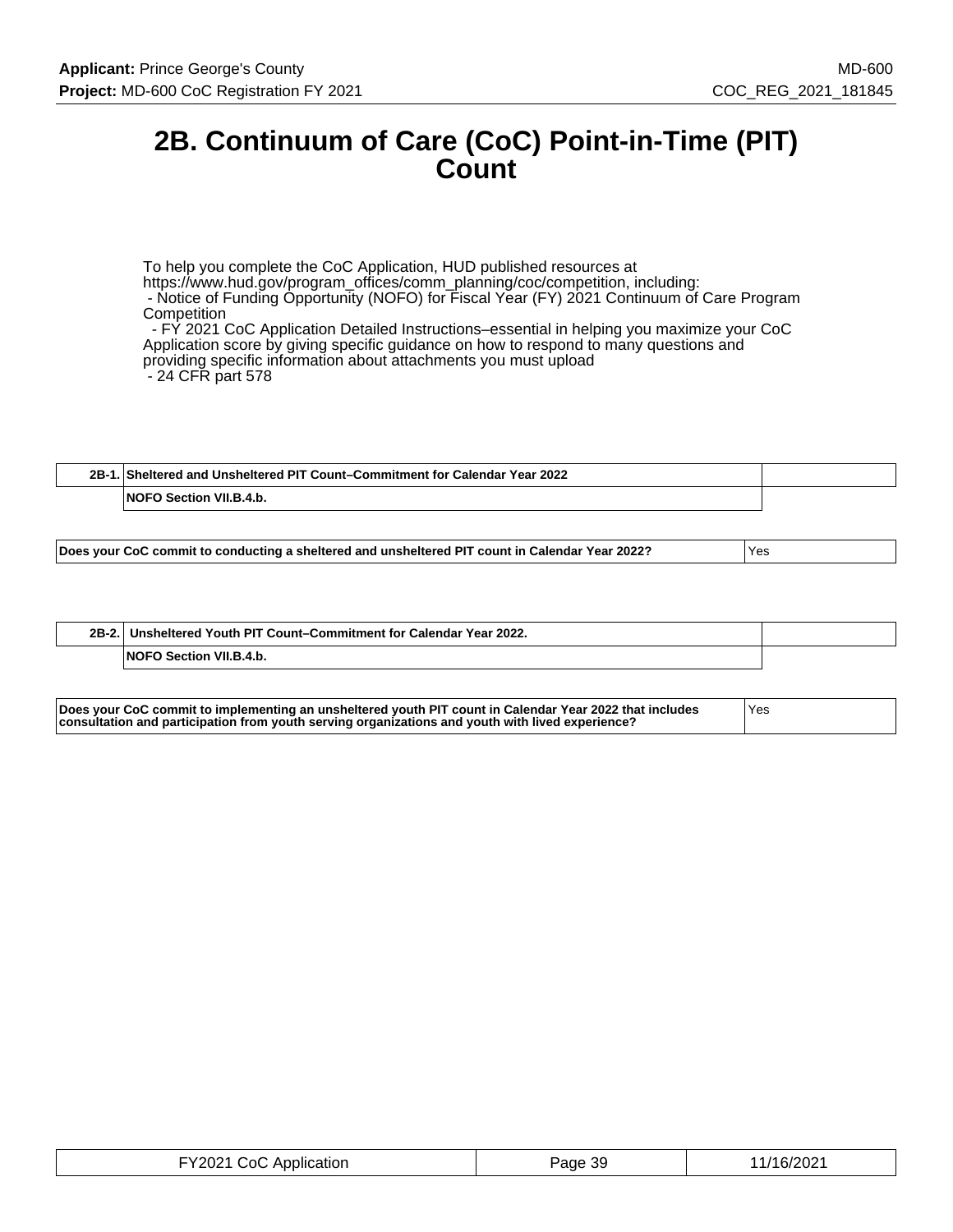# 2B. Continuum of Care (CoC) Point-in-Time (PIT) Count

To help you complete the CoC Application, HUD published resources at https://www.hud.gov/program_offices/comm_planning/coc/competition, including:
 - Notice of Funding Opportunity (NOFO) for Fiscal Year (FY) 2021 Continuum of Care Program Competition
 - FY 2021 CoC Application Detailed Instructions–essential in helping you maximize your CoC Application score by giving specific guidance on how to respond to many questions and providing specific information about attachments you must upload
 - 24 CFR part 578

| 2B-1. | Sheltered and Unsheltered PIT Count–Commitment for Calendar Year 2022 |
|---|---|
| | NOFO Section VII.B.4.b. |

| Does your CoC commit to conducting a sheltered and unsheltered PIT count in Calendar Year 2022? | Yes |
|---|---|

| 2B-2. | Unsheltered Youth PIT Count–Commitment for Calendar Year 2022. |
|---|---|
| | NOFO Section VII.B.4.b. |

| Does your CoC commit to implementing an unsheltered youth PIT count in Calendar Year 2022 that includes consultation and participation from youth serving organizations and youth with lived experience? | Yes |
|---|---|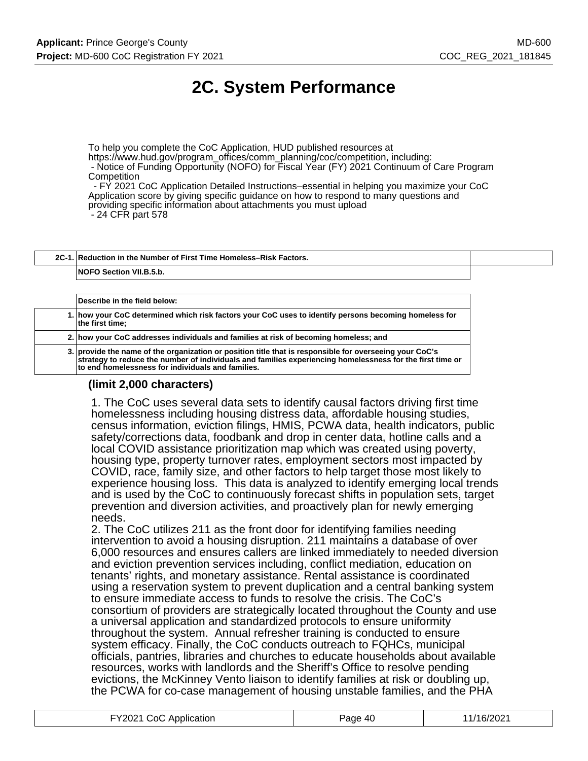# 2C. System Performance

To help you complete the CoC Application, HUD published resources at https://www.hud.gov/program_offices/comm_planning/coc/competition, including:
- Notice of Funding Opportunity (NOFO) for Fiscal Year (FY) 2021 Continuum of Care Program Competition
- FY 2021 CoC Application Detailed Instructions–essential in helping you maximize your CoC Application score by giving specific guidance on how to respond to many questions and providing specific information about attachments you must upload
- 24 CFR part 578

| **2C-1.** | **Reduction in the Number of First Time Homeless–Risk Factors.** |
|---|---|
| | **NOFO Section VII.B.5.b.** |

| | **Describe in the field below:** |
|---|---|
| **1.** | **how your CoC determined which risk factors your CoC uses to identify persons becoming homeless for the first time;** |
| **2.** | **how your CoC addresses individuals and families at risk of becoming homeless; and** |
| **3.** | **provide the name of the organization or position title that is responsible for overseeing your CoC's strategy to reduce the number of individuals and families experiencing homelessness for the first time or to end homelessness for individuals and families.** |

**(limit 2,000 characters)**

1. The CoC uses several data sets to identify causal factors driving first time homelessness including housing distress data, affordable housing studies, census information, eviction filings, HMIS, PCWA data, health indicators, public safety/corrections data, foodbank and drop in center data, hotline calls and a local COVID assistance prioritization map which was created using poverty, housing type, property turnover rates, employment sectors most impacted by COVID, race, family size, and other factors to help target those most likely to experience housing loss. This data is analyzed to identify emerging local trends and is used by the CoC to continuously forecast shifts in population sets, target prevention and diversion activities, and proactively plan for newly emerging needs.
2. The CoC utilizes 211 as the front door for identifying families needing intervention to avoid a housing disruption. 211 maintains a database of over 6,000 resources and ensures callers are linked immediately to needed diversion and eviction prevention services including, conflict mediation, education on tenants' rights, and monetary assistance. Rental assistance is coordinated using a reservation system to prevent duplication and a central banking system to ensure immediate access to funds to resolve the crisis. The CoC's consortium of providers are strategically located throughout the County and use a universal application and standardized protocols to ensure uniformity throughout the system. Annual refresher training is conducted to ensure system efficacy. Finally, the CoC conducts outreach to FQHCs, municipal officials, pantries, libraries and churches to educate households about available resources, works with landlords and the Sheriff's Office to resolve pending evictions, the McKinney Vento liaison to identify families at risk or doubling up, the PCWA for co-case management of housing unstable families, and the PHA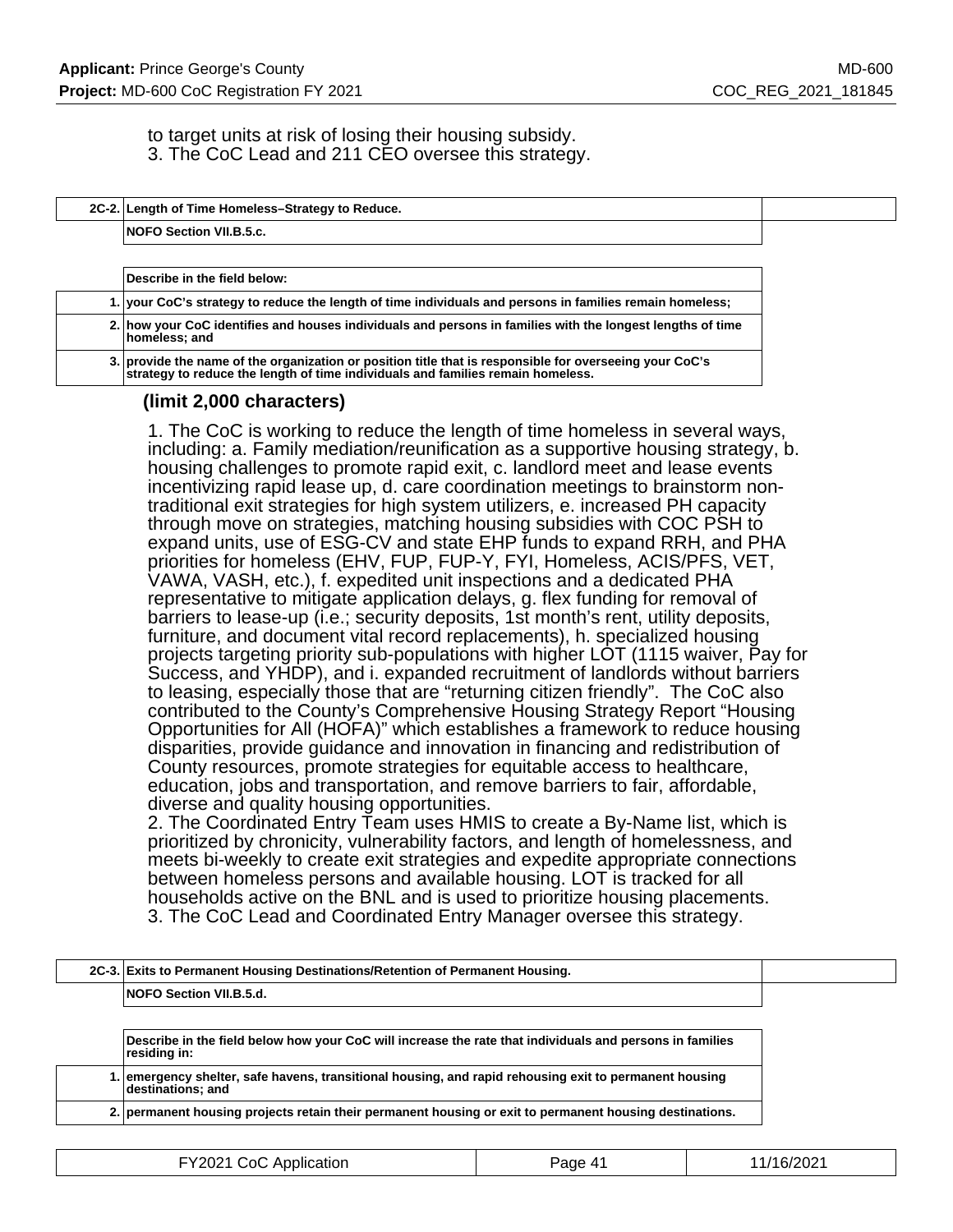to target units at risk of losing their housing subsidy.
3. The CoC Lead and 211 CEO oversee this strategy.

| 2C-2. | Length of Time Homeless–Strategy to Reduce. |
|---|---|
| | NOFO Section VII.B.5.c. |

| | Describe in the field below: |
|---|---|
| 1. | your CoC's strategy to reduce the length of time individuals and persons in families remain homeless; |
| 2. | how your CoC identifies and houses individuals and persons in families with the longest lengths of time homeless; and |
| 3. | provide the name of the organization or position title that is responsible for overseeing your CoC's strategy to reduce the length of time individuals and families remain homeless. |

**(limit 2,000 characters)**

1. The CoC is working to reduce the length of time homeless in several ways, including: a. Family mediation/reunification as a supportive housing strategy, b. housing challenges to promote rapid exit, c. landlord meet and lease events incentivizing rapid lease up, d. care coordination meetings to brainstorm non-traditional exit strategies for high system utilizers, e. increased PH capacity through move on strategies, matching housing subsidies with COC PSH to expand units, use of ESG-CV and state EHP funds to expand RRH, and PHA priorities for homeless (EHV, FUP, FUP-Y, FYI, Homeless, ACIS/PFS, VET, VAWA, VASH, etc.), f. expedited unit inspections and a dedicated PHA representative to mitigate application delays, g. flex funding for removal of barriers to lease-up (i.e.; security deposits, 1st month's rent, utility deposits, furniture, and document vital record replacements), h. specialized housing projects targeting priority sub-populations with higher LOT (1115 waiver, Pay for Success, and YHDP), and i. expanded recruitment of landlords without barriers to leasing, especially those that are "returning citizen friendly". The CoC also contributed to the County's Comprehensive Housing Strategy Report "Housing Opportunities for All (HOFA)" which establishes a framework to reduce housing disparities, provide guidance and innovation in financing and redistribution of County resources, promote strategies for equitable access to healthcare, education, jobs and transportation, and remove barriers to fair, affordable, diverse and quality housing opportunities.
2. The Coordinated Entry Team uses HMIS to create a By-Name list, which is prioritized by chronicity, vulnerability factors, and length of homelessness, and meets bi-weekly to create exit strategies and expedite appropriate connections between homeless persons and available housing. LOT is tracked for all households active on the BNL and is used to prioritize housing placements.
3. The CoC Lead and Coordinated Entry Manager oversee this strategy.

| 2C-3. | Exits to Permanent Housing Destinations/Retention of Permanent Housing. |
|---|---|
| | NOFO Section VII.B.5.d. |

| | Describe in the field below how your CoC will increase the rate that individuals and persons in families residing in: |
|---|---|
| 1. | emergency shelter, safe havens, transitional housing, and rapid rehousing exit to permanent housing destinations; and |
| 2. | permanent housing projects retain their permanent housing or exit to permanent housing destinations. |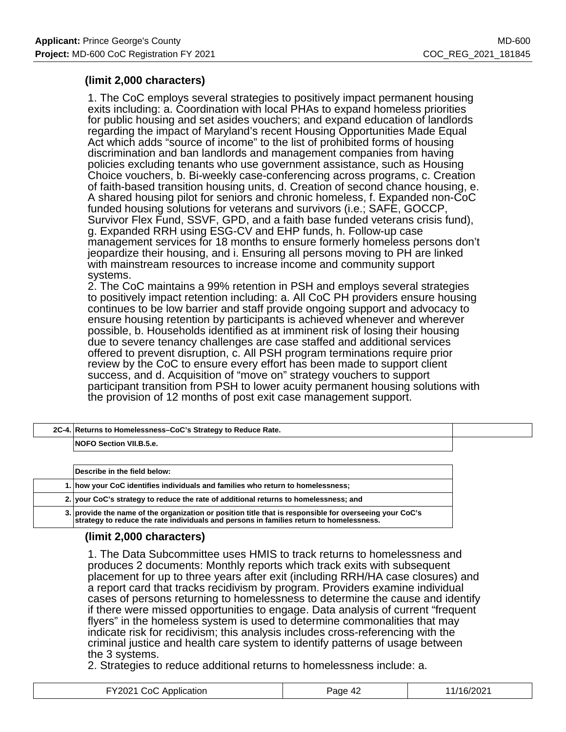**(limit 2,000 characters)**

1. The CoC employs several strategies to positively impact permanent housing exits including: a. Coordination with local PHAs to expand homeless priorities for public housing and set asides vouchers; and expand education of landlords regarding the impact of Maryland's recent Housing Opportunities Made Equal Act which adds "source of income" to the list of prohibited forms of housing discrimination and ban landlords and management companies from having policies excluding tenants who use government assistance, such as Housing Choice vouchers, b. Bi-weekly case-conferencing across programs, c. Creation of faith-based transition housing units, d. Creation of second chance housing, e. A shared housing pilot for seniors and chronic homeless, f. Expanded non-CoC funded housing solutions for veterans and survivors (i.e.; SAFE, GOCCP, Survivor Flex Fund, SSVF, GPD, and a faith base funded veterans crisis fund), g. Expanded RRH using ESG-CV and EHP funds, h. Follow-up case management services for 18 months to ensure formerly homeless persons don't jeopardize their housing, and i. Ensuring all persons moving to PH are linked with mainstream resources to increase income and community support systems.
2. The CoC maintains a 99% retention in PSH and employs several strategies to positively impact retention including: a. All CoC PH providers ensure housing continues to be low barrier and staff provide ongoing support and advocacy to ensure housing retention by participants is achieved whenever and wherever possible, b. Households identified as at imminent risk of losing their housing due to severe tenancy challenges are case staffed and additional services offered to prevent disruption, c. All PSH program terminations require prior review by the CoC to ensure every effort has been made to support client success, and d. Acquisition of "move on" strategy vouchers to support participant transition from PSH to lower acuity permanent housing solutions with the provision of 12 months of post exit case management support.

| 2C-4. | Returns to Homelessness–CoC's Strategy to Reduce Rate. |
|---|---|
| | NOFO Section VII.B.5.e. |

| | Describe in the field below: |
|---|---|
| 1. | how your CoC identifies individuals and families who return to homelessness; |
| 2. | your CoC's strategy to reduce the rate of additional returns to homelessness; and |
| 3. | provide the name of the organization or position title that is responsible for overseeing your CoC's strategy to reduce the rate individuals and persons in families return to homelessness. |

**(limit 2,000 characters)**

1. The Data Subcommittee uses HMIS to track returns to homelessness and produces 2 documents: Monthly reports which track exits with subsequent placement for up to three years after exit (including RRH/HA case closures) and a report card that tracks recidivism by program. Providers examine individual cases of persons returning to homelessness to determine the cause and identify if there were missed opportunities to engage. Data analysis of current "frequent flyers" in the homeless system is used to determine commonalities that may indicate risk for recidivism; this analysis includes cross-referencing with the criminal justice and health care system to identify patterns of usage between the 3 systems.
2. Strategies to reduce additional returns to homelessness include: a.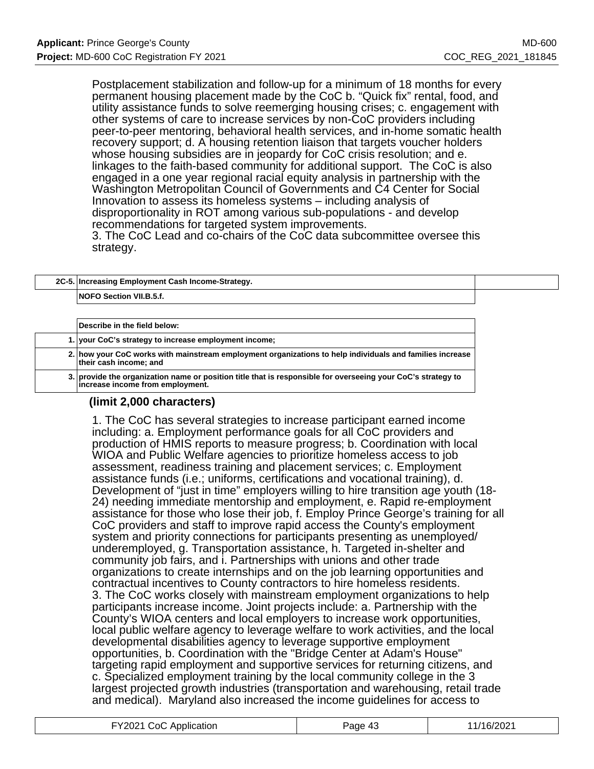Postplacement stabilization and follow-up for a minimum of 18 months for every permanent housing placement made by the CoC b. “Quick fix” rental, food, and utility assistance funds to solve reemerging housing crises; c. engagement with other systems of care to increase services by non-CoC providers including peer-to-peer mentoring, behavioral health services, and in-home somatic health recovery support; d. A housing retention liaison that targets voucher holders whose housing subsidies are in jeopardy for CoC crisis resolution; and e. linkages to the faith-based community for additional support. The CoC is also engaged in a one year regional racial equity analysis in partnership with the Washington Metropolitan Council of Governments and C4 Center for Social Innovation to assess its homeless systems – including analysis of disproportionality in ROT among various sub-populations - and develop recommendations for targeted system improvements.
3. The CoC Lead and co-chairs of the CoC data subcommittee oversee this strategy.

| 2C-5. | Increasing Employment Cash Income-Strategy. |
|---|---|
| | NOFO Section VII.B.5.f. |

| | Describe in the field below: |
|---|---|
| 1. | your CoC's strategy to increase employment income; |
| 2. | how your CoC works with mainstream employment organizations to help individuals and families increase their cash income; and |
| 3. | provide the organization name or position title that is responsible for overseeing your CoC's strategy to increase income from employment. |

**(limit 2,000 characters)**

1. The CoC has several strategies to increase participant earned income including: a. Employment performance goals for all CoC providers and production of HMIS reports to measure progress; b. Coordination with local WIOA and Public Welfare agencies to prioritize homeless access to job assessment, readiness training and placement services; c. Employment assistance funds (i.e.; uniforms, certifications and vocational training), d. Development of “just in time” employers willing to hire transition age youth (18-24) needing immediate mentorship and employment, e. Rapid re-employment assistance for those who lose their job, f. Employ Prince George’s training for all CoC providers and staff to improve rapid access the County's employment system and priority connections for participants presenting as unemployed/ underemployed, g. Transportation assistance, h. Targeted in-shelter and community job fairs, and i. Partnerships with unions and other trade organizations to create internships and on the job learning opportunities and contractual incentives to County contractors to hire homeless residents.
3. The CoC works closely with mainstream employment organizations to help participants increase income. Joint projects include: a. Partnership with the County’s WIOA centers and local employers to increase work opportunities, local public welfare agency to leverage welfare to work activities, and the local developmental disabilities agency to leverage supportive employment opportunities, b. Coordination with the "Bridge Center at Adam's House" targeting rapid employment and supportive services for returning citizens, and c. Specialized employment training by the local community college in the 3 largest projected growth industries (transportation and warehousing, retail trade and medical). Maryland also increased the income guidelines for access to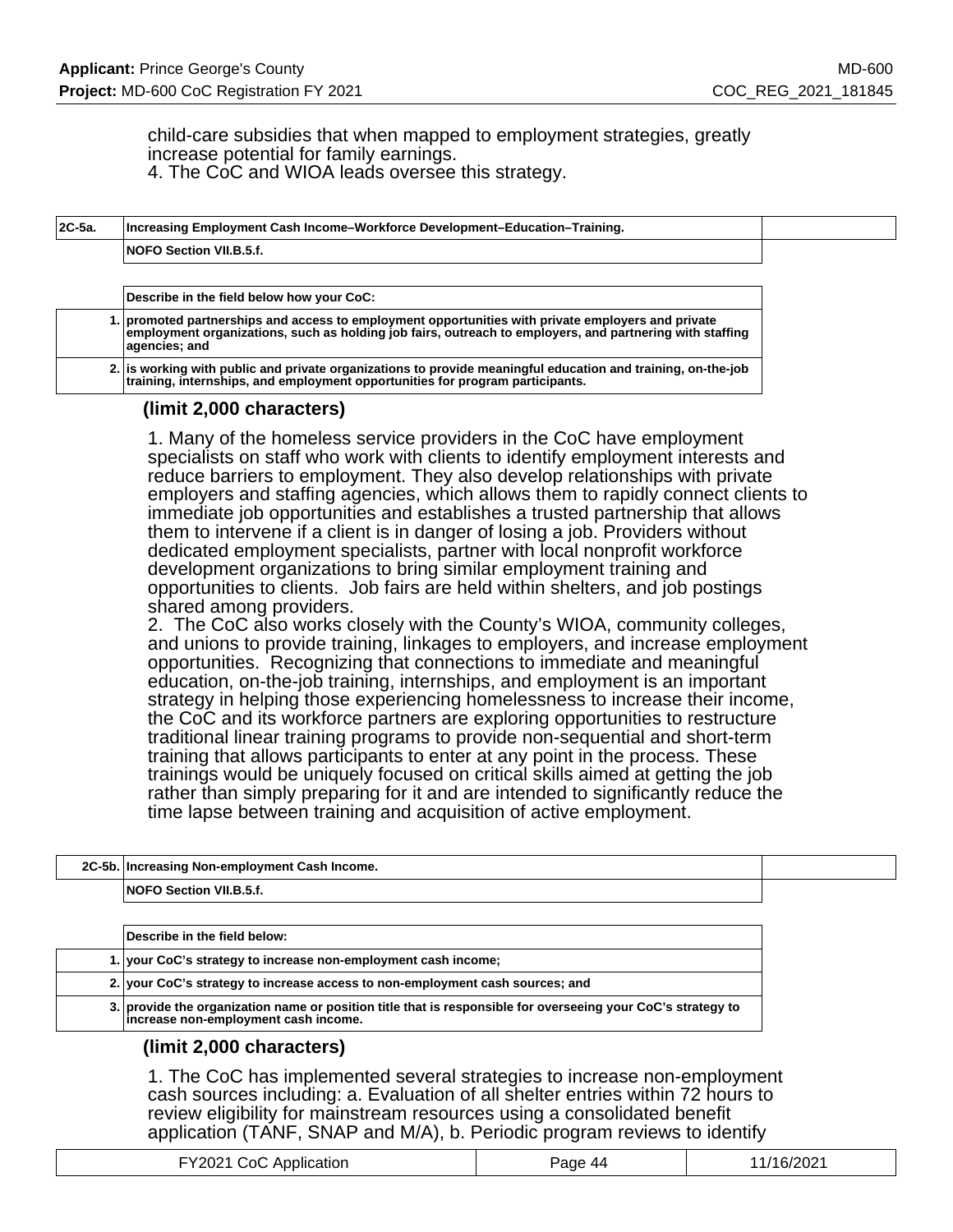child-care subsidies that when mapped to employment strategies, greatly increase potential for family earnings.
4. The CoC and WIOA leads oversee this strategy.

| 2C-5a. | Increasing Employment Cash Income–Workforce Development–Education–Training. |
|---|---|
| | NOFO Section VII.B.5.f. |

| | Describe in the field below how your CoC: |
|---|---|
| 1. | promoted partnerships and access to employment opportunities with private employers and private employment organizations, such as holding job fairs, outreach to employers, and partnering with staffing agencies; and |
| 2. | is working with public and private organizations to provide meaningful education and training, on-the-job training, internships, and employment opportunities for program participants. |

**(limit 2,000 characters)**

1. Many of the homeless service providers in the CoC have employment specialists on staff who work with clients to identify employment interests and reduce barriers to employment. They also develop relationships with private employers and staffing agencies, which allows them to rapidly connect clients to immediate job opportunities and establishes a trusted partnership that allows them to intervene if a client is in danger of losing a job. Providers without dedicated employment specialists, partner with local nonprofit workforce development organizations to bring similar employment training and opportunities to clients. Job fairs are held within shelters, and job postings shared among providers.
2. The CoC also works closely with the County's WIOA, community colleges, and unions to provide training, linkages to employers, and increase employment opportunities. Recognizing that connections to immediate and meaningful education, on-the-job training, internships, and employment is an important strategy in helping those experiencing homelessness to increase their income, the CoC and its workforce partners are exploring opportunities to restructure traditional linear training programs to provide non-sequential and short-term training that allows participants to enter at any point in the process. These trainings would be uniquely focused on critical skills aimed at getting the job rather than simply preparing for it and are intended to significantly reduce the time lapse between training and acquisition of active employment.

| 2C-5b. | Increasing Non-employment Cash Income. |
|---|---|
| | NOFO Section VII.B.5.f. |

| | Describe in the field below: |
|---|---|
| 1. | your CoC's strategy to increase non-employment cash income; |
| 2. | your CoC's strategy to increase access to non-employment cash sources; and |
| 3. | provide the organization name or position title that is responsible for overseeing your CoC's strategy to increase non-employment cash income. |

**(limit 2,000 characters)**

1. The CoC has implemented several strategies to increase non-employment cash sources including: a. Evaluation of all shelter entries within 72 hours to review eligibility for mainstream resources using a consolidated benefit application (TANF, SNAP and M/A), b. Periodic program reviews to identify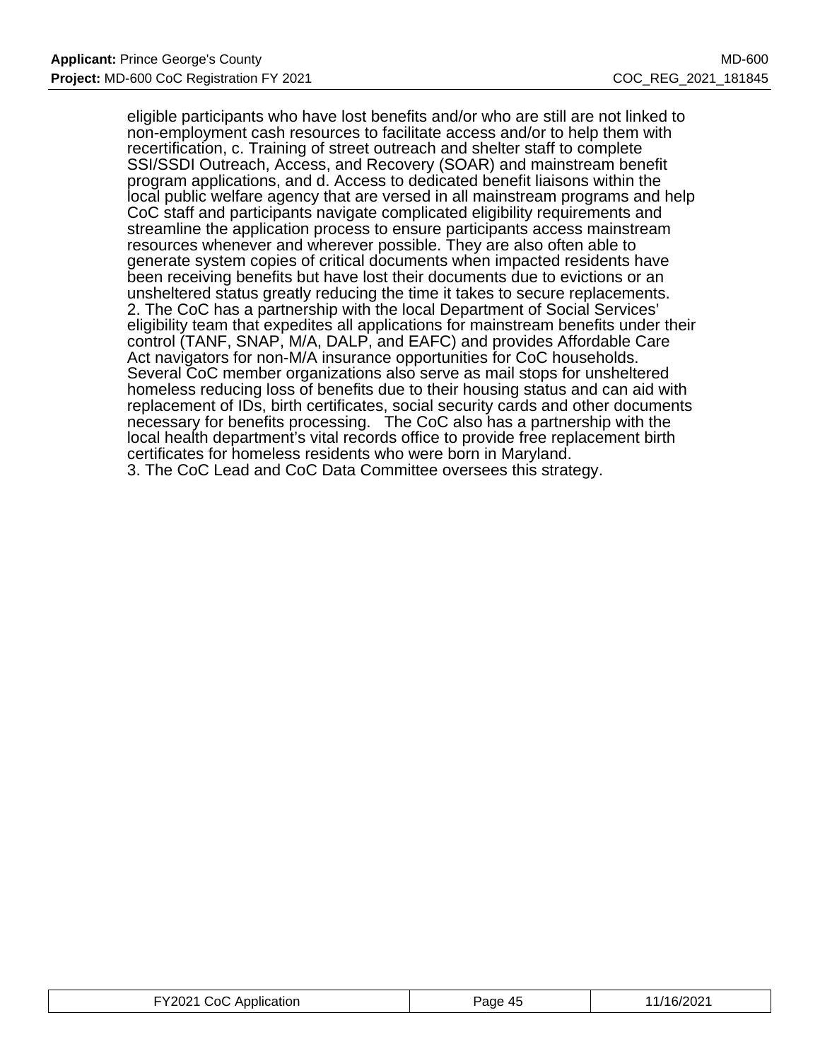eligible participants who have lost benefits and/or who are still are not linked to non-employment cash resources to facilitate access and/or to help them with recertification, c. Training of street outreach and shelter staff to complete SSI/SSDI Outreach, Access, and Recovery (SOAR) and mainstream benefit program applications, and d. Access to dedicated benefit liaisons within the local public welfare agency that are versed in all mainstream programs and help CoC staff and participants navigate complicated eligibility requirements and streamline the application process to ensure participants access mainstream resources whenever and wherever possible. They are also often able to generate system copies of critical documents when impacted residents have been receiving benefits but have lost their documents due to evictions or an unsheltered status greatly reducing the time it takes to secure replacements.
2. The CoC has a partnership with the local Department of Social Services' eligibility team that expedites all applications for mainstream benefits under their control (TANF, SNAP, M/A, DALP, and EAFC) and provides Affordable Care Act navigators for non-M/A insurance opportunities for CoC households. Several CoC member organizations also serve as mail stops for unsheltered homeless reducing loss of benefits due to their housing status and can aid with replacement of IDs, birth certificates, social security cards and other documents necessary for benefits processing. The CoC also has a partnership with the local health department's vital records office to provide free replacement birth certificates for homeless residents who were born in Maryland.
3. The CoC Lead and CoC Data Committee oversees this strategy.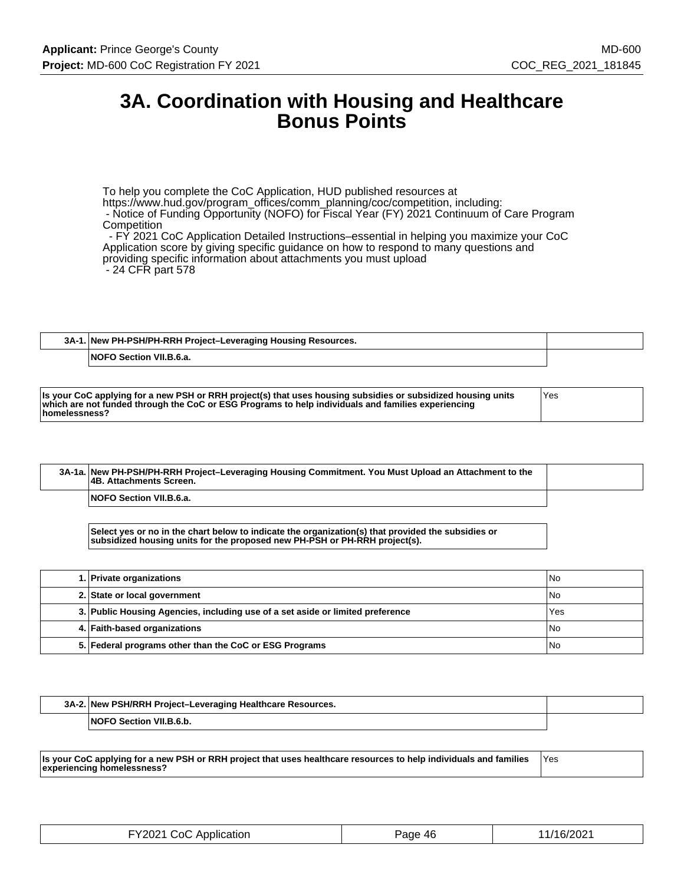# 3A. Coordination with Housing and Healthcare Bonus Points

To help you complete the CoC Application, HUD published resources at https://www.hud.gov/program_offices/comm_planning/coc/competition, including:
- Notice of Funding Opportunity (NOFO) for Fiscal Year (FY) 2021 Continuum of Care Program Competition
- FY 2021 CoC Application Detailed Instructions–essential in helping you maximize your CoC Application score by giving specific guidance on how to respond to many questions and providing specific information about attachments you must upload
- 24 CFR part 578

| 3A-1. | New PH-PSH/PH-RRH Project–Leveraging Housing Resources. |
|---|---|
| | NOFO Section VII.B.6.a. |

| Question | Response |
|---|---|
| Is your CoC applying for a new PSH or RRH project(s) that uses housing subsidies or subsidized housing units which are not funded through the CoC or ESG Programs to help individuals and families experiencing homelessness? | Yes |

| 3A-1a. | New PH-PSH/PH-RRH Project–Leveraging Housing Commitment. You Must Upload an Attachment to the 4B. Attachments Screen. |
|---|---|
| | NOFO Section VII.B.6.a. |

**Select yes or no in the chart below to indicate the organization(s) that provided the subsidies or subsidized housing units for the proposed new PH-PSH or PH-RRH project(s).**

| | Organization | Response |
|---|---|---|
| 1. | Private organizations | No |
| 2. | State or local government | No |
| 3. | Public Housing Agencies, including use of a set aside or limited preference | Yes |
| 4. | Faith-based organizations | No |
| 5. | Federal programs other than the CoC or ESG Programs | No |

| 3A-2. | New PSH/RRH Project–Leveraging Healthcare Resources. |
|---|---|
| | NOFO Section VII.B.6.b. |

| Question | Response |
|---|---|
| Is your CoC applying for a new PSH or RRH project that uses healthcare resources to help individuals and families experiencing homelessness? | Yes |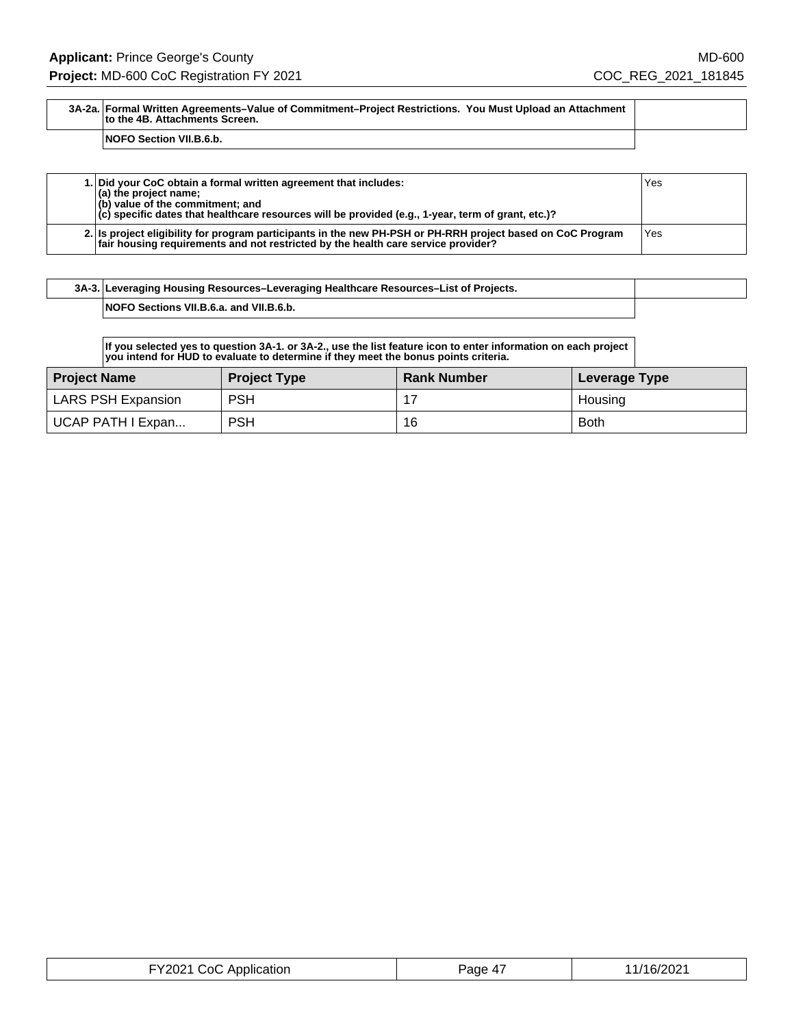| 3A-2a. | Formal Written Agreements–Value of Commitment–Project Restrictions. You Must Upload an Attachment to the 4B. Attachments Screen. |
|---|---|
| | NOFO Section VII.B.6.b. |

| | | |
|---|---|---|
| 1. | Did your CoC obtain a formal written agreement that includes:<br>(a) the project name;<br>(b) value of the commitment; and<br>(c) specific dates that healthcare resources will be provided (e.g., 1-year, term of grant, etc.)? | Yes |
| 2. | Is project eligibility for program participants in the new PH-PSH or PH-RRH project based on CoC Program fair housing requirements and not restricted by the health care service provider? | Yes |

| 3A-3. | Leveraging Housing Resources–Leveraging Healthcare Resources–List of Projects. |
|---|---|
| | NOFO Sections VII.B.6.a. and VII.B.6.b. |

If you selected yes to question 3A-1. or 3A-2., use the list feature icon to enter information on each project you intend for HUD to evaluate to determine if they meet the bonus points criteria.

| Project Name | Project Type | Rank Number | Leverage Type |
|---|---|---|---|
| LARS PSH Expansion | PSH | 17 | Housing |
| UCAP PATH I Expan... | PSH | 16 | Both |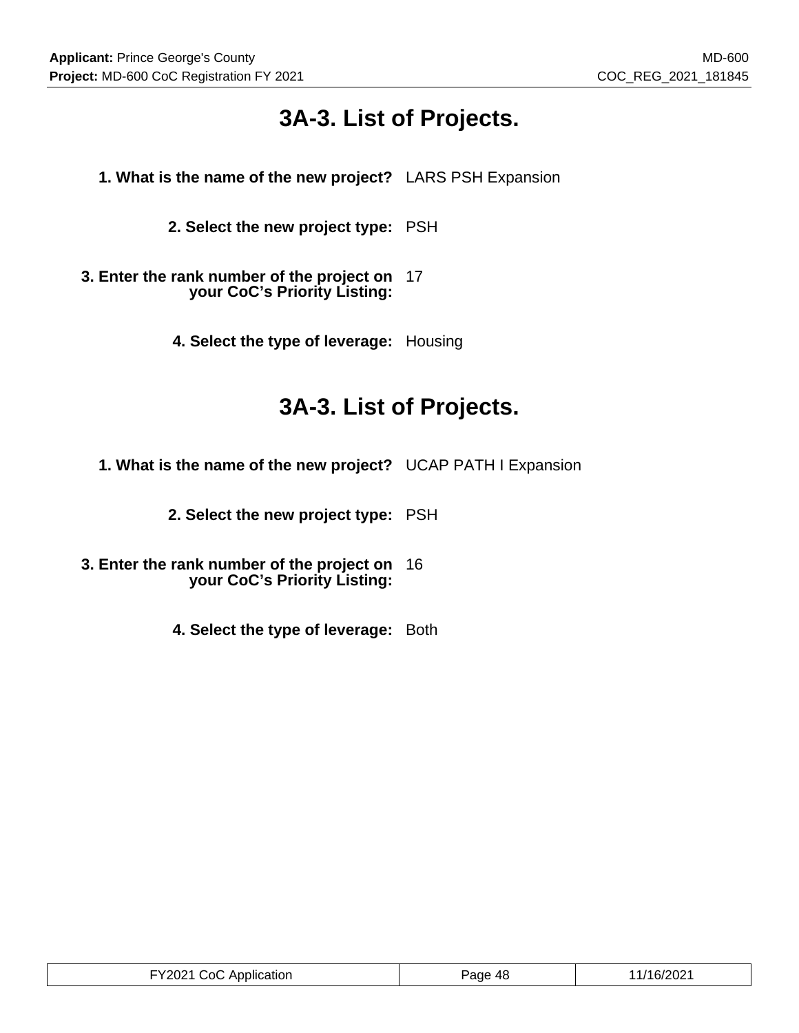# 3A-3. List of Projects.

**1. What is the name of the new project?** LARS PSH Expansion

**2. Select the new project type:** PSH

**3. Enter the rank number of the project on your CoC's Priority Listing:** 17

**4. Select the type of leverage:** Housing

# 3A-3. List of Projects.

**1. What is the name of the new project?** UCAP PATH I Expansion

**2. Select the new project type:** PSH

**3. Enter the rank number of the project on your CoC's Priority Listing:** 16

**4. Select the type of leverage:** Both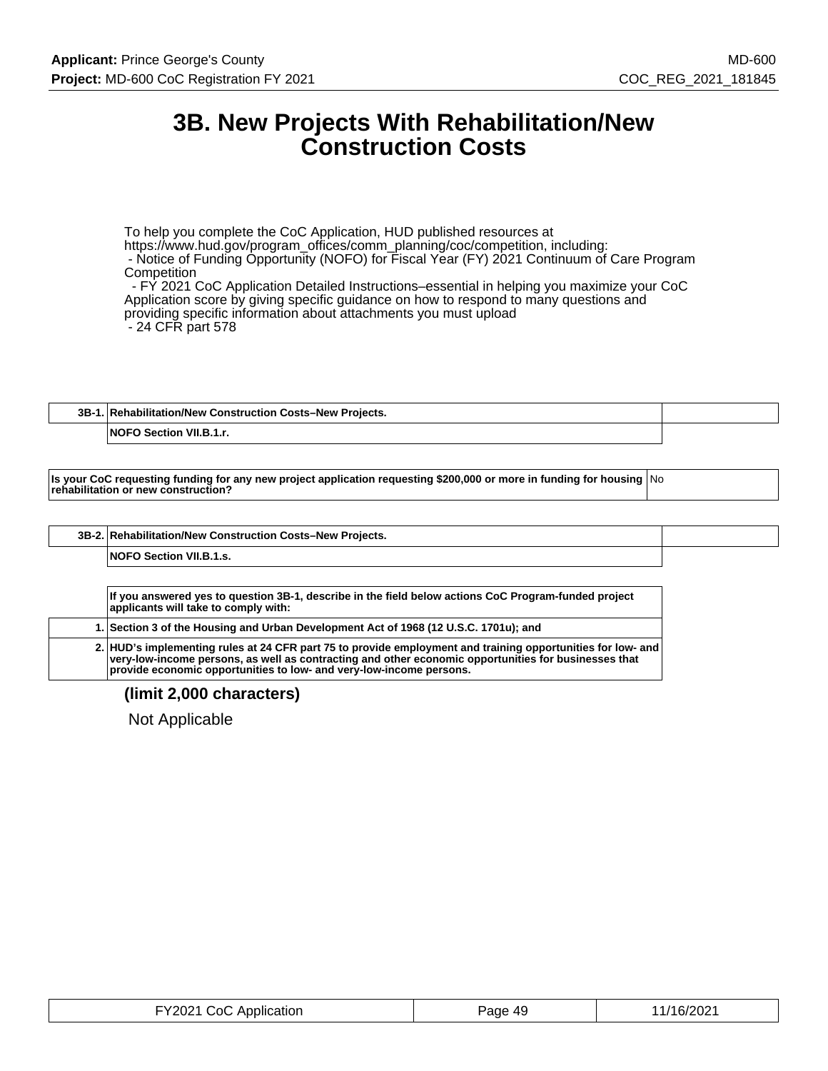# 3B. New Projects With Rehabilitation/New Construction Costs

To help you complete the CoC Application, HUD published resources at https://www.hud.gov/program_offices/comm_planning/coc/competition, including:
- Notice of Funding Opportunity (NOFO) for Fiscal Year (FY) 2021 Continuum of Care Program Competition
- FY 2021 CoC Application Detailed Instructions–essential in helping you maximize your CoC Application score by giving specific guidance on how to respond to many questions and providing specific information about attachments you must upload
- 24 CFR part 578

| 3B-1. | Rehabilitation/New Construction Costs–New Projects. |
|---|---|
| | NOFO Section VII.B.1.r. |

| Is your CoC requesting funding for any new project application requesting $200,000 or more in funding for housing rehabilitation or new construction? | No |
|---|---|

| 3B-2. | Rehabilitation/New Construction Costs–New Projects. |
|---|---|
| | NOFO Section VII.B.1.s. |

| | If you answered yes to question 3B-1, describe in the field below actions CoC Program-funded project applicants will take to comply with: |
|---|---|
| 1. | Section 3 of the Housing and Urban Development Act of 1968 (12 U.S.C. 1701u); and |
| 2. | HUD's implementing rules at 24 CFR part 75 to provide employment and training opportunities for low- and very-low-income persons, as well as contracting and other economic opportunities for businesses that provide economic opportunities to low- and very-low-income persons. |

**(limit 2,000 characters)**

Not Applicable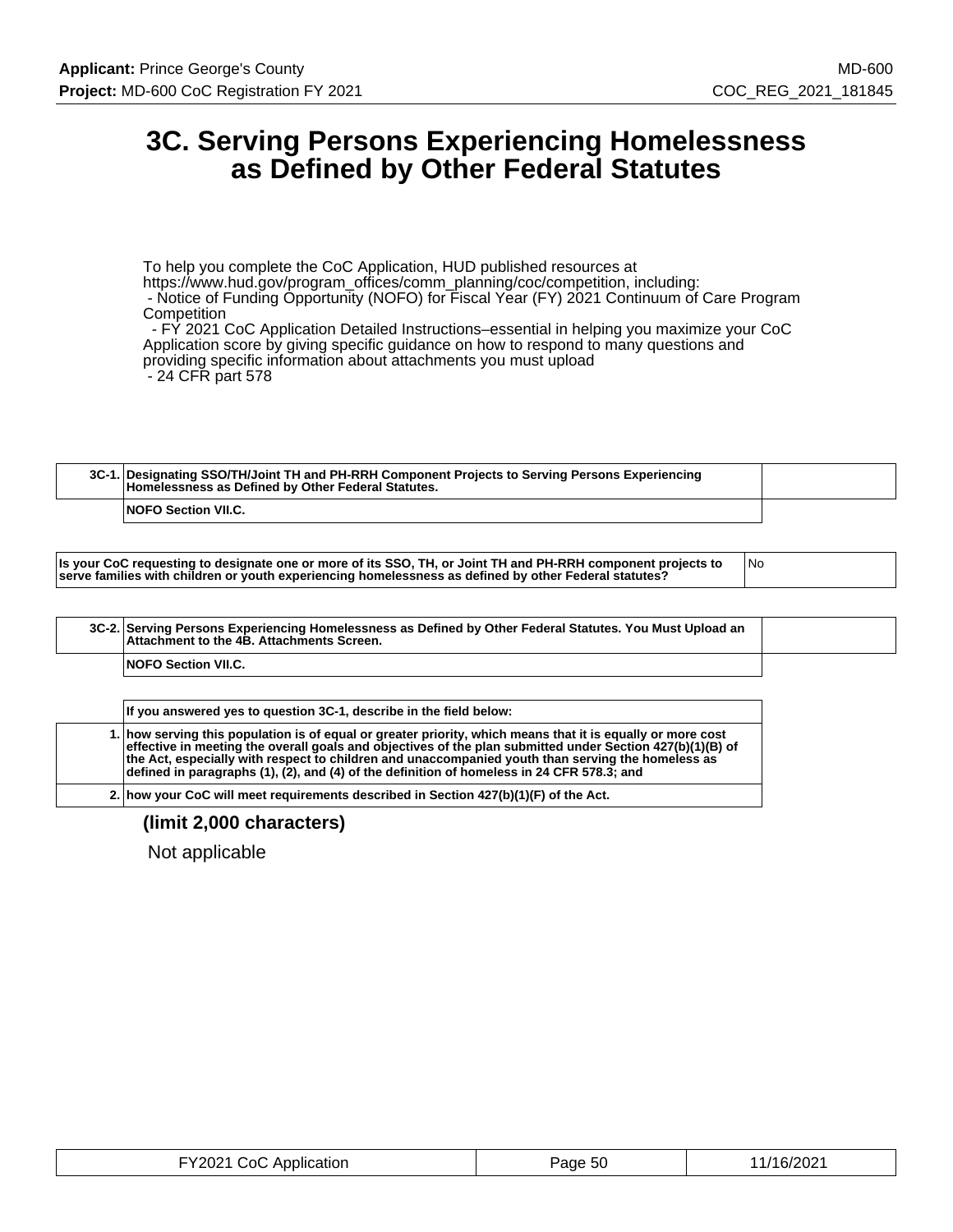# 3C. Serving Persons Experiencing Homelessness as Defined by Other Federal Statutes

To help you complete the CoC Application, HUD published resources at https://www.hud.gov/program_offices/comm_planning/coc/competition, including:
- Notice of Funding Opportunity (NOFO) for Fiscal Year (FY) 2021 Continuum of Care Program Competition
- FY 2021 CoC Application Detailed Instructions–essential in helping you maximize your CoC Application score by giving specific guidance on how to respond to many questions and providing specific information about attachments you must upload
- 24 CFR part 578

| 3C-1. | Designating SSO/TH/Joint TH and PH-RRH Component Projects to Serving Persons Experiencing Homelessness as Defined by Other Federal Statutes. |
|---|---|
| | NOFO Section VII.C. |

| Is your CoC requesting to designate one or more of its SSO, TH, or Joint TH and PH-RRH component projects to serve families with children or youth experiencing homelessness as defined by other Federal statutes? | No |
|---|---|

| 3C-2. | Serving Persons Experiencing Homelessness as Defined by Other Federal Statutes. You Must Upload an Attachment to the 4B. Attachments Screen. |
|---|---|
| | NOFO Section VII.C. |

| | If you answered yes to question 3C-1, describe in the field below: |
|---|---|
| 1. | how serving this population is of equal or greater priority, which means that it is equally or more cost effective in meeting the overall goals and objectives of the plan submitted under Section 427(b)(1)(B) of the Act, especially with respect to children and unaccompanied youth than serving the homeless as defined in paragraphs (1), (2), and (4) of the definition of homeless in 24 CFR 578.3; and |
| 2. | how your CoC will meet requirements described in Section 427(b)(1)(F) of the Act. |

**(limit 2,000 characters)**

Not applicable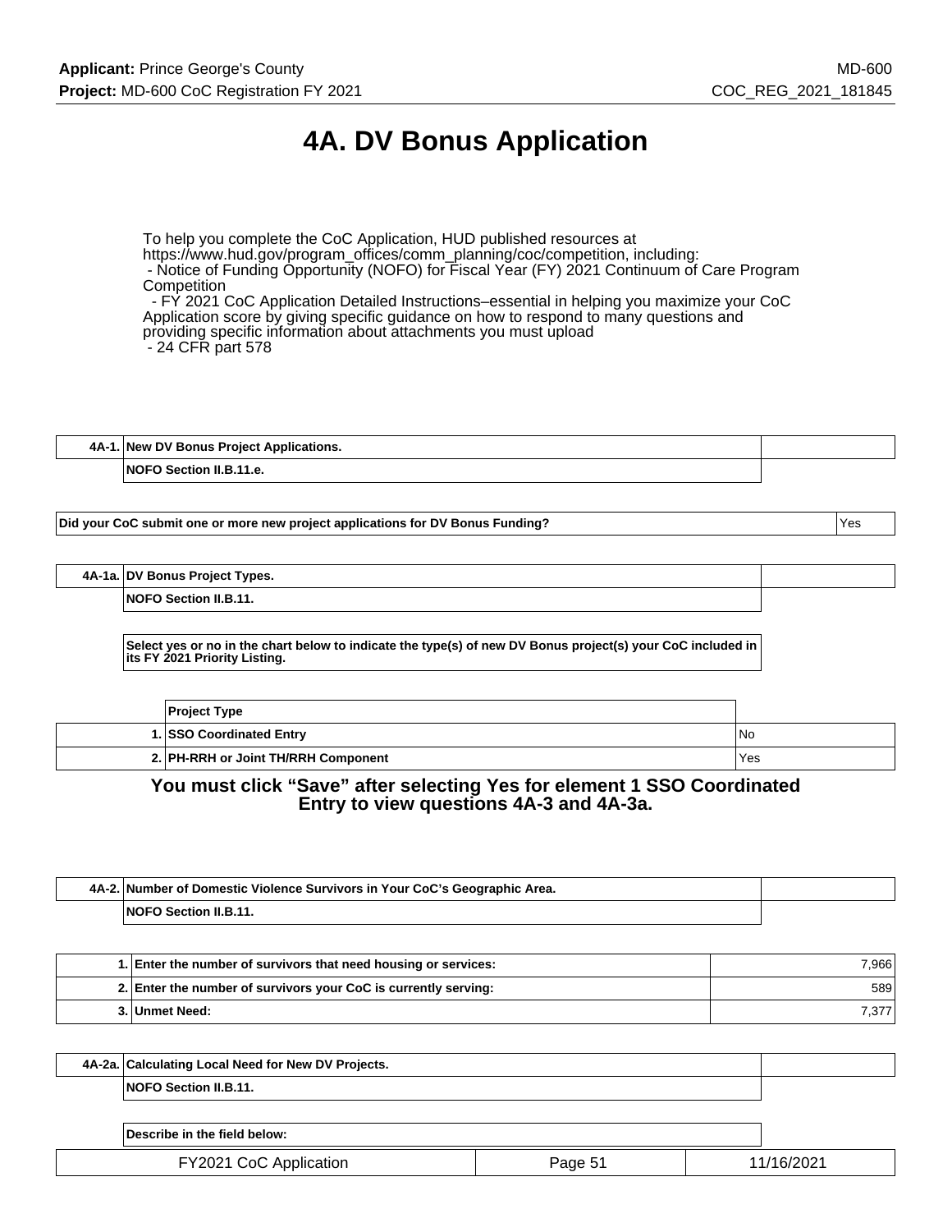# 4A. DV Bonus Application

To help you complete the CoC Application, HUD published resources at https://www.hud.gov/program_offices/comm_planning/coc/competition, including:
- Notice of Funding Opportunity (NOFO) for Fiscal Year (FY) 2021 Continuum of Care Program Competition
- FY 2021 CoC Application Detailed Instructions–essential in helping you maximize your CoC Application score by giving specific guidance on how to respond to many questions and providing specific information about attachments you must upload
- 24 CFR part 578

| 4A-1. | New DV Bonus Project Applications. |
|---|---|
| | NOFO Section II.B.11.e. |

| Did your CoC submit one or more new project applications for DV Bonus Funding? | Yes |
|---|---|

| 4A-1a. | DV Bonus Project Types. |
|---|---|
| | NOFO Section II.B.11. |

**Select yes or no in the chart below to indicate the type(s) of new DV Bonus project(s) your CoC included in its FY 2021 Priority Listing.**

| | Project Type | |
|---|---|---|
| 1. | SSO Coordinated Entry | No |
| 2. | PH-RRH or Joint TH/RRH Component | Yes |

**You must click "Save" after selecting Yes for element 1 SSO Coordinated Entry to view questions 4A-3 and 4A-3a.**

| 4A-2. | Number of Domestic Violence Survivors in Your CoC's Geographic Area. |
|---|---|
| | NOFO Section II.B.11. |

| | | |
|---|---|---|
| 1. | Enter the number of survivors that need housing or services: | 7,966 |
| 2. | Enter the number of survivors your CoC is currently serving: | 589 |
| 3. | Unmet Need: | 7,377 |

| 4A-2a. | Calculating Local Need for New DV Projects. |
|---|---|
| | NOFO Section II.B.11. |

**Describe in the field below:**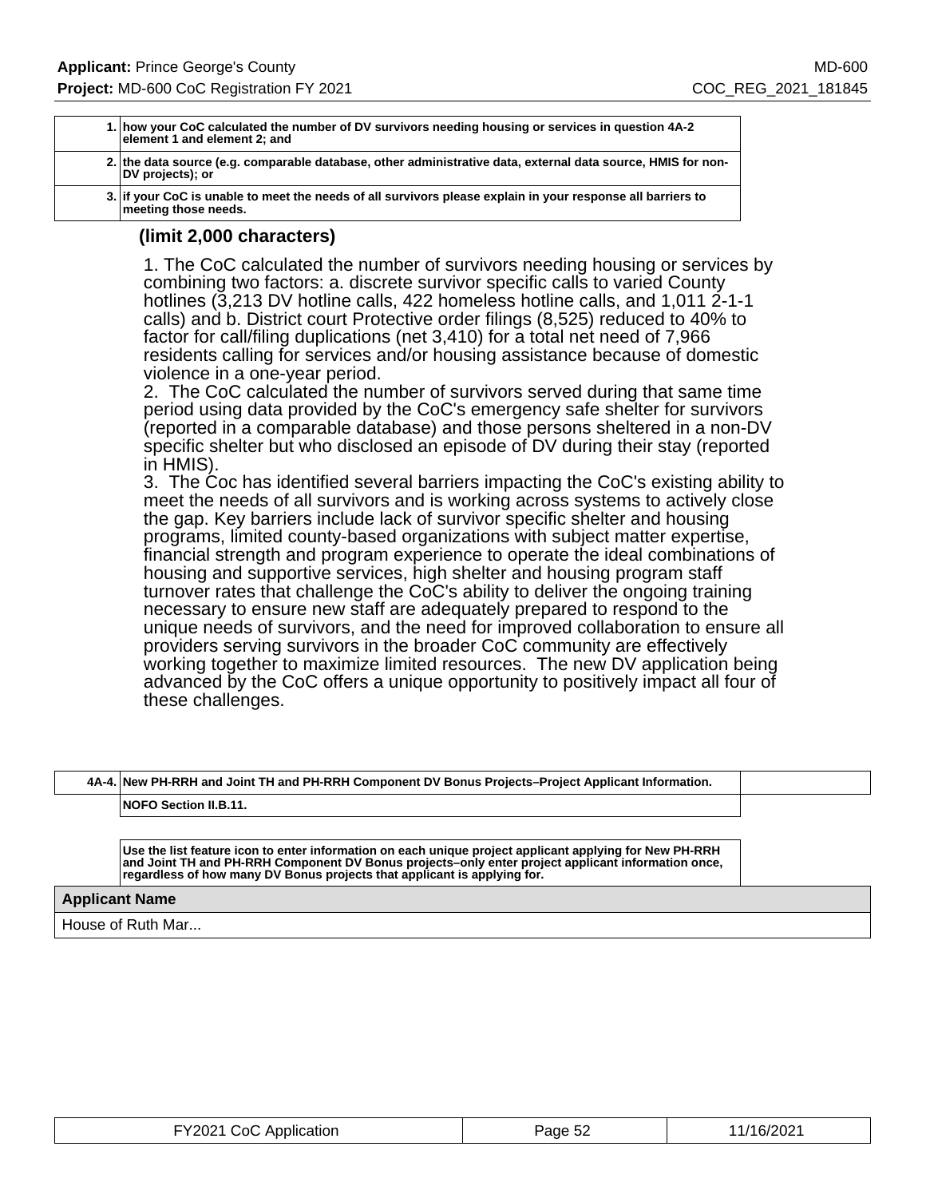| | |
|---|---|
| 1. | how your CoC calculated the number of DV survivors needing housing or services in question 4A-2 element 1 and element 2; and |
| 2. | the data source (e.g. comparable database, other administrative data, external data source, HMIS for non-DV projects); or |
| 3. | if your CoC is unable to meet the needs of all survivors please explain in your response all barriers to meeting those needs. |

**(limit 2,000 characters)**

1. The CoC calculated the number of survivors needing housing or services by combining two factors: a. discrete survivor specific calls to varied County hotlines (3,213 DV hotline calls, 422 homeless hotline calls, and 1,011 2-1-1 calls) and b. District court Protective order filings (8,525) reduced to 40% to factor for call/filing duplications (net 3,410) for a total net need of 7,966 residents calling for services and/or housing assistance because of domestic violence in a one-year period.
2. The CoC calculated the number of survivors served during that same time period using data provided by the CoC's emergency safe shelter for survivors (reported in a comparable database) and those persons sheltered in a non-DV specific shelter but who disclosed an episode of DV during their stay (reported in HMIS).
3. The Coc has identified several barriers impacting the CoC's existing ability to meet the needs of all survivors and is working across systems to actively close the gap. Key barriers include lack of survivor specific shelter and housing programs, limited county-based organizations with subject matter expertise, financial strength and program experience to operate the ideal combinations of housing and supportive services, high shelter and housing program staff turnover rates that challenge the CoC's ability to deliver the ongoing training necessary to ensure new staff are adequately prepared to respond to the unique needs of survivors, and the need for improved collaboration to ensure all providers serving survivors in the broader CoC community are effectively working together to maximize limited resources. The new DV application being advanced by the CoC offers a unique opportunity to positively impact all four of these challenges.

| | | |
|---|---|---|
| 4A-4. | New PH-RRH and Joint TH and PH-RRH Component DV Bonus Projects–Project Applicant Information. | |
| | NOFO Section II.B.11. | |

Use the list feature icon to enter information on each unique project applicant applying for New PH-RRH and Joint TH and PH-RRH Component DV Bonus projects–only enter project applicant information once, regardless of how many DV Bonus projects that applicant is applying for.

| Applicant Name |
|---|
| House of Ruth Mar... |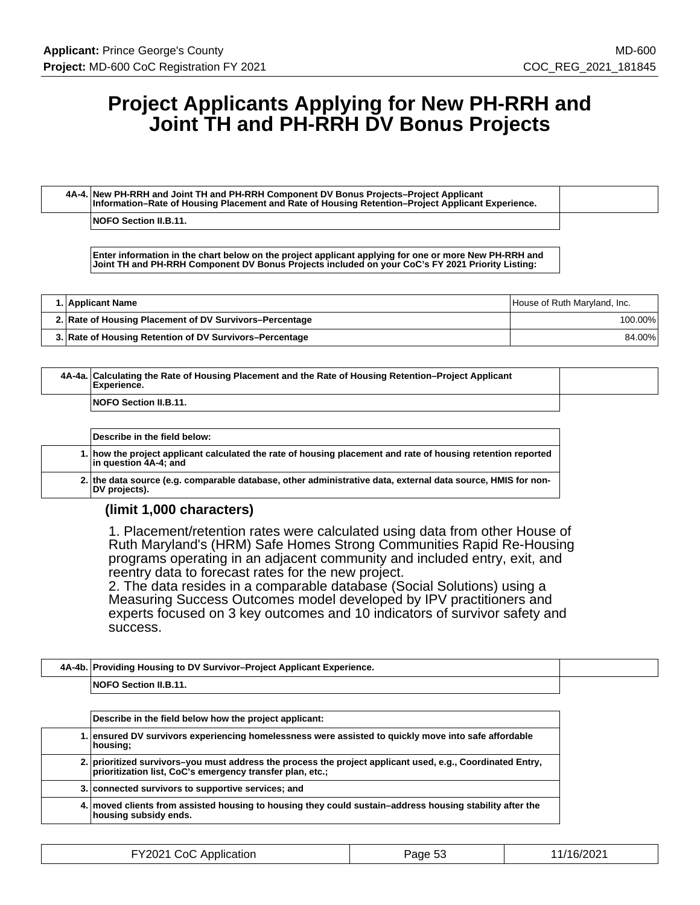# Project Applicants Applying for New PH-RRH and Joint TH and PH-RRH DV Bonus Projects

| 4A-4. | New PH-RRH and Joint TH and PH-RRH Component DV Bonus Projects–Project Applicant Information–Rate of Housing Placement and Rate of Housing Retention–Project Applicant Experience. |
|---|---|
| | NOFO Section II.B.11. |

**Enter information in the chart below on the project applicant applying for one or more New PH-RRH and Joint TH and PH-RRH Component DV Bonus Projects included on your CoC's FY 2021 Priority Listing:**

| | | |
|---|---|---|
| 1. | Applicant Name | House of Ruth Maryland, Inc. |
| 2. | Rate of Housing Placement of DV Survivors–Percentage | 100.00% |
| 3. | Rate of Housing Retention of DV Survivors–Percentage | 84.00% |

| 4A-4a. | Calculating the Rate of Housing Placement and the Rate of Housing Retention–Project Applicant Experience. |
|---|---|
| | NOFO Section II.B.11. |

| | Describe in the field below: |
|---|---|
| 1. | how the project applicant calculated the rate of housing placement and rate of housing retention reported in question 4A-4; and |
| 2. | the data source (e.g. comparable database, other administrative data, external data source, HMIS for non-DV projects). |

**(limit 1,000 characters)**

1. Placement/retention rates were calculated using data from other House of Ruth Maryland's (HRM) Safe Homes Strong Communities Rapid Re-Housing programs operating in an adjacent community and included entry, exit, and reentry data to forecast rates for the new project.
2. The data resides in a comparable database (Social Solutions) using a Measuring Success Outcomes model developed by IPV practitioners and experts focused on 3 key outcomes and 10 indicators of survivor safety and success.

| 4A-4b. | Providing Housing to DV Survivor–Project Applicant Experience. |
|---|---|
| | NOFO Section II.B.11. |

| | Describe in the field below how the project applicant: |
|---|---|
| 1. | ensured DV survivors experiencing homelessness were assisted to quickly move into safe affordable housing; |
| 2. | prioritized survivors–you must address the process the project applicant used, e.g., Coordinated Entry, prioritization list, CoC's emergency transfer plan, etc.; |
| 3. | connected survivors to supportive services; and |
| 4. | moved clients from assisted housing to housing they could sustain–address housing stability after the housing subsidy ends. |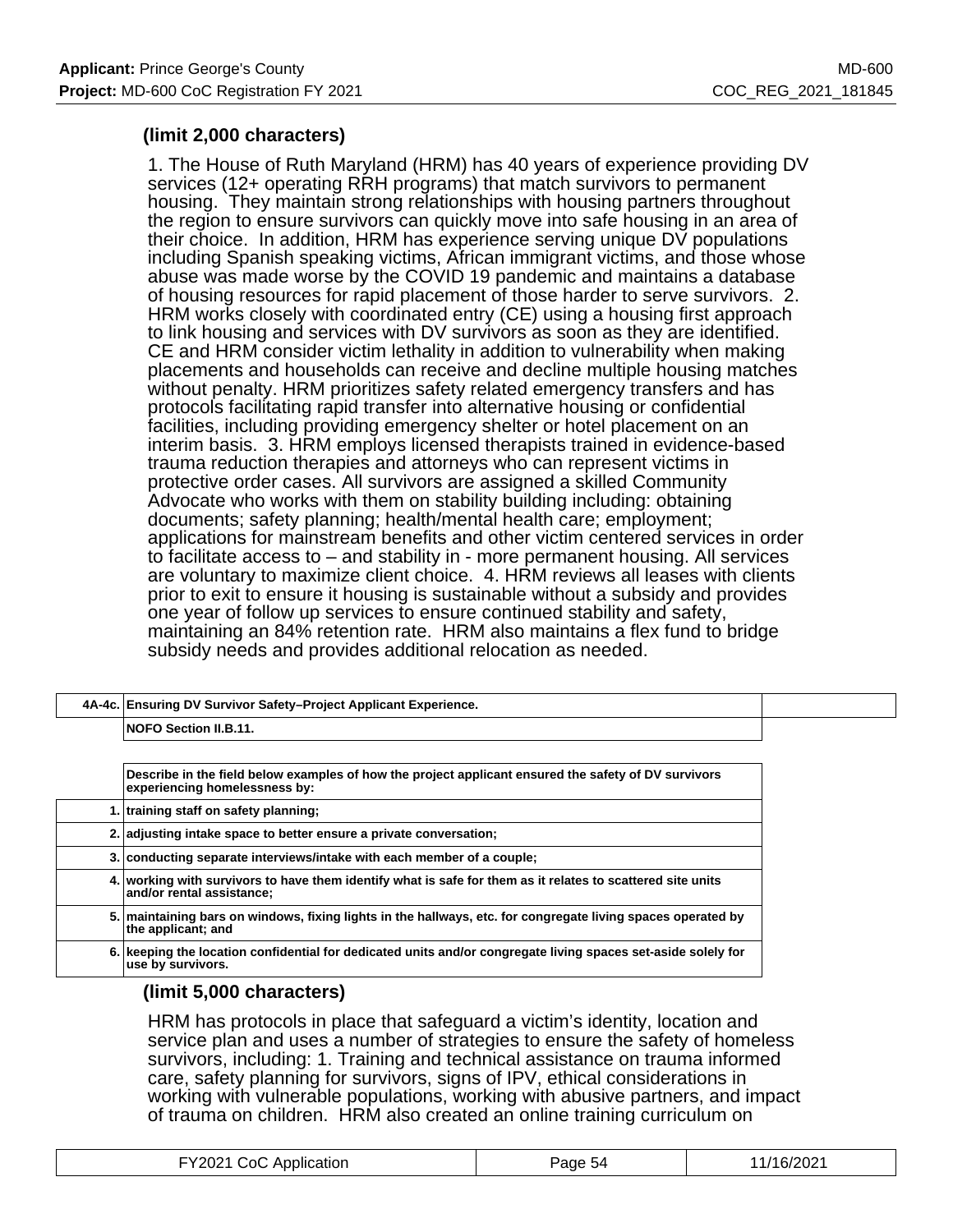**(limit 2,000 characters)**

1. The House of Ruth Maryland (HRM) has 40 years of experience providing DV services (12+ operating RRH programs) that match survivors to permanent housing. They maintain strong relationships with housing partners throughout the region to ensure survivors can quickly move into safe housing in an area of their choice. In addition, HRM has experience serving unique DV populations including Spanish speaking victims, African immigrant victims, and those whose abuse was made worse by the COVID 19 pandemic and maintains a database of housing resources for rapid placement of those harder to serve survivors. 2. HRM works closely with coordinated entry (CE) using a housing first approach to link housing and services with DV survivors as soon as they are identified. CE and HRM consider victim lethality in addition to vulnerability when making placements and households can receive and decline multiple housing matches without penalty. HRM prioritizes safety related emergency transfers and has protocols facilitating rapid transfer into alternative housing or confidential facilities, including providing emergency shelter or hotel placement on an interim basis. 3. HRM employs licensed therapists trained in evidence-based trauma reduction therapies and attorneys who can represent victims in protective order cases. All survivors are assigned a skilled Community Advocate who works with them on stability building including: obtaining documents; safety planning; health/mental health care; employment; applications for mainstream benefits and other victim centered services in order to facilitate access to – and stability in - more permanent housing. All services are voluntary to maximize client choice. 4. HRM reviews all leases with clients prior to exit to ensure it housing is sustainable without a subsidy and provides one year of follow up services to ensure continued stability and safety, maintaining an 84% retention rate. HRM also maintains a flex fund to bridge subsidy needs and provides additional relocation as needed.

| | | |
|---|---|---|
| **4A-4c.** | **Ensuring DV Survivor Safety–Project Applicant Experience.** | |
| | **NOFO Section II.B.11.** | |

| | |
|---|---|
| | **Describe in the field below examples of how the project applicant ensured the safety of DV survivors experiencing homelessness by:** |
| **1.** | **training staff on safety planning;** |
| **2.** | **adjusting intake space to better ensure a private conversation;** |
| **3.** | **conducting separate interviews/intake with each member of a couple;** |
| **4.** | **working with survivors to have them identify what is safe for them as it relates to scattered site units and/or rental assistance;** |
| **5.** | **maintaining bars on windows, fixing lights in the hallways, etc. for congregate living spaces operated by the applicant; and** |
| **6.** | **keeping the location confidential for dedicated units and/or congregate living spaces set-aside solely for use by survivors.** |

**(limit 5,000 characters)**

HRM has protocols in place that safeguard a victim's identity, location and service plan and uses a number of strategies to ensure the safety of homeless survivors, including: 1. Training and technical assistance on trauma informed care, safety planning for survivors, signs of IPV, ethical considerations in working with vulnerable populations, working with abusive partners, and impact of trauma on children. HRM also created an online training curriculum on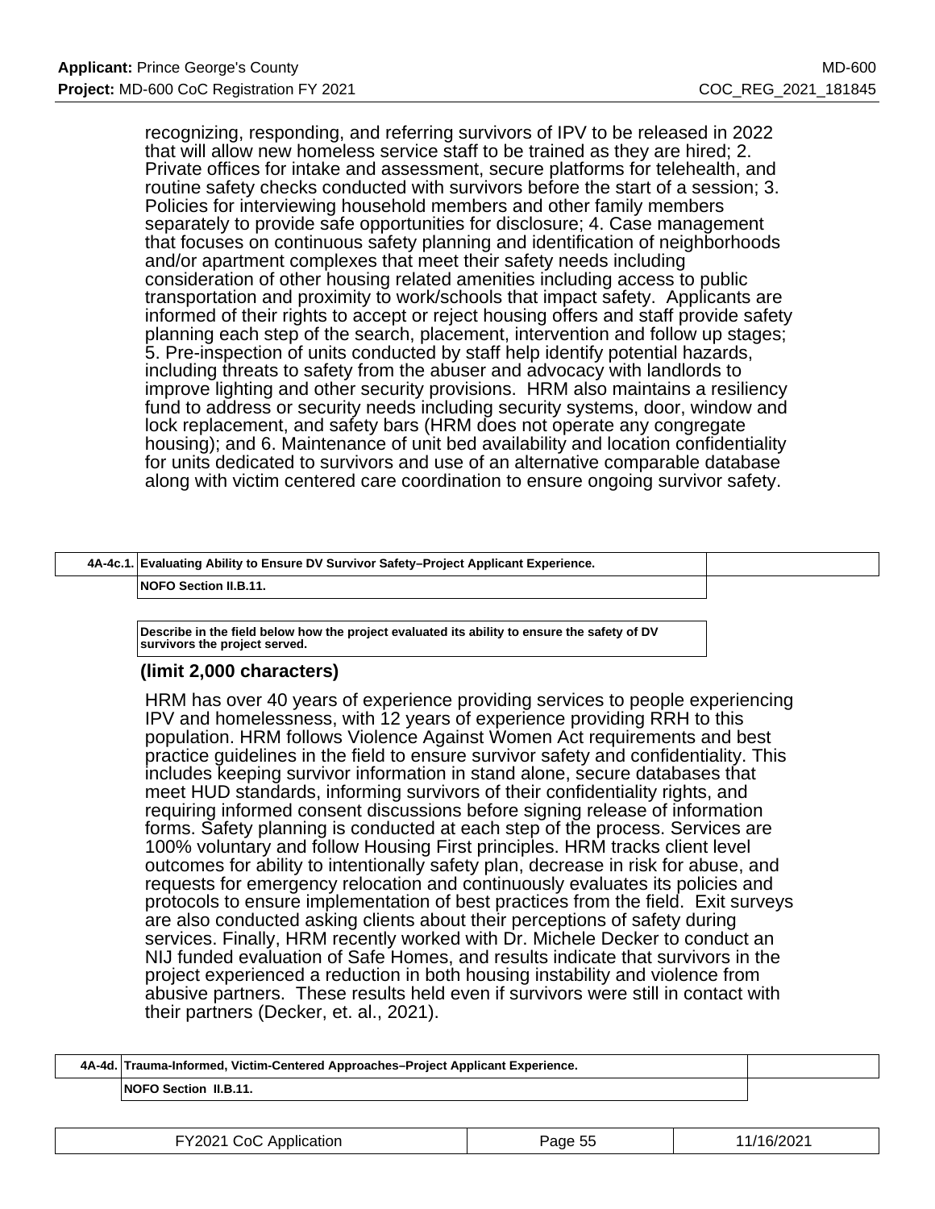recognizing, responding, and referring survivors of IPV to be released in 2022 that will allow new homeless service staff to be trained as they are hired; 2. Private offices for intake and assessment, secure platforms for telehealth, and routine safety checks conducted with survivors before the start of a session; 3. Policies for interviewing household members and other family members separately to provide safe opportunities for disclosure; 4. Case management that focuses on continuous safety planning and identification of neighborhoods and/or apartment complexes that meet their safety needs including consideration of other housing related amenities including access to public transportation and proximity to work/schools that impact safety. Applicants are informed of their rights to accept or reject housing offers and staff provide safety planning each step of the search, placement, intervention and follow up stages; 5. Pre-inspection of units conducted by staff help identify potential hazards, including threats to safety from the abuser and advocacy with landlords to improve lighting and other security provisions. HRM also maintains a resiliency fund to address or security needs including security systems, door, window and lock replacement, and safety bars (HRM does not operate any congregate housing); and 6. Maintenance of unit bed availability and location confidentiality for units dedicated to survivors and use of an alternative comparable database along with victim centered care coordination to ensure ongoing survivor safety.

| 4A-4c.1. | Evaluating Ability to Ensure DV Survivor Safety–Project Applicant Experience. | |
|---|---|---|
| | NOFO Section II.B.11. | |

**Describe in the field below how the project evaluated its ability to ensure the safety of DV survivors the project served.**

**(limit 2,000 characters)**

HRM has over 40 years of experience providing services to people experiencing IPV and homelessness, with 12 years of experience providing RRH to this population. HRM follows Violence Against Women Act requirements and best practice guidelines in the field to ensure survivor safety and confidentiality. This includes keeping survivor information in stand alone, secure databases that meet HUD standards, informing survivors of their confidentiality rights, and requiring informed consent discussions before signing release of information forms. Safety planning is conducted at each step of the process. Services are 100% voluntary and follow Housing First principles. HRM tracks client level outcomes for ability to intentionally safety plan, decrease in risk for abuse, and requests for emergency relocation and continuously evaluates its policies and protocols to ensure implementation of best practices from the field. Exit surveys are also conducted asking clients about their perceptions of safety during services. Finally, HRM recently worked with Dr. Michele Decker to conduct an NIJ funded evaluation of Safe Homes, and results indicate that survivors in the project experienced a reduction in both housing instability and violence from abusive partners. These results held even if survivors were still in contact with their partners (Decker, et. al., 2021).

| 4A-4d. | Trauma-Informed, Victim-Centered Approaches–Project Applicant Experience. | |
|---|---|---|
| | NOFO Section II.B.11. | |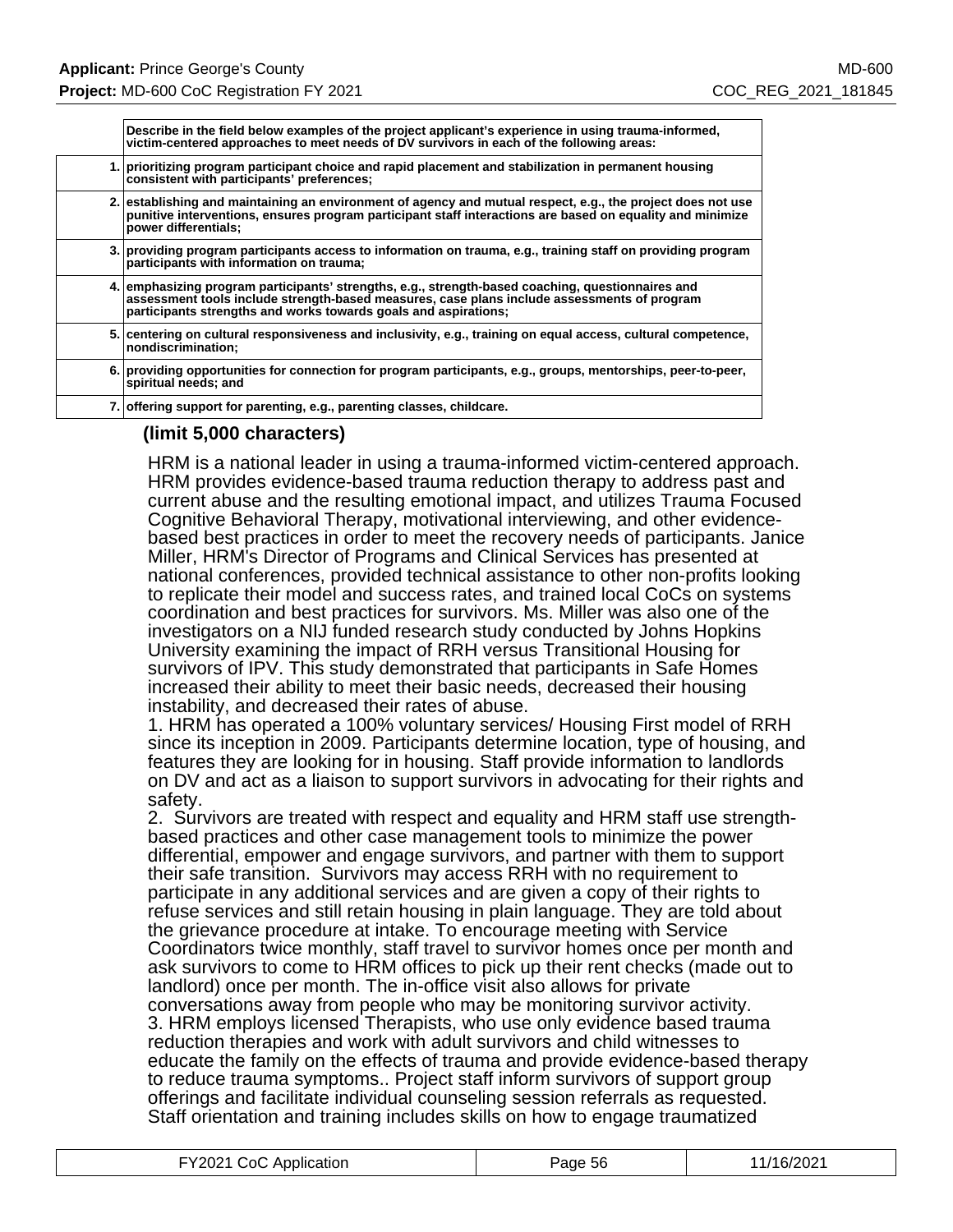| | **Describe in the field below examples of the project applicant's experience in using trauma-informed, victim-centered approaches to meet needs of DV survivors in each of the following areas:** |
|---|---|
| **1.** | **prioritizing program participant choice and rapid placement and stabilization in permanent housing consistent with participants' preferences;** |
| **2.** | **establishing and maintaining an environment of agency and mutual respect, e.g., the project does not use punitive interventions, ensures program participant staff interactions are based on equality and minimize power differentials;** |
| **3.** | **providing program participants access to information on trauma, e.g., training staff on providing program participants with information on trauma;** |
| **4.** | **emphasizing program participants' strengths, e.g., strength-based coaching, questionnaires and assessment tools include strength-based measures, case plans include assessments of program participants strengths and works towards goals and aspirations;** |
| **5.** | **centering on cultural responsiveness and inclusivity, e.g., training on equal access, cultural competence, nondiscrimination;** |
| **6.** | **providing opportunities for connection for program participants, e.g., groups, mentorships, peer-to-peer, spiritual needs; and** |
| **7.** | **offering support for parenting, e.g., parenting classes, childcare.** |

**(limit 5,000 characters)**

HRM is a national leader in using a trauma-informed victim-centered approach. HRM provides evidence-based trauma reduction therapy to address past and current abuse and the resulting emotional impact, and utilizes Trauma Focused Cognitive Behavioral Therapy, motivational interviewing, and other evidence-based best practices in order to meet the recovery needs of participants. Janice Miller, HRM's Director of Programs and Clinical Services has presented at national conferences, provided technical assistance to other non-profits looking to replicate their model and success rates, and trained local CoCs on systems coordination and best practices for survivors. Ms. Miller was also one of the investigators on a NIJ funded research study conducted by Johns Hopkins University examining the impact of RRH versus Transitional Housing for survivors of IPV. This study demonstrated that participants in Safe Homes increased their ability to meet their basic needs, decreased their housing instability, and decreased their rates of abuse.

1. HRM has operated a 100% voluntary services/ Housing First model of RRH since its inception in 2009. Participants determine location, type of housing, and features they are looking for in housing. Staff provide information to landlords on DV and act as a liaison to support survivors in advocating for their rights and safety.

2. Survivors are treated with respect and equality and HRM staff use strength-based practices and other case management tools to minimize the power differential, empower and engage survivors, and partner with them to support their safe transition. Survivors may access RRH with no requirement to participate in any additional services and are given a copy of their rights to refuse services and still retain housing in plain language. They are told about the grievance procedure at intake. To encourage meeting with Service Coordinators twice monthly, staff travel to survivor homes once per month and ask survivors to come to HRM offices to pick up their rent checks (made out to landlord) once per month. The in-office visit also allows for private conversations away from people who may be monitoring survivor activity.

3. HRM employs licensed Therapists, who use only evidence based trauma reduction therapies and work with adult survivors and child witnesses to educate the family on the effects of trauma and provide evidence-based therapy to reduce trauma symptoms.. Project staff inform survivors of support group offerings and facilitate individual counseling session referrals as requested. Staff orientation and training includes skills on how to engage traumatized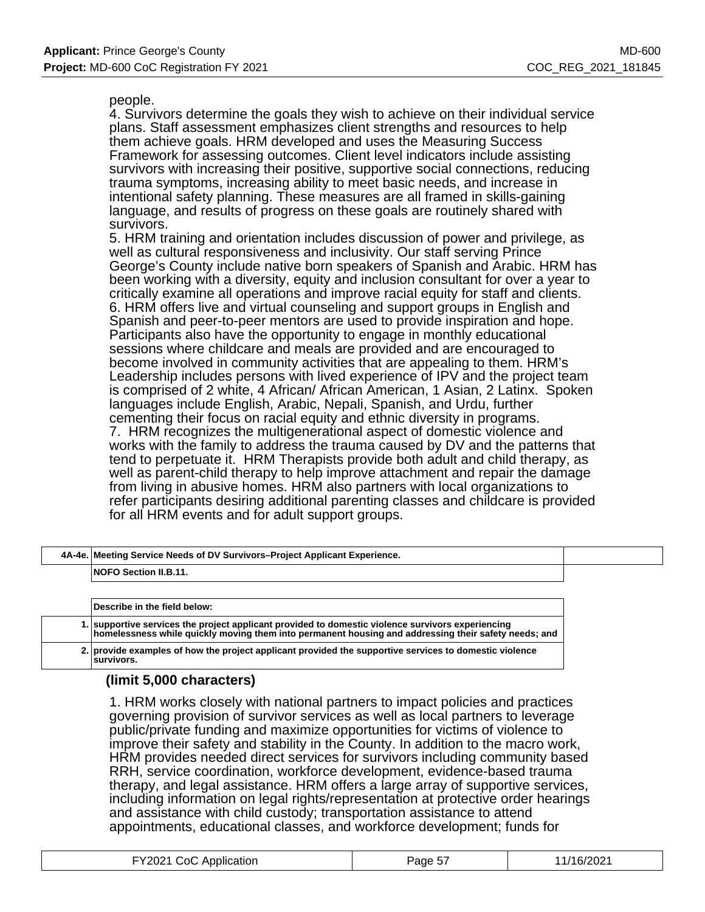people.
4. Survivors determine the goals they wish to achieve on their individual service plans. Staff assessment emphasizes client strengths and resources to help them achieve goals. HRM developed and uses the Measuring Success Framework for assessing outcomes. Client level indicators include assisting survivors with increasing their positive, supportive social connections, reducing trauma symptoms, increasing ability to meet basic needs, and increase in intentional safety planning. These measures are all framed in skills-gaining language, and results of progress on these goals are routinely shared with survivors.
5. HRM training and orientation includes discussion of power and privilege, as well as cultural responsiveness and inclusivity. Our staff serving Prince George's County include native born speakers of Spanish and Arabic. HRM has been working with a diversity, equity and inclusion consultant for over a year to critically examine all operations and improve racial equity for staff and clients.
6. HRM offers live and virtual counseling and support groups in English and Spanish and peer-to-peer mentors are used to provide inspiration and hope. Participants also have the opportunity to engage in monthly educational sessions where childcare and meals are provided and are encouraged to become involved in community activities that are appealing to them. HRM's Leadership includes persons with lived experience of IPV and the project team is comprised of 2 white, 4 African/ African American, 1 Asian, 2 Latinx. Spoken languages include English, Arabic, Nepali, Spanish, and Urdu, further cementing their focus on racial equity and ethnic diversity in programs.
7. HRM recognizes the multigenerational aspect of domestic violence and works with the family to address the trauma caused by DV and the patterns that tend to perpetuate it. HRM Therapists provide both adult and child therapy, as well as parent-child therapy to help improve attachment and repair the damage from living in abusive homes. HRM also partners with local organizations to refer participants desiring additional parenting classes and childcare is provided for all HRM events and for adult support groups.

| 4A-4e. | Meeting Service Needs of DV Survivors–Project Applicant Experience. |
|---|---|
| | NOFO Section II.B.11. |

| | Describe in the field below: |
|---|---|
| 1. | supportive services the project applicant provided to domestic violence survivors experiencing homelessness while quickly moving them into permanent housing and addressing their safety needs; and |
| 2. | provide examples of how the project applicant provided the supportive services to domestic violence survivors. |

**(limit 5,000 characters)**

1. HRM works closely with national partners to impact policies and practices governing provision of survivor services as well as local partners to leverage public/private funding and maximize opportunities for victims of violence to improve their safety and stability in the County. In addition to the macro work, HRM provides needed direct services for survivors including community based RRH, service coordination, workforce development, evidence-based trauma therapy, and legal assistance. HRM offers a large array of supportive services, including information on legal rights/representation at protective order hearings and assistance with child custody; transportation assistance to attend appointments, educational classes, and workforce development; funds for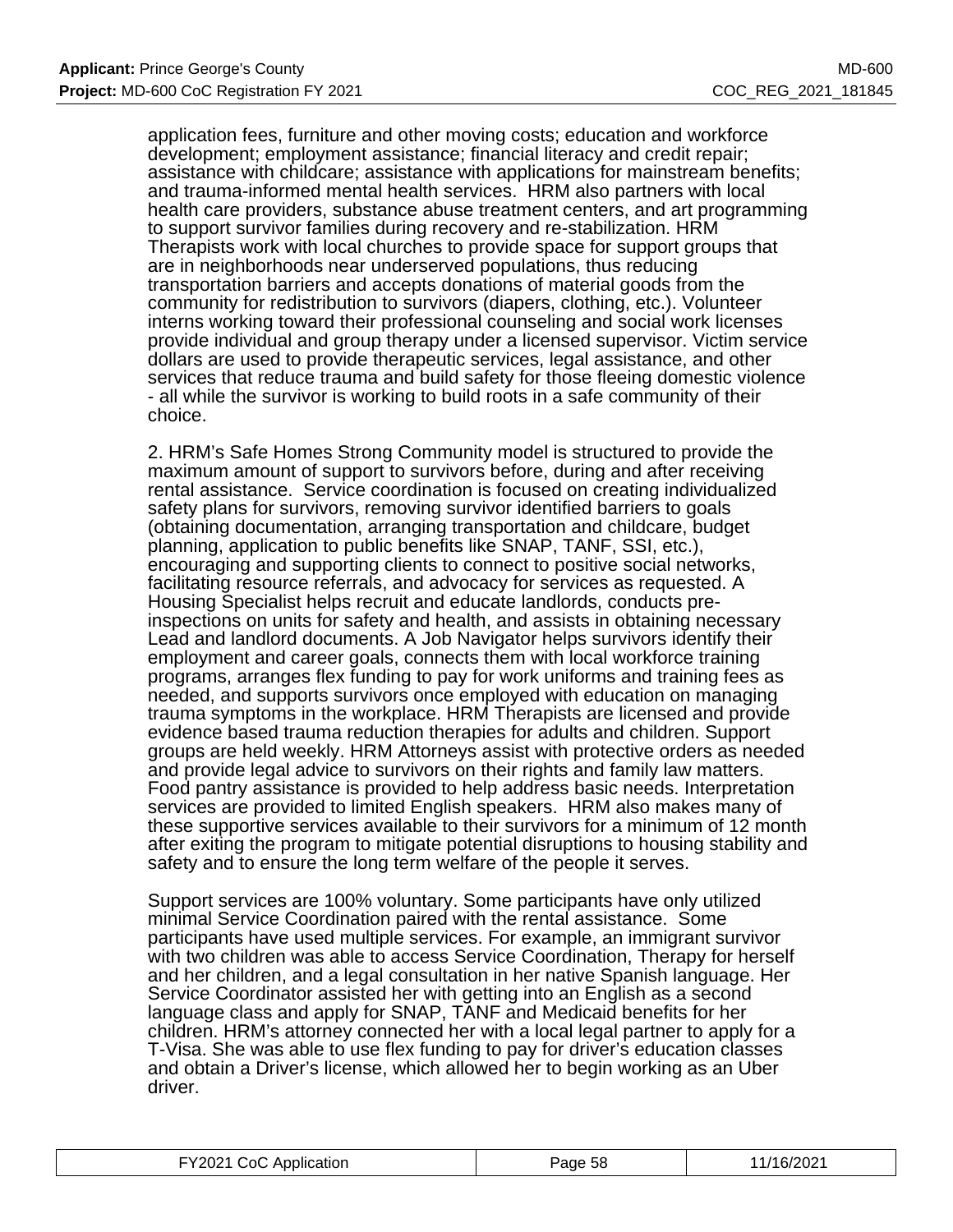application fees, furniture and other moving costs; education and workforce development; employment assistance; financial literacy and credit repair; assistance with childcare; assistance with applications for mainstream benefits; and trauma-informed mental health services. HRM also partners with local health care providers, substance abuse treatment centers, and art programming to support survivor families during recovery and re-stabilization. HRM Therapists work with local churches to provide space for support groups that are in neighborhoods near underserved populations, thus reducing transportation barriers and accepts donations of material goods from the community for redistribution to survivors (diapers, clothing, etc.). Volunteer interns working toward their professional counseling and social work licenses provide individual and group therapy under a licensed supervisor. Victim service dollars are used to provide therapeutic services, legal assistance, and other services that reduce trauma and build safety for those fleeing domestic violence - all while the survivor is working to build roots in a safe community of their choice.

2. HRM's Safe Homes Strong Community model is structured to provide the maximum amount of support to survivors before, during and after receiving rental assistance. Service coordination is focused on creating individualized safety plans for survivors, removing survivor identified barriers to goals (obtaining documentation, arranging transportation and childcare, budget planning, application to public benefits like SNAP, TANF, SSI, etc.), encouraging and supporting clients to connect to positive social networks, facilitating resource referrals, and advocacy for services as requested. A Housing Specialist helps recruit and educate landlords, conducts pre-inspections on units for safety and health, and assists in obtaining necessary Lead and landlord documents. A Job Navigator helps survivors identify their employment and career goals, connects them with local workforce training programs, arranges flex funding to pay for work uniforms and training fees as needed, and supports survivors once employed with education on managing trauma symptoms in the workplace. HRM Therapists are licensed and provide evidence based trauma reduction therapies for adults and children. Support groups are held weekly. HRM Attorneys assist with protective orders as needed and provide legal advice to survivors on their rights and family law matters. Food pantry assistance is provided to help address basic needs. Interpretation services are provided to limited English speakers. HRM also makes many of these supportive services available to their survivors for a minimum of 12 month after exiting the program to mitigate potential disruptions to housing stability and safety and to ensure the long term welfare of the people it serves.

Support services are 100% voluntary. Some participants have only utilized minimal Service Coordination paired with the rental assistance. Some participants have used multiple services. For example, an immigrant survivor with two children was able to access Service Coordination, Therapy for herself and her children, and a legal consultation in her native Spanish language. Her Service Coordinator assisted her with getting into an English as a second language class and apply for SNAP, TANF and Medicaid benefits for her children. HRM's attorney connected her with a local legal partner to apply for a T-Visa. She was able to use flex funding to pay for driver's education classes and obtain a Driver's license, which allowed her to begin working as an Uber driver.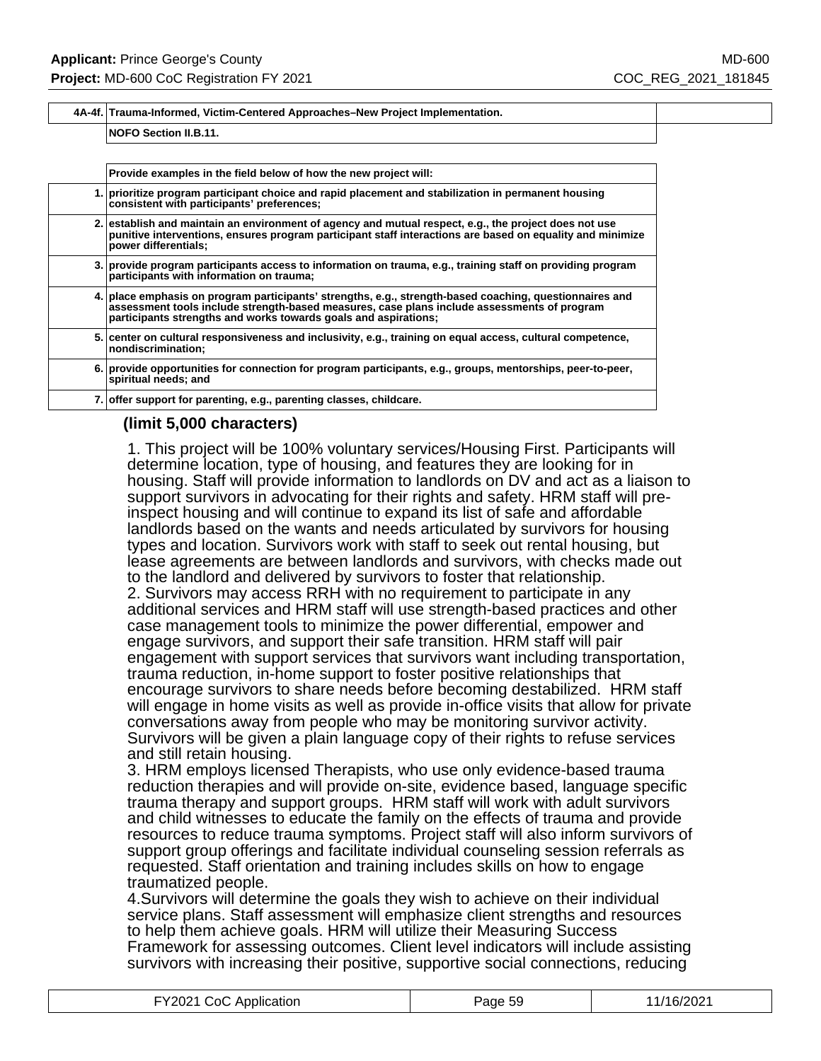| 4A-4f. | Trauma-Informed, Victim-Centered Approaches–New Project Implementation. |
|---|---|
| | NOFO Section II.B.11. |

| | Provide examples in the field below of how the new project will: |
|---|---|
| 1. | prioritize program participant choice and rapid placement and stabilization in permanent housing consistent with participants' preferences; |
| 2. | establish and maintain an environment of agency and mutual respect, e.g., the project does not use punitive interventions, ensures program participant staff interactions are based on equality and minimize power differentials; |
| 3. | provide program participants access to information on trauma, e.g., training staff on providing program participants with information on trauma; |
| 4. | place emphasis on program participants' strengths, e.g., strength-based coaching, questionnaires and assessment tools include strength-based measures, case plans include assessments of program participants strengths and works towards goals and aspirations; |
| 5. | center on cultural responsiveness and inclusivity, e.g., training on equal access, cultural competence, nondiscrimination; |
| 6. | provide opportunities for connection for program participants, e.g., groups, mentorships, peer-to-peer, spiritual needs; and |
| 7. | offer support for parenting, e.g., parenting classes, childcare. |

**(limit 5,000 characters)**

1. This project will be 100% voluntary services/Housing First. Participants will determine location, type of housing, and features they are looking for in housing. Staff will provide information to landlords on DV and act as a liaison to support survivors in advocating for their rights and safety. HRM staff will pre-inspect housing and will continue to expand its list of safe and affordable landlords based on the wants and needs articulated by survivors for housing types and location. Survivors work with staff to seek out rental housing, but lease agreements are between landlords and survivors, with checks made out to the landlord and delivered by survivors to foster that relationship.
2. Survivors may access RRH with no requirement to participate in any additional services and HRM staff will use strength-based practices and other case management tools to minimize the power differential, empower and engage survivors, and support their safe transition. HRM staff will pair engagement with support services that survivors want including transportation, trauma reduction, in-home support to foster positive relationships that encourage survivors to share needs before becoming destabilized. HRM staff will engage in home visits as well as provide in-office visits that allow for private conversations away from people who may be monitoring survivor activity. Survivors will be given a plain language copy of their rights to refuse services and still retain housing.
3. HRM employs licensed Therapists, who use only evidence-based trauma reduction therapies and will provide on-site, evidence based, language specific trauma therapy and support groups. HRM staff will work with adult survivors and child witnesses to educate the family on the effects of trauma and provide resources to reduce trauma symptoms. Project staff will also inform survivors of support group offerings and facilitate individual counseling session referrals as requested. Staff orientation and training includes skills on how to engage traumatized people.
4.Survivors will determine the goals they wish to achieve on their individual service plans. Staff assessment will emphasize client strengths and resources to help them achieve goals. HRM will utilize their Measuring Success Framework for assessing outcomes. Client level indicators will include assisting survivors with increasing their positive, supportive social connections, reducing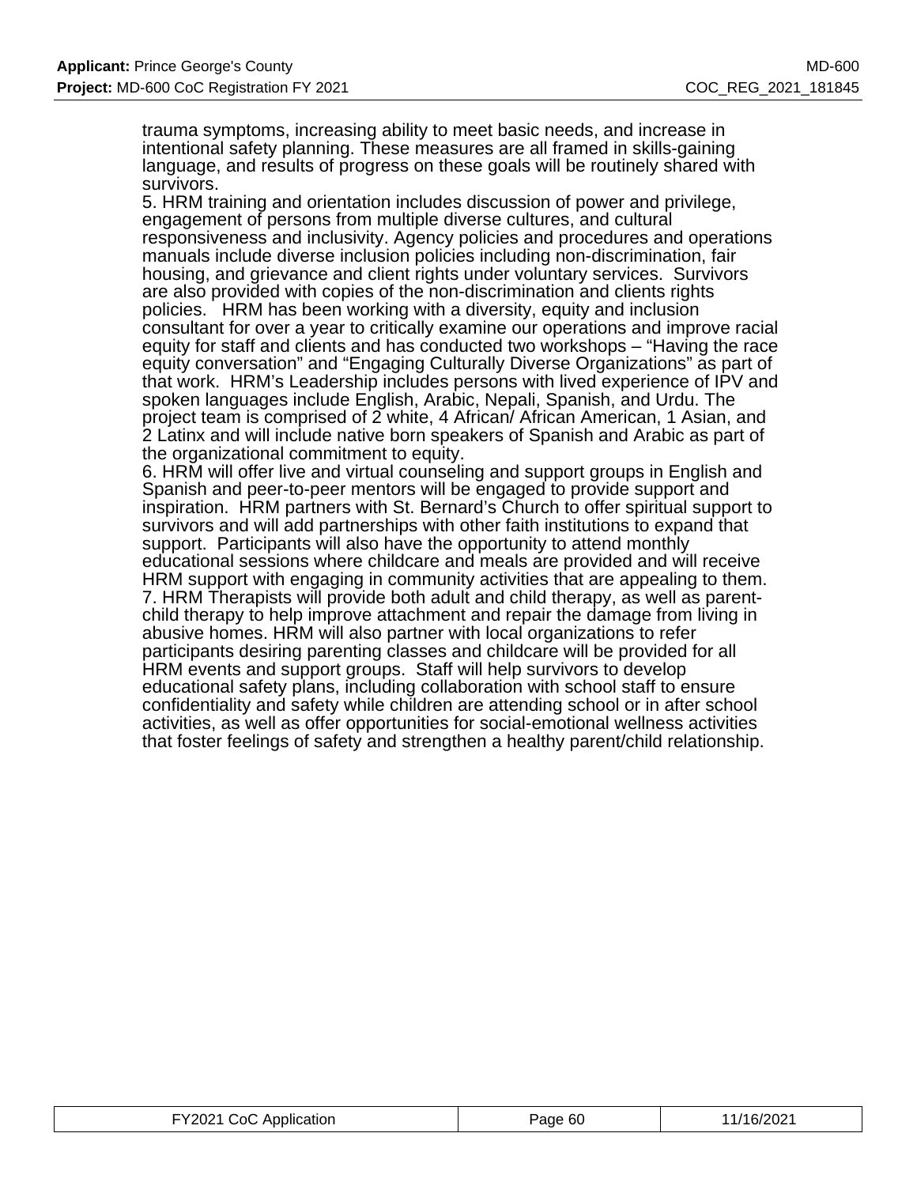trauma symptoms, increasing ability to meet basic needs, and increase in intentional safety planning. These measures are all framed in skills-gaining language, and results of progress on these goals will be routinely shared with survivors.

5. HRM training and orientation includes discussion of power and privilege, engagement of persons from multiple diverse cultures, and cultural responsiveness and inclusivity. Agency policies and procedures and operations manuals include diverse inclusion policies including non-discrimination, fair housing, and grievance and client rights under voluntary services. Survivors are also provided with copies of the non-discrimination and clients rights policies. HRM has been working with a diversity, equity and inclusion consultant for over a year to critically examine our operations and improve racial equity for staff and clients and has conducted two workshops – "Having the race equity conversation" and "Engaging Culturally Diverse Organizations" as part of that work. HRM's Leadership includes persons with lived experience of IPV and spoken languages include English, Arabic, Nepali, Spanish, and Urdu. The project team is comprised of 2 white, 4 African/ African American, 1 Asian, and 2 Latinx and will include native born speakers of Spanish and Arabic as part of the organizational commitment to equity.

6. HRM will offer live and virtual counseling and support groups in English and Spanish and peer-to-peer mentors will be engaged to provide support and inspiration. HRM partners with St. Bernard's Church to offer spiritual support to survivors and will add partnerships with other faith institutions to expand that support. Participants will also have the opportunity to attend monthly educational sessions where childcare and meals are provided and will receive HRM support with engaging in community activities that are appealing to them.

7. HRM Therapists will provide both adult and child therapy, as well as parent-child therapy to help improve attachment and repair the damage from living in abusive homes. HRM will also partner with local organizations to refer participants desiring parenting classes and childcare will be provided for all HRM events and support groups. Staff will help survivors to develop educational safety plans, including collaboration with school staff to ensure confidentiality and safety while children are attending school or in after school activities, as well as offer opportunities for social-emotional wellness activities that foster feelings of safety and strengthen a healthy parent/child relationship.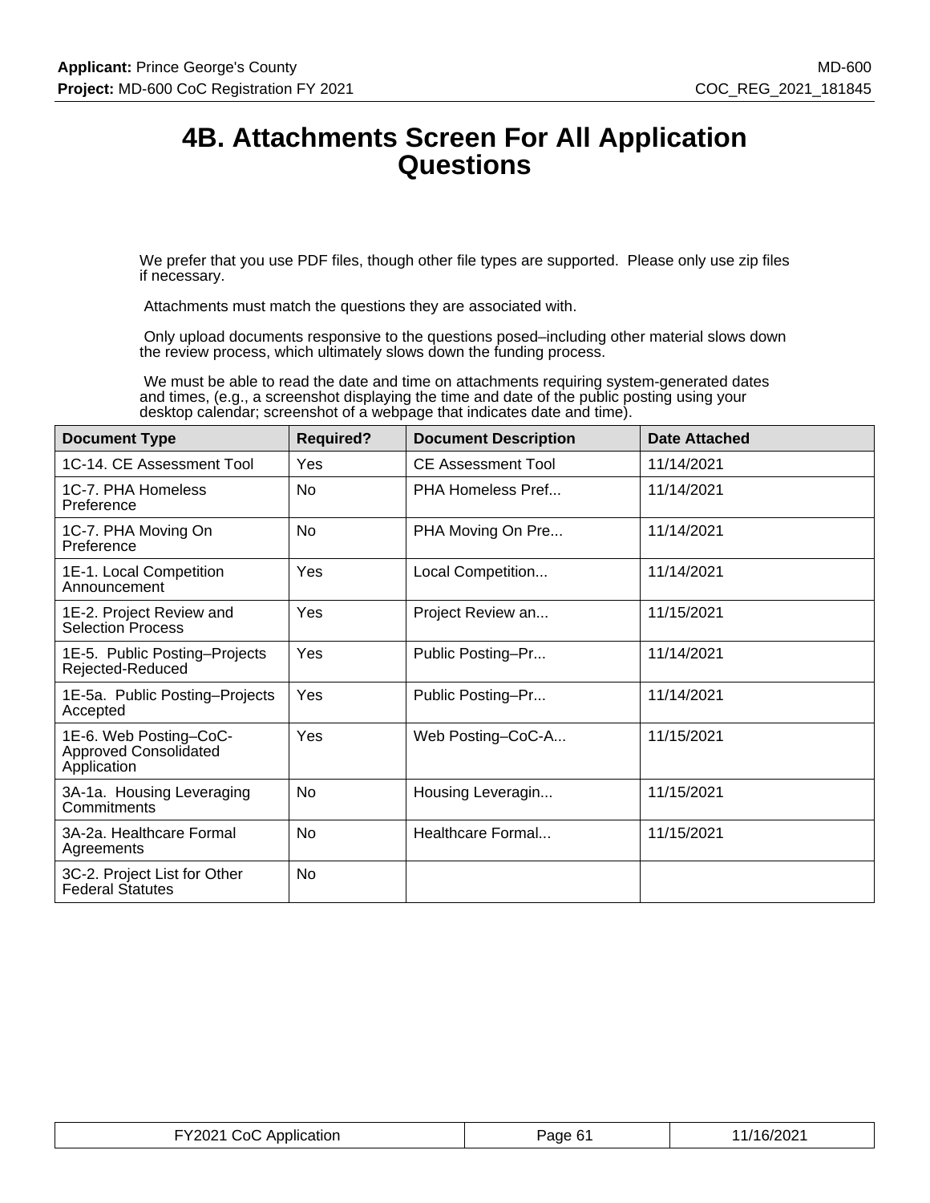# 4B. Attachments Screen For All Application Questions

We prefer that you use PDF files, though other file types are supported. Please only use zip files if necessary.

Attachments must match the questions they are associated with.

Only upload documents responsive to the questions posed–including other material slows down the review process, which ultimately slows down the funding process.

We must be able to read the date and time on attachments requiring system-generated dates and times, (e.g., a screenshot displaying the time and date of the public posting using your desktop calendar; screenshot of a webpage that indicates date and time).

| Document Type | Required? | Document Description | Date Attached |
|---|---|---|---|
| 1C-14. CE Assessment Tool | Yes | CE Assessment Tool | 11/14/2021 |
| 1C-7. PHA Homeless Preference | No | PHA Homeless Pref... | 11/14/2021 |
| 1C-7. PHA Moving On Preference | No | PHA Moving On Pre... | 11/14/2021 |
| 1E-1. Local Competition Announcement | Yes | Local Competition... | 11/14/2021 |
| 1E-2. Project Review and Selection Process | Yes | Project Review an... | 11/15/2021 |
| 1E-5. Public Posting–Projects Rejected-Reduced | Yes | Public Posting–Pr... | 11/14/2021 |
| 1E-5a. Public Posting–Projects Accepted | Yes | Public Posting–Pr... | 11/14/2021 |
| 1E-6. Web Posting–CoC-Approved Consolidated Application | Yes | Web Posting–CoC-A... | 11/15/2021 |
| 3A-1a. Housing Leveraging Commitments | No | Housing Leveragin... | 11/15/2021 |
| 3A-2a. Healthcare Formal Agreements | No | Healthcare Formal... | 11/15/2021 |
| 3C-2. Project List for Other Federal Statutes | No | | |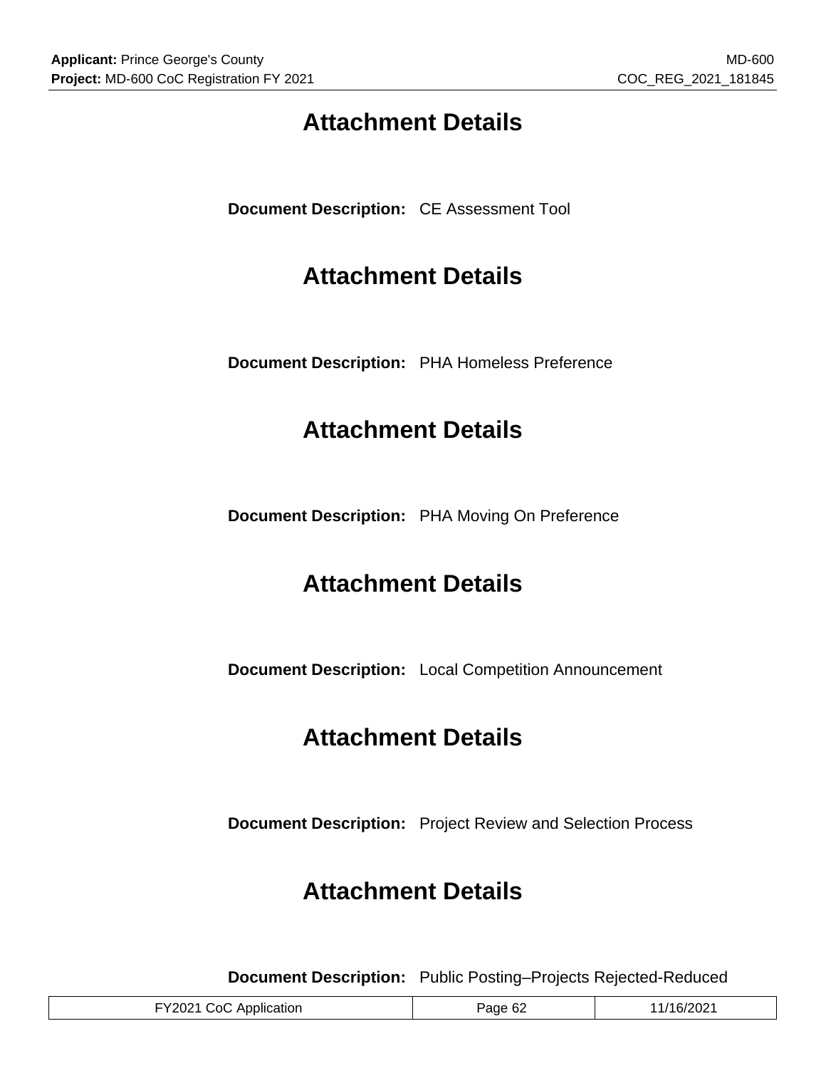## Attachment Details

**Document Description:** CE Assessment Tool

## Attachment Details

**Document Description:** PHA Homeless Preference

## Attachment Details

**Document Description:** PHA Moving On Preference

## Attachment Details

**Document Description:** Local Competition Announcement

## Attachment Details

**Document Description:** Project Review and Selection Process

## Attachment Details

**Document Description:** Public Posting–Projects Rejected-Reduced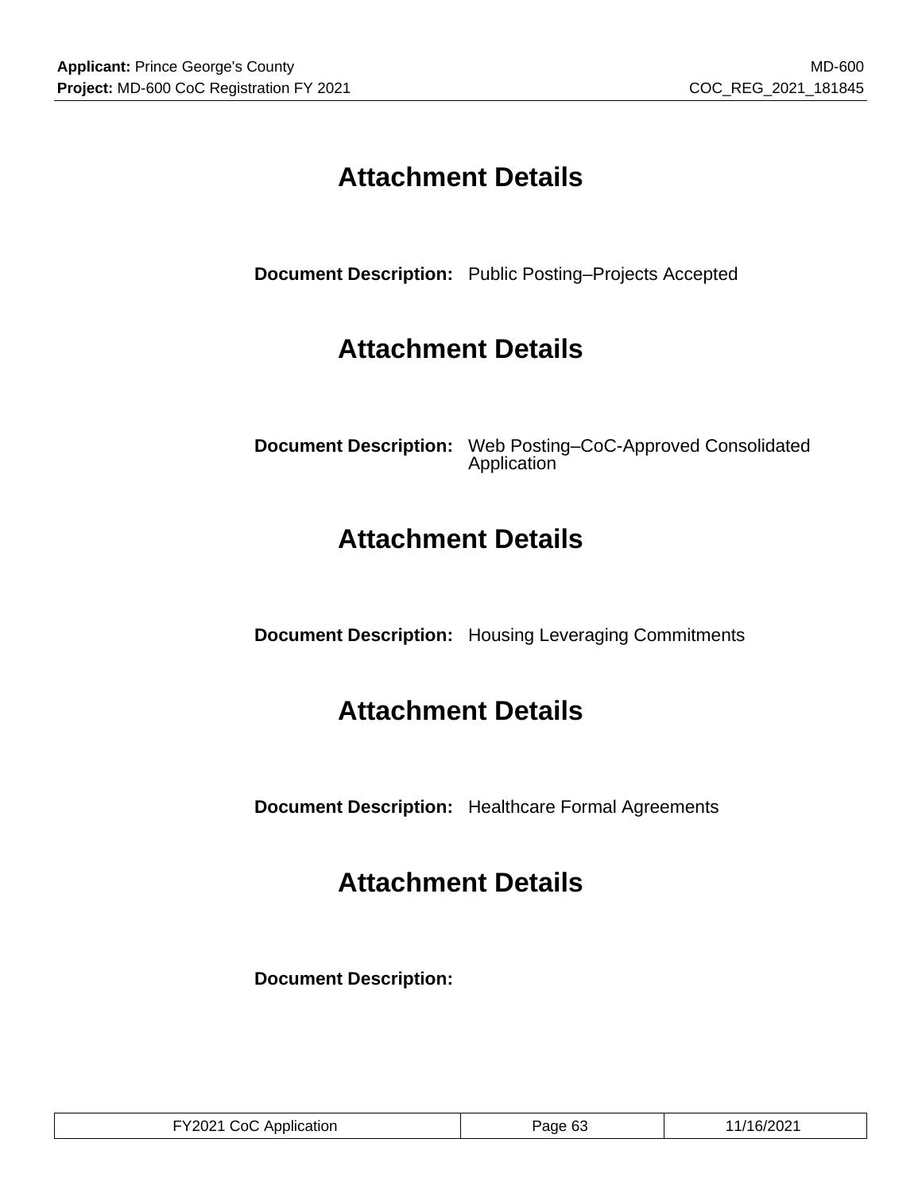# Attachment Details

**Document Description:** Public Posting–Projects Accepted

# Attachment Details

**Document Description:** Web Posting–CoC-Approved Consolidated Application

# Attachment Details

**Document Description:** Housing Leveraging Commitments

# Attachment Details

**Document Description:** Healthcare Formal Agreements

# Attachment Details

**Document Description:**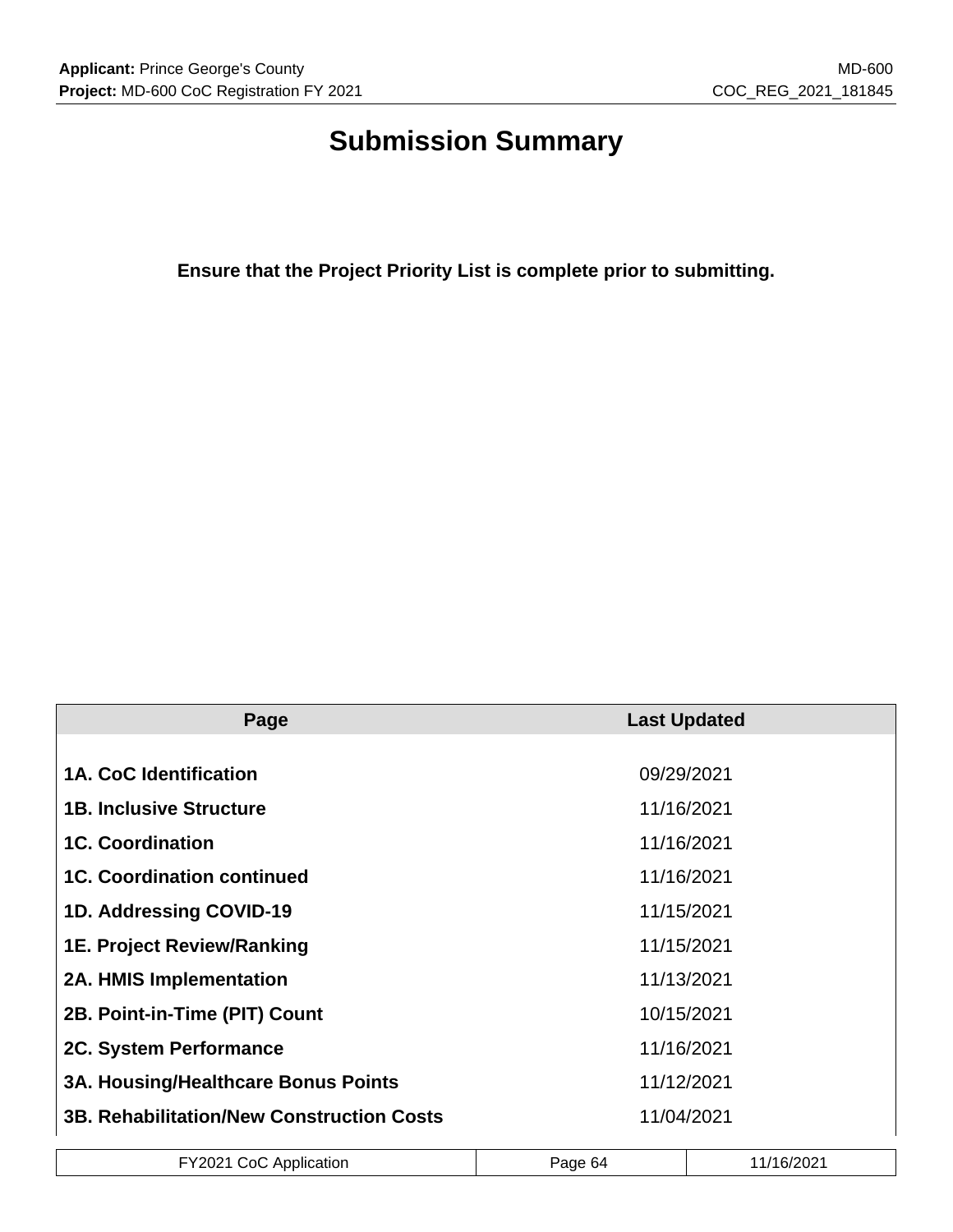# Submission Summary

**Ensure that the Project Priority List is complete prior to submitting.**

| Page | Last Updated |
|---|---|
| **1A. CoC Identification** | 09/29/2021 |
| **1B. Inclusive Structure** | 11/16/2021 |
| **1C. Coordination** | 11/16/2021 |
| **1C. Coordination continued** | 11/16/2021 |
| **1D. Addressing COVID-19** | 11/15/2021 |
| **1E. Project Review/Ranking** | 11/15/2021 |
| **2A. HMIS Implementation** | 11/13/2021 |
| **2B. Point-in-Time (PIT) Count** | 10/15/2021 |
| **2C. System Performance** | 11/16/2021 |
| **3A. Housing/Healthcare Bonus Points** | 11/12/2021 |
| **3B. Rehabilitation/New Construction Costs** | 11/04/2021 |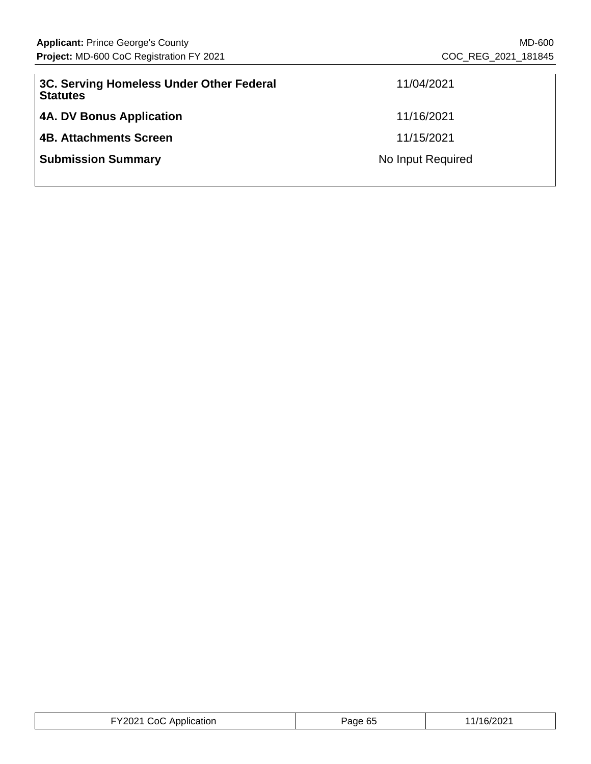| | |
|---|---|
| **3C. Serving Homeless Under Other Federal Statutes** | 11/04/2021 |
| **4A. DV Bonus Application** | 11/16/2021 |
| **4B. Attachments Screen** | 11/15/2021 |
| **Submission Summary** | No Input Required |